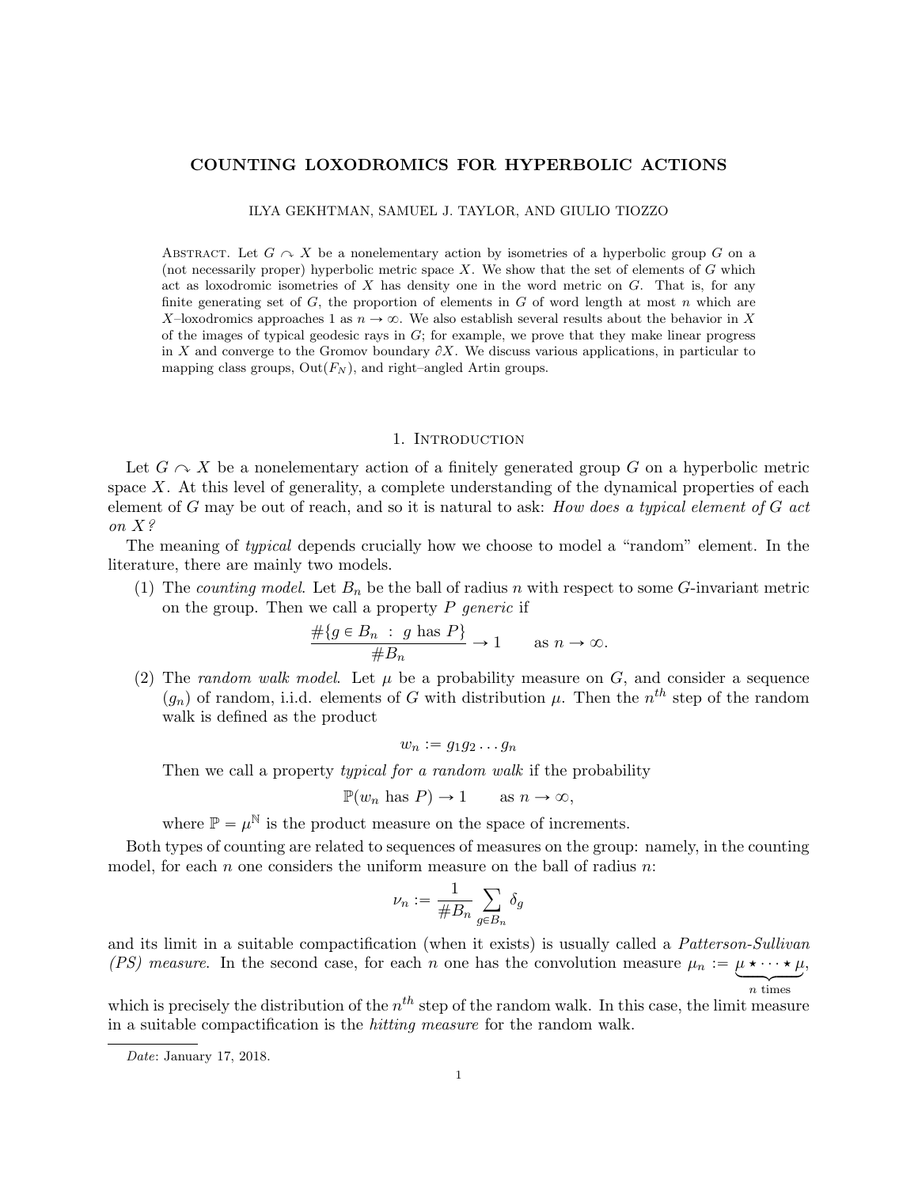# COUNTING LOXODROMICS FOR HYPERBOLIC ACTIONS

ILYA GEKHTMAN, SAMUEL J. TAYLOR, AND GIULIO TIOZZO

Abstract. Let $G \curvearrowright X$ be a nonelementary action by isometries of a hyperbolic group $G$ on a (not necessarily proper) hyperbolic metric space $X$. We show that the set of elements of $G$ which act as loxodromic isometries of $X$ has density one in the word metric on $G$. That is, for any finite generating set of $G$, the proportion of elements in $G$ of word length at most $n$ which are $X$–loxodromics approaches 1 as $n \to \infty$. We also establish several results about the behavior in $X$ of the images of typical geodesic rays in $G$; for example, we prove that they make linear progress in $X$ and converge to the Gromov boundary $\partial X$. We discuss various applications, in particular to mapping class groups, $\mathrm{Out}(F_N)$, and right–angled Artin groups.

## 1. Introduction

Let $G \curvearrowright X$ be a nonelementary action of a finitely generated group $G$ on a hyperbolic metric space $X$. At this level of generality, a complete understanding of the dynamical properties of each element of $G$ may be out of reach, and so it is natural to ask: *How does a typical element of $G$ act on $X$?*

The meaning of *typical* depends crucially how we choose to model a "random" element. In the literature, there are mainly two models.

(1) The *counting model*. Let $B_n$ be the ball of radius $n$ with respect to some $G$-invariant metric on the group. Then we call a property $P$ *generic* if

$$\frac{\#\{g \in B_n \ : \ g \text{ has } P\}}{\#B_n} \to 1 \qquad \text{as } n \to \infty.$$

(2) The *random walk model*. Let $\mu$ be a probability measure on $G$, and consider a sequence $(g_n)$ of random, i.i.d. elements of $G$ with distribution $\mu$. Then the $n^{th}$ step of the random walk is defined as the product

$$w_n := g_1 g_2 \dots g_n$$

Then we call a property *typical for a random walk* if the probability

$$\mathbb{P}(w_n \text{ has } P) \to 1 \qquad \text{as } n \to \infty,$$

where $\mathbb{P} = \mu^{\mathbb{N}}$ is the product measure on the space of increments.

Both types of counting are related to sequences of measures on the group: namely, in the counting model, for each $n$ one considers the uniform measure on the ball of radius $n$:

$$\nu_n := \frac{1}{\#B_n} \sum_{g \in B_n} \delta_g$$

and its limit in a suitable compactification (when it exists) is usually called a *Patterson-Sullivan (PS) measure*. In the second case, for each $n$ one has the convolution measure $\mu_n := \underbrace{\mu \star \dots \star \mu}_{n \text{ times}}$, which is precisely the distribution of the $n^{th}$ step of the random walk. In this case, the limit measure in a suitable compactification is the *hitting measure* for the random walk.

*Date*: January 17, 2018.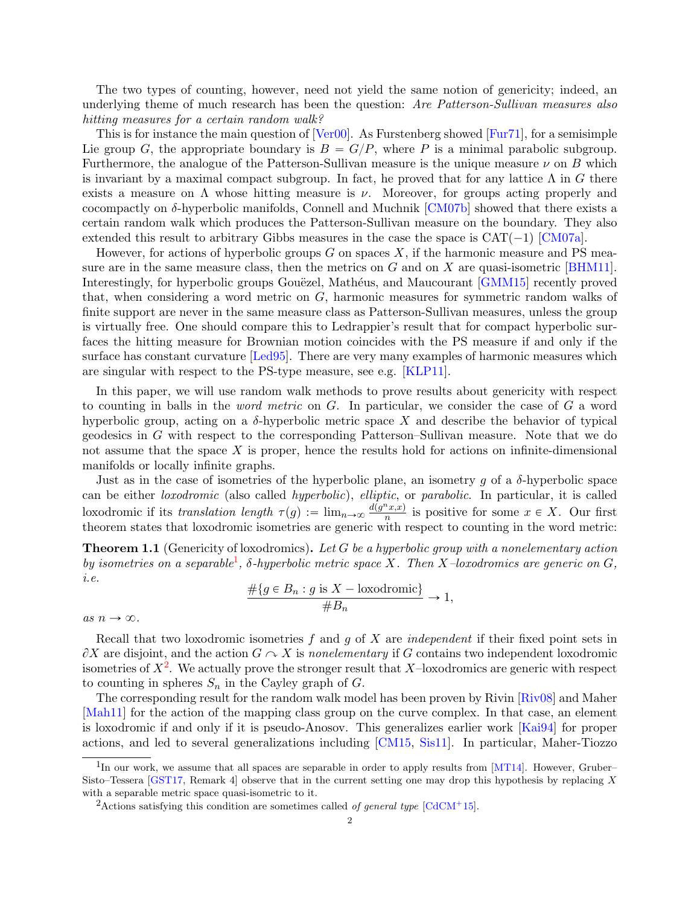The two types of counting, however, need not yield the same notion of genericity; indeed, an underlying theme of much research has been the question: *Are Patterson-Sullivan measures also hitting measures for a certain random walk?*

This is for instance the main question of [Ver00]. As Furstenberg showed [Fur71], for a semisimple Lie group $G$, the appropriate boundary is $B = G/P$, where $P$ is a minimal parabolic subgroup. Furthermore, the analogue of the Patterson-Sullivan measure is the unique measure $\nu$ on $B$ which is invariant by a maximal compact subgroup. In fact, he proved that for any lattice $\Lambda$ in $G$ there exists a measure on $\Lambda$ whose hitting measure is $\nu$. Moreover, for groups acting properly and cocompactly on $\delta$-hyperbolic manifolds, Connell and Muchnik [CM07b] showed that there exists a certain random walk which produces the Patterson-Sullivan measure on the boundary. They also extended this result to arbitrary Gibbs measures in the case the space is CAT$(-1)$ [CM07a].

However, for actions of hyperbolic groups $G$ on spaces $X$, if the harmonic measure and PS measure are in the same measure class, then the metrics on $G$ and on $X$ are quasi-isometric [BHM11]. Interestingly, for hyperbolic groups Gouëzel, Mathéus, and Maucourant [GMM15] recently proved that, when considering a word metric on $G$, harmonic measures for symmetric random walks of finite support are never in the same measure class as Patterson-Sullivan measures, unless the group is virtually free. One should compare this to Ledrappier's result that for compact hyperbolic surfaces the hitting measure for Brownian motion coincides with the PS measure if and only if the surface has constant curvature [Led95]. There are very many examples of harmonic measures which are singular with respect to the PS-type measure, see e.g. [KLP11].

In this paper, we will use random walk methods to prove results about genericity with respect to counting in balls in the *word metric* on $G$. In particular, we consider the case of $G$ a word hyperbolic group, acting on a $\delta$-hyperbolic metric space $X$ and describe the behavior of typical geodesics in $G$ with respect to the corresponding Patterson–Sullivan measure. Note that we do not assume that the space $X$ is proper, hence the results hold for actions on infinite-dimensional manifolds or locally infinite graphs.

Just as in the case of isometries of the hyperbolic plane, an isometry $g$ of a $\delta$-hyperbolic space can be either *loxodromic* (also called *hyperbolic*), *elliptic*, or *parabolic*. In particular, it is called loxodromic if its *translation length* $\tau(g) := \lim_{n\to\infty} \frac{d(g^n x, x)}{n}$ is positive for some $x \in X$. Our first theorem states that loxodromic isometries are generic with respect to counting in the word metric:

**Theorem 1.1** (Genericity of loxodromics)**.** *Let $G$ be a hyperbolic group with a nonelementary action by isometries on a separable*[1]*, $\delta$-hyperbolic metric space $X$. Then $X$–loxodromics are generic on $G$, i.e.*

$$\frac{\#\{g \in B_n : g \text{ is } X-\text{loxodromic}\}}{\#B_n} \to 1,$$

*as $n \to \infty$.*

Recall that two loxodromic isometries $f$ and $g$ of $X$ are *independent* if their fixed point sets in $\partial X$ are disjoint, and the action $G \curvearrowright X$ is *nonelementary* if $G$ contains two independent loxodromic isometries of $X$[2]. We actually prove the stronger result that $X$–loxodromics are generic with respect to counting in spheres $S_n$ in the Cayley graph of $G$.

The corresponding result for the random walk model has been proven by Rivin [Riv08] and Maher [Mah11] for the action of the mapping class group on the curve complex. In that case, an element is loxodromic if and only if it is pseudo-Anosov. This generalizes earlier work [Kai94] for proper actions, and led to several generalizations including [CM15, Sis11]. In particular, Maher-Tiozzo

[1] In our work, we assume that all spaces are separable in order to apply results from [MT14]. However, Gruber–Sisto–Tessera [GST17, Remark 4] observe that in the current setting one may drop this hypothesis by replacing $X$ with a separable metric space quasi-isometric to it.

[2] Actions satisfying this condition are sometimes called *of general type* [CdCM+15].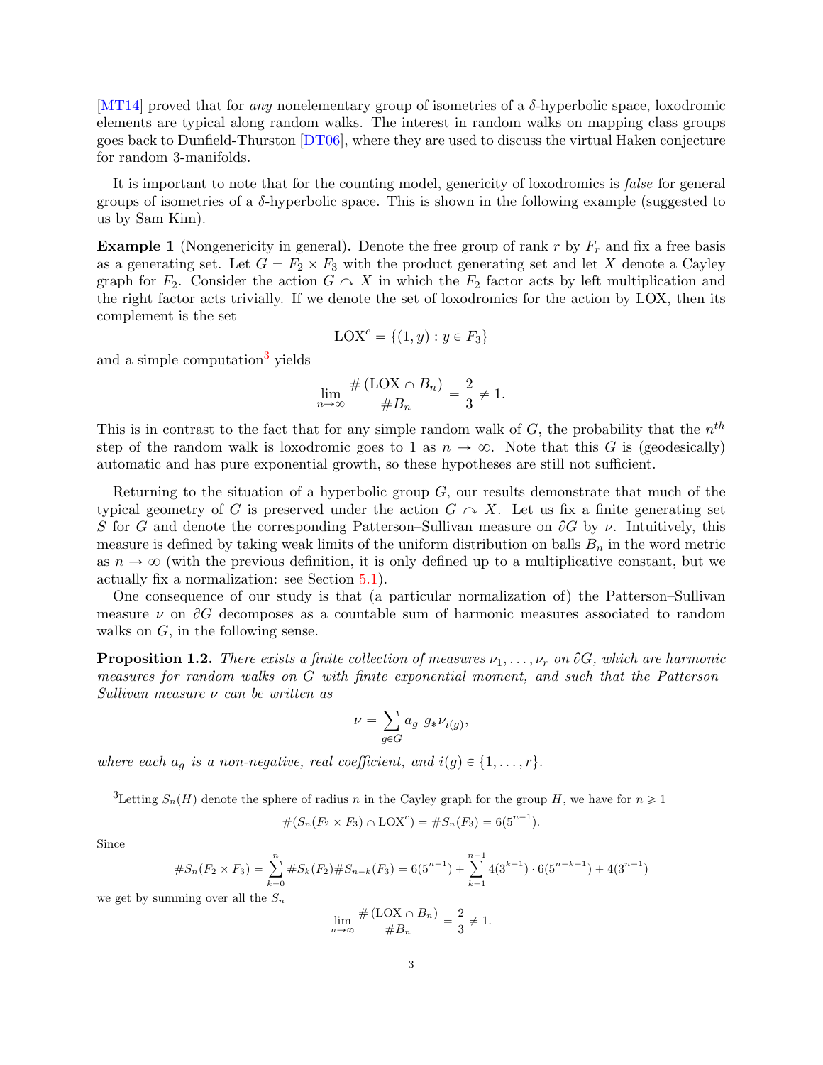[MT14] proved that for *any* nonelementary group of isometries of a $\delta$-hyperbolic space, loxodromic elements are typical along random walks. The interest in random walks on mapping class groups goes back to Dunfield-Thurston [DT06], where they are used to discuss the virtual Haken conjecture for random 3-manifolds.

It is important to note that for the counting model, genericity of loxodromics is *false* for general groups of isometries of a $\delta$-hyperbolic space. This is shown in the following example (suggested to us by Sam Kim).

**Example 1** (Nongenericity in general)**.** Denote the free group of rank $r$ by $F_r$ and fix a free basis as a generating set. Let $G = F_2 \times F_3$ with the product generating set and let $X$ denote a Cayley graph for $F_2$. Consider the action $G \curvearrowright X$ in which the $F_2$ factor acts by left multiplication and the right factor acts trivially. If we denote the set of loxodromics for the action by LOX, then its complement is the set

$$\mathrm{LOX}^c = \{(1, y) : y \in F_3\}$$

and a simple computation[3] yields

$$\lim_{n\to\infty} \frac{\#\left(\mathrm{LOX} \cap B_n\right)}{\# B_n} = \frac{2}{3} \neq 1.$$

This is in contrast to the fact that for any simple random walk of $G$, the probability that the $n^{th}$ step of the random walk is loxodromic goes to 1 as $n \to \infty$. Note that this $G$ is (geodesically) automatic and has pure exponential growth, so these hypotheses are still not sufficient.

Returning to the situation of a hyperbolic group $G$, our results demonstrate that much of the typical geometry of $G$ is preserved under the action $G \curvearrowright X$. Let us fix a finite generating set $S$ for $G$ and denote the corresponding Patterson–Sullivan measure on $\partial G$ by $\nu$. Intuitively, this measure is defined by taking weak limits of the uniform distribution on balls $B_n$ in the word metric as $n \to \infty$ (with the previous definition, it is only defined up to a multiplicative constant, but we actually fix a normalization: see Section 5.1).

One consequence of our study is that (a particular normalization of) the Patterson–Sullivan measure $\nu$ on $\partial G$ decomposes as a countable sum of harmonic measures associated to random walks on $G$, in the following sense.

**Proposition 1.2.** *There exists a finite collection of measures $\nu_1, \ldots, \nu_r$ on $\partial G$, which are harmonic measures for random walks on $G$ with finite exponential moment, and such that the Patterson–Sullivan measure $\nu$ can be written as*

$$\nu = \sum_{g \in G} a_g \; g_* \nu_{i(g)},$$

*where each $a_g$ is a non-negative, real coefficient, and $i(g) \in \{1, \ldots, r\}$.*

---

[3] Letting $S_n(H)$ denote the sphere of radius $n$ in the Cayley graph for the group $H$, we have for $n \geqslant 1$

$$\#(S_n(F_2 \times F_3) \cap \mathrm{LOX}^c) = \# S_n(F_3) = 6(5^{n-1}).$$

Since

$$\# S_n(F_2 \times F_3) = \sum_{k=0}^{n} \# S_k(F_2) \# S_{n-k}(F_3) = 6(5^{n-1}) + \sum_{k=1}^{n-1} 4(3^{k-1}) \cdot 6(5^{n-k-1}) + 4(3^{n-1})$$

we get by summing over all the $S_n$

$$\lim_{n\to\infty} \frac{\#\left(\mathrm{LOX} \cap B_n\right)}{\# B_n} = \frac{2}{3} \neq 1.$$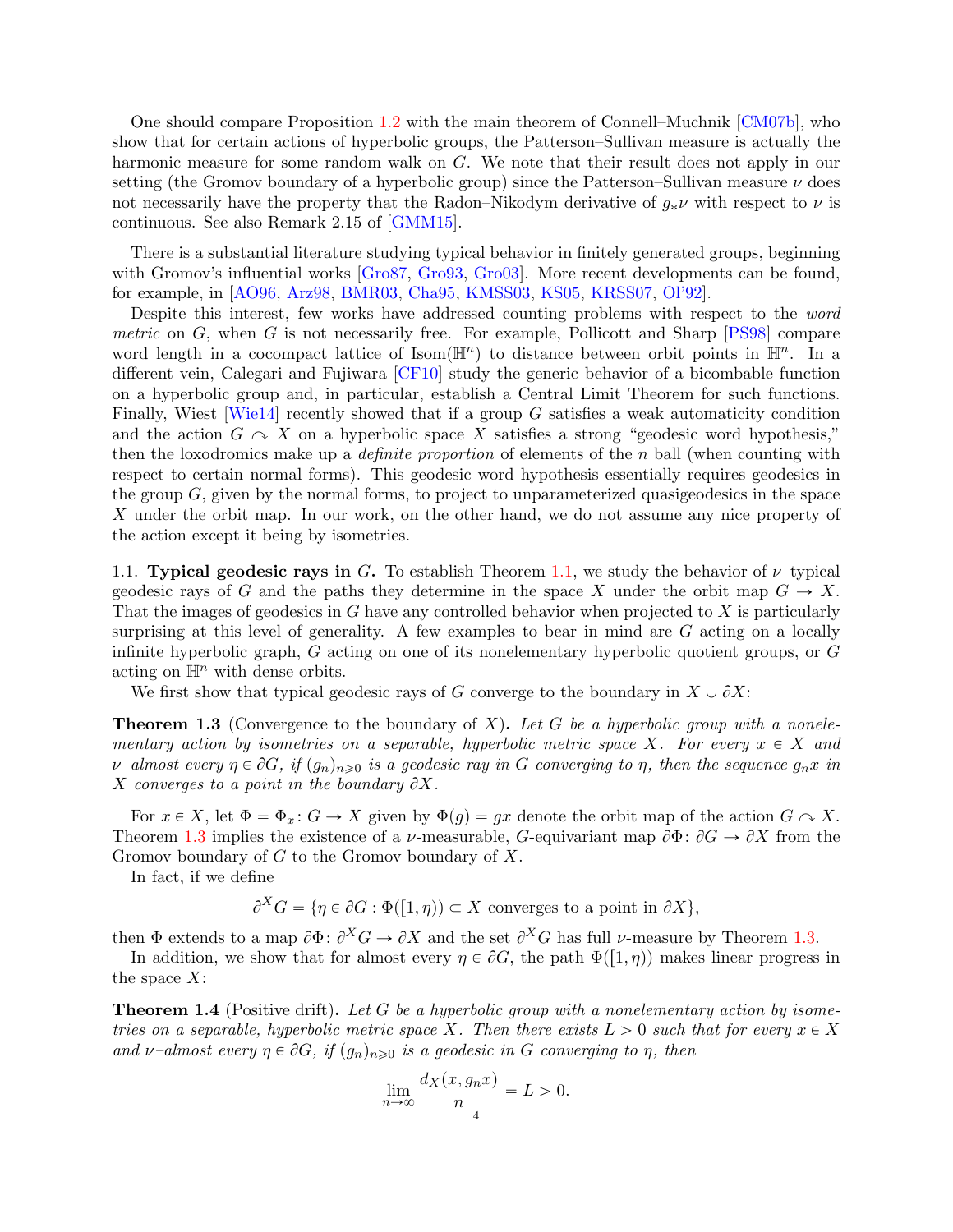One should compare Proposition 1.2 with the main theorem of Connell–Muchnik [CM07b], who show that for certain actions of hyperbolic groups, the Patterson–Sullivan measure is actually the harmonic measure for some random walk on $G$. We note that their result does not apply in our setting (the Gromov boundary of a hyperbolic group) since the Patterson–Sullivan measure $\nu$ does not necessarily have the property that the Radon–Nikodym derivative of $g_*\nu$ with respect to $\nu$ is continuous. See also Remark 2.15 of [GMM15].

There is a substantial literature studying typical behavior in finitely generated groups, beginning with Gromov's influential works [Gro87, Gro93, Gro03]. More recent developments can be found, for example, in [AO96, Arz98, BMR03, Cha95, KMSS03, KS05, KRSS07, Ol'92].

Despite this interest, few works have addressed counting problems with respect to the *word metric* on $G$, when $G$ is not necessarily free. For example, Pollicott and Sharp [PS98] compare word length in a cocompact lattice of $\mathrm{Isom}(\mathbb{H}^n)$ to distance between orbit points in $\mathbb{H}^n$. In a different vein, Calegari and Fujiwara [CF10] study the generic behavior of a bicombable function on a hyperbolic group and, in particular, establish a Central Limit Theorem for such functions. Finally, Wiest [Wie14] recently showed that if a group $G$ satisfies a weak automaticity condition and the action $G \curvearrowright X$ on a hyperbolic space $X$ satisfies a strong "geodesic word hypothesis," then the loxodromics make up a *definite proportion* of elements of the $n$ ball (when counting with respect to certain normal forms). This geodesic word hypothesis essentially requires geodesics in the group $G$, given by the normal forms, to project to unparameterized quasigeodesics in the space $X$ under the orbit map. In our work, on the other hand, we do not assume any nice property of the action except it being by isometries.

1.1. **Typical geodesic rays in $G$.** To establish Theorem 1.1, we study the behavior of $\nu$–typical geodesic rays of $G$ and the paths they determine in the space $X$ under the orbit map $G \to X$. That the images of geodesics in $G$ have any controlled behavior when projected to $X$ is particularly surprising at this level of generality. A few examples to bear in mind are $G$ acting on a locally infinite hyperbolic graph, $G$ acting on one of its nonelementary hyperbolic quotient groups, or $G$ acting on $\mathbb{H}^n$ with dense orbits.

We first show that typical geodesic rays of $G$ converge to the boundary in $X \cup \partial X$:

**Theorem 1.3** (Convergence to the boundary of $X$)**.** *Let $G$ be a hyperbolic group with a nonelementary action by isometries on a separable, hyperbolic metric space $X$. For every $x \in X$ and $\nu$–almost every $\eta \in \partial G$, if $(g_n)_{n \geqslant 0}$ is a geodesic ray in $G$ converging to $\eta$, then the sequence $g_n x$ in $X$ converges to a point in the boundary $\partial X$.*

For $x \in X$, let $\Phi = \Phi_x \colon G \to X$ given by $\Phi(g) = gx$ denote the orbit map of the action $G \curvearrowright X$. Theorem 1.3 implies the existence of a $\nu$-measurable, $G$-equivariant map $\partial\Phi \colon \partial G \to \partial X$ from the Gromov boundary of $G$ to the Gromov boundary of $X$.

In fact, if we define

$$\partial^X G = \{\eta \in \partial G : \Phi([1, \eta)) \subset X \text{ converges to a point in } \partial X\},$$

then $\Phi$ extends to a map $\partial\Phi \colon \partial^X G \to \partial X$ and the set $\partial^X G$ has full $\nu$-measure by Theorem 1.3.

In addition, we show that for almost every $\eta \in \partial G$, the path $\Phi([1, \eta))$ makes linear progress in the space $X$:

**Theorem 1.4** (Positive drift)**.** *Let $G$ be a hyperbolic group with a nonelementary action by isometries on a separable, hyperbolic metric space $X$. Then there exists $L > 0$ such that for every $x \in X$ and $\nu$–almost every $\eta \in \partial G$, if $(g_n)_{n \geqslant 0}$ is a geodesic in $G$ converging to $\eta$, then*

$$\lim_{n \to \infty} \frac{d_X(x, g_n x)}{n} = L > 0.$$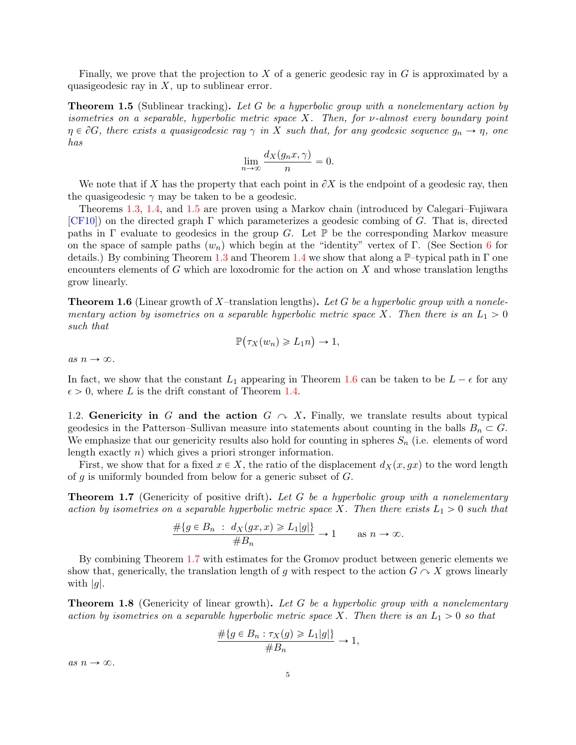Finally, we prove that the projection to $X$ of a generic geodesic ray in $G$ is approximated by a quasigeodesic ray in $X$, up to sublinear error.

**Theorem 1.5** (Sublinear tracking)**.** *Let $G$ be a hyperbolic group with a nonelementary action by isometries on a separable, hyperbolic metric space $X$. Then, for $\nu$-almost every boundary point $\eta \in \partial G$, there exists a quasigeodesic ray $\gamma$ in $X$ such that, for any geodesic sequence $g_n \to \eta$, one has*

$$\lim_{n\to\infty} \frac{d_X(g_n x, \gamma)}{n} = 0.$$

We note that if $X$ has the property that each point in $\partial X$ is the endpoint of a geodesic ray, then the quasigeodesic $\gamma$ may be taken to be a geodesic.

Theorems 1.3, 1.4, and 1.5 are proven using a Markov chain (introduced by Calegari–Fujiwara [CF10]) on the directed graph $\Gamma$ which parameterizes a geodesic combing of $G$. That is, directed paths in $\Gamma$ evaluate to geodesics in the group $G$. Let $\mathbb{P}$ be the corresponding Markov measure on the space of sample paths $(w_n)$ which begin at the "identity" vertex of $\Gamma$. (See Section 6 for details.) By combining Theorem 1.3 and Theorem 1.4 we show that along a $\mathbb{P}$–typical path in $\Gamma$ one encounters elements of $G$ which are loxodromic for the action on $X$ and whose translation lengths grow linearly.

**Theorem 1.6** (Linear growth of $X$–translation lengths)**.** *Let $G$ be a hyperbolic group with a nonelementary action by isometries on a separable hyperbolic metric space $X$. Then there is an $L_1 > 0$ such that*

$$\mathbb{P}\big(\tau_X(w_n) \geqslant L_1 n\big) \to 1,$$

*as $n \to \infty$.*

In fact, we show that the constant $L_1$ appearing in Theorem 1.6 can be taken to be $L - \epsilon$ for any $\epsilon > 0$, where $L$ is the drift constant of Theorem 1.4.

1.2. **Genericity in $G$ and the action $G \curvearrowright X$.** Finally, we translate results about typical geodesics in the Patterson–Sullivan measure into statements about counting in the balls $B_n \subset G$. We emphasize that our genericity results also hold for counting in spheres $S_n$ (i.e. elements of word length exactly $n$) which gives a priori stronger information.

First, we show that for a fixed $x \in X$, the ratio of the displacement $d_X(x, gx)$ to the word length of $g$ is uniformly bounded from below for a generic subset of $G$.

**Theorem 1.7** (Genericity of positive drift)**.** *Let $G$ be a hyperbolic group with a nonelementary action by isometries on a separable hyperbolic metric space $X$. Then there exists $L_1 > 0$ such that*

$$\frac{\#\{g \in B_n \ : \ d_X(gx, x) \geqslant L_1 |g|\}}{\# B_n} \to 1 \qquad \text{as } n \to \infty.$$

By combining Theorem 1.7 with estimates for the Gromov product between generic elements we show that, generically, the translation length of $g$ with respect to the action $G \curvearrowright X$ grows linearly with $|g|$.

**Theorem 1.8** (Genericity of linear growth)**.** *Let $G$ be a hyperbolic group with a nonelementary action by isometries on a separable hyperbolic metric space $X$. Then there is an $L_1 > 0$ so that*

$$\frac{\#\{g \in B_n : \tau_X(g) \geqslant L_1 |g|\}}{\# B_n} \to 1,$$

*as $n \to \infty$.*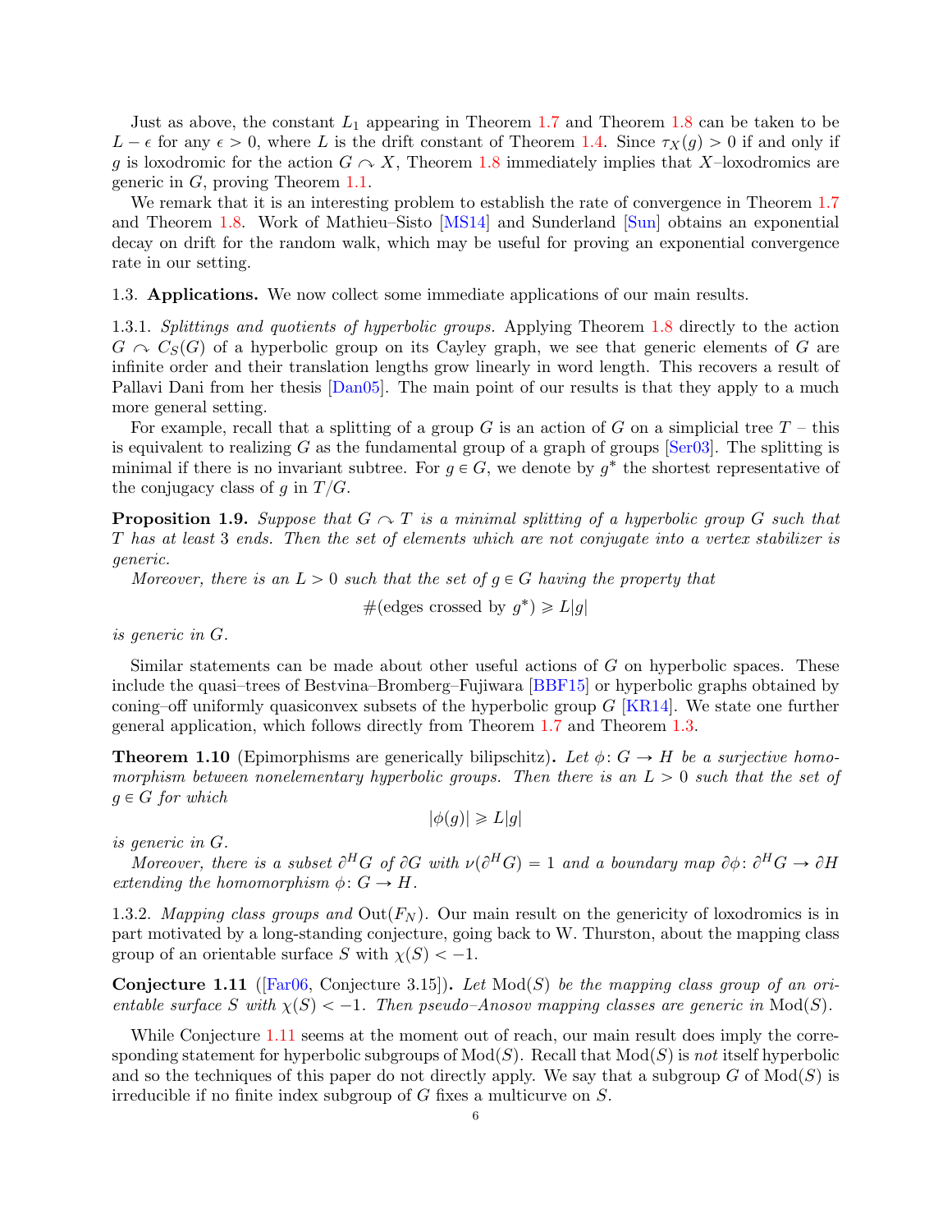Just as above, the constant $L_1$ appearing in Theorem 1.7 and Theorem 1.8 can be taken to be $L - \epsilon$ for any $\epsilon > 0$, where $L$ is the drift constant of Theorem 1.4. Since $\tau_X(g) > 0$ if and only if $g$ is loxodromic for the action $G \curvearrowright X$, Theorem 1.8 immediately implies that $X$–loxodromics are generic in $G$, proving Theorem 1.1.

We remark that it is an interesting problem to establish the rate of convergence in Theorem 1.7 and Theorem 1.8. Work of Mathieu–Sisto [MS14] and Sunderland [Sun] obtains an exponential decay on drift for the random walk, which may be useful for proving an exponential convergence rate in our setting.

1.3. **Applications.** We now collect some immediate applications of our main results.

1.3.1. *Splittings and quotients of hyperbolic groups.* Applying Theorem 1.8 directly to the action $G \curvearrowright C_S(G)$ of a hyperbolic group on its Cayley graph, we see that generic elements of $G$ are infinite order and their translation lengths grow linearly in word length. This recovers a result of Pallavi Dani from her thesis [Dan05]. The main point of our results is that they apply to a much more general setting.

For example, recall that a splitting of a group $G$ is an action of $G$ on a simplicial tree $T$ – this is equivalent to realizing $G$ as the fundamental group of a graph of groups [Ser03]. The splitting is minimal if there is no invariant subtree. For $g \in G$, we denote by $g^*$ the shortest representative of the conjugacy class of $g$ in $T/G$.

**Proposition 1.9.** *Suppose that $G \curvearrowright T$ is a minimal splitting of a hyperbolic group $G$ such that $T$ has at least 3 ends. Then the set of elements which are not conjugate into a vertex stabilizer is generic.*

*Moreover, there is an $L > 0$ such that the set of $g \in G$ having the property that*

$$\#(\text{edges crossed by } g^*) \geqslant L|g|$$

*is generic in $G$.*

Similar statements can be made about other useful actions of $G$ on hyperbolic spaces. These include the quasi–trees of Bestvina–Bromberg–Fujiwara [BBF15] or hyperbolic graphs obtained by coning–off uniformly quasiconvex subsets of the hyperbolic group $G$ [KR14]. We state one further general application, which follows directly from Theorem 1.7 and Theorem 1.3.

**Theorem 1.10** (Epimorphisms are generically bilipschitz)**.** *Let $\phi \colon G \to H$ be a surjective homomorphism between nonelementary hyperbolic groups. Then there is an $L > 0$ such that the set of $g \in G$ for which*

$$|\phi(g)| \geqslant L|g|$$

*is generic in $G$.*

*Moreover, there is a subset $\partial^H G$ of $\partial G$ with $\nu(\partial^H G) = 1$ and a boundary map $\partial\phi \colon \partial^H G \to \partial H$ extending the homomorphism $\phi \colon G \to H$.*

1.3.2. *Mapping class groups and* $\mathrm{Out}(F_N)$. Our main result on the genericity of loxodromics is in part motivated by a long-standing conjecture, going back to W. Thurston, about the mapping class group of an orientable surface $S$ with $\chi(S) < -1$.

**Conjecture 1.11** ([Far06, Conjecture 3.15])**.** *Let $\mathrm{Mod}(S)$ be the mapping class group of an orientable surface $S$ with $\chi(S) < -1$. Then pseudo–Anosov mapping classes are generic in $\mathrm{Mod}(S)$.*

While Conjecture 1.11 seems at the moment out of reach, our main result does imply the corresponding statement for hyperbolic subgroups of $\mathrm{Mod}(S)$. Recall that $\mathrm{Mod}(S)$ is *not* itself hyperbolic and so the techniques of this paper do not directly apply. We say that a subgroup $G$ of $\mathrm{Mod}(S)$ is irreducible if no finite index subgroup of $G$ fixes a multicurve on $S$.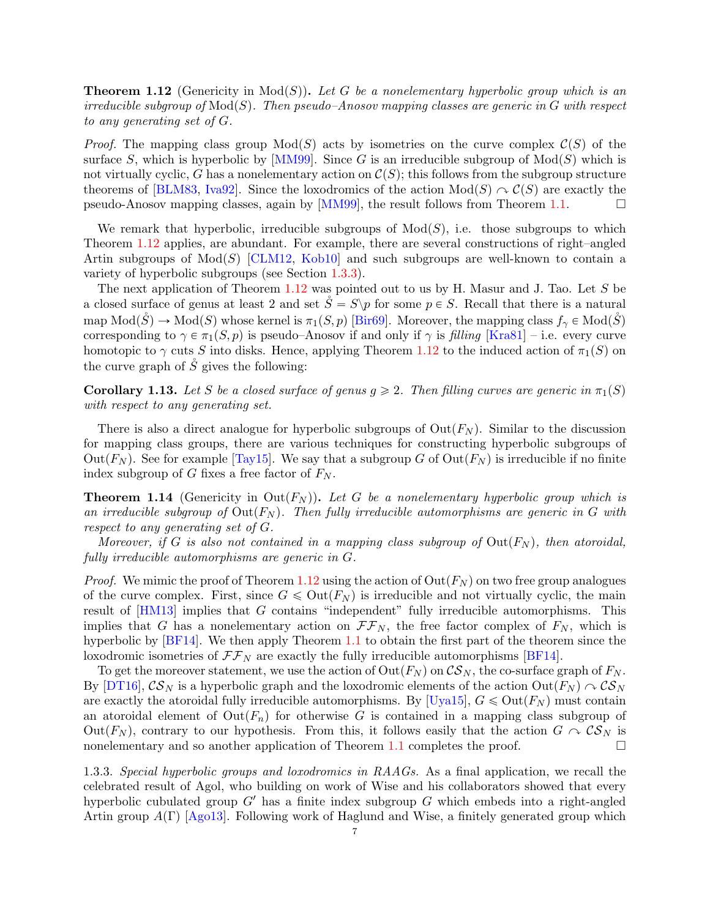**Theorem 1.12** (Genericity in $\mathrm{Mod}(S)$)**.** *Let $G$ be a nonelementary hyperbolic group which is an irreducible subgroup of $\mathrm{Mod}(S)$. Then pseudo–Anosov mapping classes are generic in $G$ with respect to any generating set of $G$.*

*Proof.* The mapping class group $\mathrm{Mod}(S)$ acts by isometries on the curve complex $\mathcal{C}(S)$ of the surface $S$, which is hyperbolic by [MM99]. Since $G$ is an irreducible subgroup of $\mathrm{Mod}(S)$ which is not virtually cyclic, $G$ has a nonelementary action on $\mathcal{C}(S)$; this follows from the subgroup structure theorems of [BLM83, Iva92]. Since the loxodromics of the action $\mathrm{Mod}(S) \curvearrowright \mathcal{C}(S)$ are exactly the pseudo-Anosov mapping classes, again by [MM99], the result follows from Theorem 1.1. □

We remark that hyperbolic, irreducible subgroups of $\mathrm{Mod}(S)$, i.e. those subgroups to which Theorem 1.12 applies, are abundant. For example, there are several constructions of right–angled Artin subgroups of $\mathrm{Mod}(S)$ [CLM12, Kob10] and such subgroups are well-known to contain a variety of hyperbolic subgroups (see Section 1.3.3).

The next application of Theorem 1.12 was pointed out to us by H. Masur and J. Tao. Let $S$ be a closed surface of genus at least 2 and set $\mathring{S} = S \backslash p$ for some $p \in S$. Recall that there is a natural map $\mathrm{Mod}(\mathring{S}) \to \mathrm{Mod}(S)$ whose kernel is $\pi_1(S, p)$ [Bir69]. Moreover, the mapping class $f_\gamma \in \mathrm{Mod}(\mathring{S})$ corresponding to $\gamma \in \pi_1(S, p)$ is pseudo–Anosov if and only if $\gamma$ is *filling* [Kra81] – i.e. every curve homotopic to $\gamma$ cuts $S$ into disks. Hence, applying Theorem 1.12 to the induced action of $\pi_1(S)$ on the curve graph of $\mathring{S}$ gives the following:

**Corollary 1.13.** *Let $S$ be a closed surface of genus $g \geqslant 2$. Then filling curves are generic in $\pi_1(S)$ with respect to any generating set.*

There is also a direct analogue for hyperbolic subgroups of $\mathrm{Out}(F_N)$. Similar to the discussion for mapping class groups, there are various techniques for constructing hyperbolic subgroups of $\mathrm{Out}(F_N)$. See for example [Tay15]. We say that a subgroup $G$ of $\mathrm{Out}(F_N)$ is irreducible if no finite index subgroup of $G$ fixes a free factor of $F_N$.

**Theorem 1.14** (Genericity in $\mathrm{Out}(F_N)$)**.** *Let $G$ be a nonelementary hyperbolic group which is an irreducible subgroup of $\mathrm{Out}(F_N)$. Then fully irreducible automorphisms are generic in $G$ with respect to any generating set of $G$.*

*Moreover, if $G$ is also not contained in a mapping class subgroup of $\mathrm{Out}(F_N)$, then atoroidal, fully irreducible automorphisms are generic in $G$.*

*Proof.* We mimic the proof of Theorem 1.12 using the action of $\mathrm{Out}(F_N)$ on two free group analogues of the curve complex. First, since $G \leqslant \mathrm{Out}(F_N)$ is irreducible and not virtually cyclic, the main result of [HM13] implies that $G$ contains "independent" fully irreducible automorphisms. This implies that $G$ has a nonelementary action on $\mathcal{FF}_N$, the free factor complex of $F_N$, which is hyperbolic by [BF14]. We then apply Theorem 1.1 to obtain the first part of the theorem since the loxodromic isometries of $\mathcal{FF}_N$ are exactly the fully irreducible automorphisms [BF14].

To get the moreover statement, we use the action of $\mathrm{Out}(F_N)$ on $\mathcal{CS}_N$, the co-surface graph of $F_N$. By [DT16], $\mathcal{CS}_N$ is a hyperbolic graph and the loxodromic elements of the action $\mathrm{Out}(F_N) \curvearrowright \mathcal{CS}_N$ are exactly the atoroidal fully irreducible automorphisms. By [Uya15], $G \leqslant \mathrm{Out}(F_N)$ must contain an atoroidal element of $\mathrm{Out}(F_n)$ for otherwise $G$ is contained in a mapping class subgroup of $\mathrm{Out}(F_N)$, contrary to our hypothesis. From this, it follows easily that the action $G \curvearrowright \mathcal{CS}_N$ is nonelementary and so another application of Theorem 1.1 completes the proof. □

1.3.3. *Special hyperbolic groups and loxodromics in RAAGs.* As a final application, we recall the celebrated result of Agol, who building on work of Wise and his collaborators showed that every hyperbolic cubulated group $G'$ has a finite index subgroup $G$ which embeds into a right-angled Artin group $A(\Gamma)$ [Ago13]. Following work of Haglund and Wise, a finitely generated group which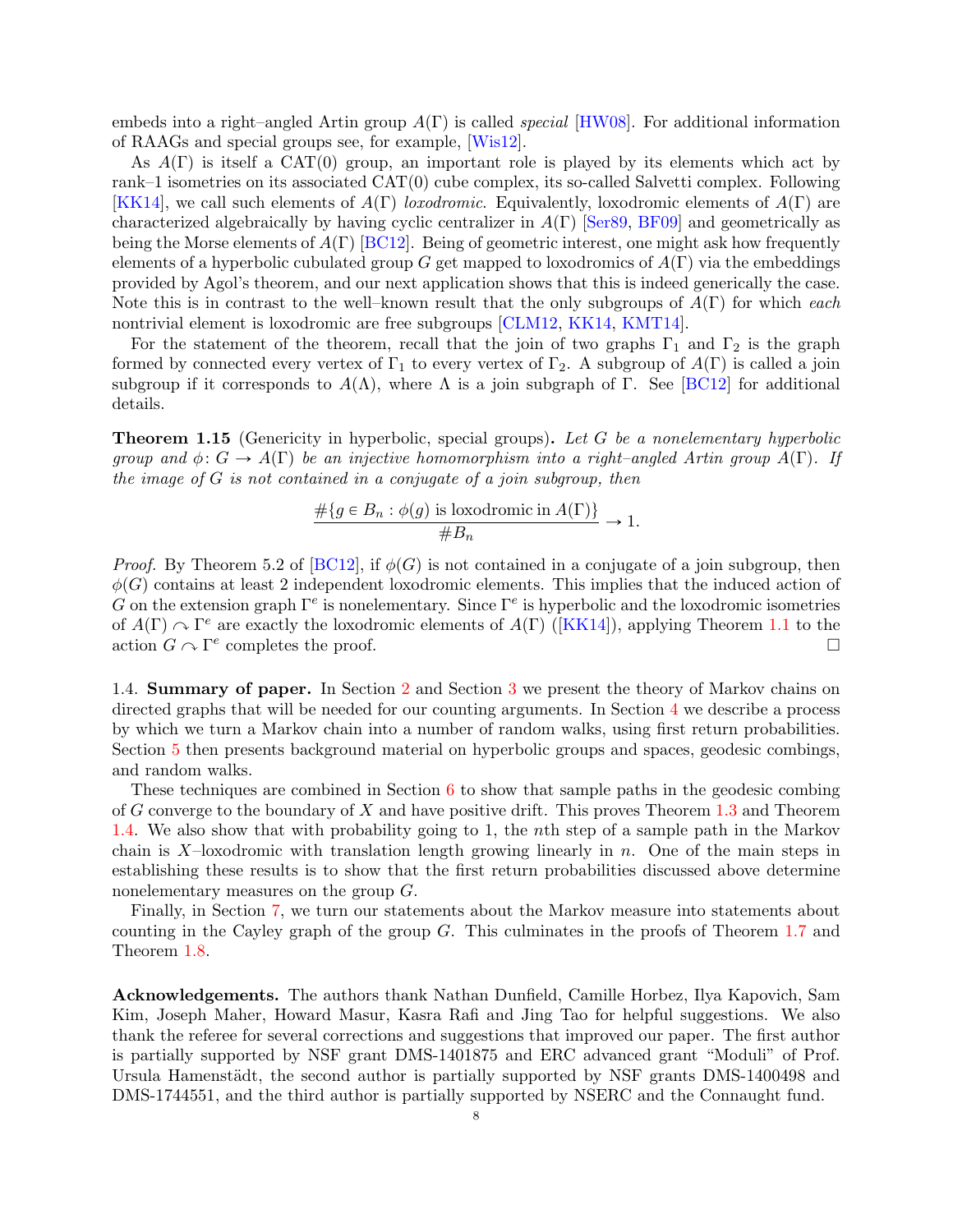embeds into a right–angled Artin group $A(\Gamma)$ is called *special* [HW08]. For additional information of RAAGs and special groups see, for example, [Wis12].

As $A(\Gamma)$ is itself a CAT(0) group, an important role is played by its elements which act by rank–1 isometries on its associated CAT(0) cube complex, its so-called Salvetti complex. Following [KK14], we call such elements of $A(\Gamma)$ *loxodromic*. Equivalently, loxodromic elements of $A(\Gamma)$ are characterized algebraically by having cyclic centralizer in $A(\Gamma)$ [Ser89, BF09] and geometrically as being the Morse elements of $A(\Gamma)$ [BC12]. Being of geometric interest, one might ask how frequently elements of a hyperbolic cubulated group $G$ get mapped to loxodromics of $A(\Gamma)$ via the embeddings provided by Agol's theorem, and our next application shows that this is indeed generically the case. Note this is in contrast to the well–known result that the only subgroups of $A(\Gamma)$ for which *each* nontrivial element is loxodromic are free subgroups [CLM12, KK14, KMT14].

For the statement of the theorem, recall that the join of two graphs $\Gamma_1$ and $\Gamma_2$ is the graph formed by connected every vertex of $\Gamma_1$ to every vertex of $\Gamma_2$. A subgroup of $A(\Gamma)$ is called a join subgroup if it corresponds to $A(\Lambda)$, where $\Lambda$ is a join subgraph of $\Gamma$. See [BC12] for additional details.

**Theorem 1.15** (Genericity in hyperbolic, special groups)**.** *Let $G$ be a nonelementary hyperbolic group and $\phi\colon G \to A(\Gamma)$ be an injective homomorphism into a right–angled Artin group $A(\Gamma)$. If the image of $G$ is not contained in a conjugate of a join subgroup, then*

$$\frac{\#\{g \in B_n : \phi(g) \text{ is loxodromic in } A(\Gamma)\}}{\# B_n} \to 1.$$

*Proof.* By Theorem 5.2 of [BC12], if $\phi(G)$ is not contained in a conjugate of a join subgroup, then $\phi(G)$ contains at least 2 independent loxodromic elements. This implies that the induced action of $G$ on the extension graph $\Gamma^e$ is nonelementary. Since $\Gamma^e$ is hyperbolic and the loxodromic isometries of $A(\Gamma) \curvearrowright \Gamma^e$ are exactly the loxodromic elements of $A(\Gamma)$ ([KK14]), applying Theorem 1.1 to the action $G \curvearrowright \Gamma^e$ completes the proof. $\square$

1.4. **Summary of paper.** In Section 2 and Section 3 we present the theory of Markov chains on directed graphs that will be needed for our counting arguments. In Section 4 we describe a process by which we turn a Markov chain into a number of random walks, using first return probabilities. Section 5 then presents background material on hyperbolic groups and spaces, geodesic combings, and random walks.

These techniques are combined in Section 6 to show that sample paths in the geodesic combing of $G$ converge to the boundary of $X$ and have positive drift. This proves Theorem 1.3 and Theorem 1.4. We also show that with probability going to 1, the $n$th step of a sample path in the Markov chain is $X$–loxodromic with translation length growing linearly in $n$. One of the main steps in establishing these results is to show that the first return probabilities discussed above determine nonelementary measures on the group $G$.

Finally, in Section 7, we turn our statements about the Markov measure into statements about counting in the Cayley graph of the group $G$. This culminates in the proofs of Theorem 1.7 and Theorem 1.8.

**Acknowledgements.** The authors thank Nathan Dunfield, Camille Horbez, Ilya Kapovich, Sam Kim, Joseph Maher, Howard Masur, Kasra Rafi and Jing Tao for helpful suggestions. We also thank the referee for several corrections and suggestions that improved our paper. The first author is partially supported by NSF grant DMS-1401875 and ERC advanced grant "Moduli" of Prof. Ursula Hamenstädt, the second author is partially supported by NSF grants DMS-1400498 and DMS-1744551, and the third author is partially supported by NSERC and the Connaught fund.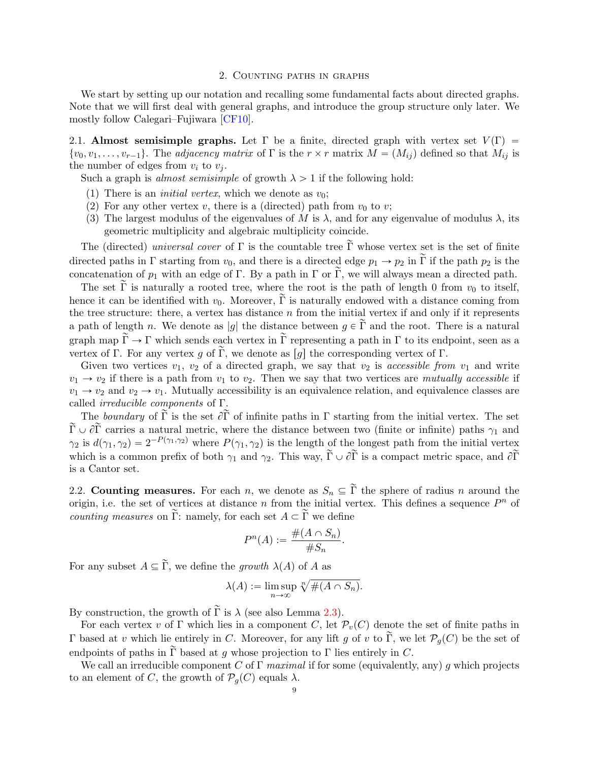## 2. Counting paths in graphs

We start by setting up our notation and recalling some fundamental facts about directed graphs. Note that we will first deal with general graphs, and introduce the group structure only later. We mostly follow Calegari–Fujiwara [CF10].

2.1. **Almost semisimple graphs.** Let $\Gamma$ be a finite, directed graph with vertex set $V(\Gamma) = \{v_0, v_1, \dots, v_{r-1}\}$. The *adjacency matrix* of $\Gamma$ is the $r \times r$ matrix $M = (M_{ij})$ defined so that $M_{ij}$ is the number of edges from $v_i$ to $v_j$.

Such a graph is *almost semisimple* of growth $\lambda > 1$ if the following hold:

1. There is an *initial vertex*, which we denote as $v_0$;
2. For any other vertex $v$, there is a (directed) path from $v_0$ to $v$;
3. The largest modulus of the eigenvalues of $M$ is $\lambda$, and for any eigenvalue of modulus $\lambda$, its geometric multiplicity and algebraic multiplicity coincide.

The (directed) *universal cover* of $\Gamma$ is the countable tree $\widetilde{\Gamma}$ whose vertex set is the set of finite directed paths in $\Gamma$ starting from $v_0$, and there is a directed edge $p_1 \to p_2$ in $\widetilde{\Gamma}$ if the path $p_2$ is the concatenation of $p_1$ with an edge of $\Gamma$. By a path in $\Gamma$ or $\widetilde{\Gamma}$, we will always mean a directed path.

The set $\widetilde{\Gamma}$ is naturally a rooted tree, where the root is the path of length 0 from $v_0$ to itself, hence it can be identified with $v_0$. Moreover, $\widetilde{\Gamma}$ is naturally endowed with a distance coming from the tree structure: there, a vertex has distance $n$ from the initial vertex if and only if it represents a path of length $n$. We denote as $|g|$ the distance between $g \in \widetilde{\Gamma}$ and the root. There is a natural graph map $\widetilde{\Gamma} \to \Gamma$ which sends each vertex in $\widetilde{\Gamma}$ representing a path in $\Gamma$ to its endpoint, seen as a vertex of $\Gamma$. For any vertex $g$ of $\widetilde{\Gamma}$, we denote as $[g]$ the corresponding vertex of $\Gamma$.

Given two vertices $v_1$, $v_2$ of a directed graph, we say that $v_2$ is *accessible from* $v_1$ and write $v_1 \to v_2$ if there is a path from $v_1$ to $v_2$. Then we say that two vertices are *mutually accessible* if $v_1 \to v_2$ and $v_2 \to v_1$. Mutually accessibility is an equivalence relation, and equivalence classes are called *irreducible components* of $\Gamma$.

The *boundary* of $\widetilde{\Gamma}$ is the set $\partial\widetilde{\Gamma}$ of infinite paths in $\Gamma$ starting from the initial vertex. The set $\widetilde{\Gamma} \cup \partial\widetilde{\Gamma}$ carries a natural metric, where the distance between two (finite or infinite) paths $\gamma_1$ and $\gamma_2$ is $d(\gamma_1, \gamma_2) = 2^{-P(\gamma_1,\gamma_2)}$ where $P(\gamma_1, \gamma_2)$ is the length of the longest path from the initial vertex which is a common prefix of both $\gamma_1$ and $\gamma_2$. This way, $\widetilde{\Gamma} \cup \partial\widetilde{\Gamma}$ is a compact metric space, and $\partial\widetilde{\Gamma}$ is a Cantor set.

2.2. **Counting measures.** For each $n$, we denote as $S_n \subseteq \widetilde{\Gamma}$ the sphere of radius $n$ around the origin, i.e. the set of vertices at distance $n$ from the initial vertex. This defines a sequence $P^n$ of *counting measures* on $\widetilde{\Gamma}$: namely, for each set $A \subset \widetilde{\Gamma}$ we define

$$P^n(A) := \frac{\#(A \cap S_n)}{\#S_n}.$$

For any subset $A \subseteq \widetilde{\Gamma}$, we define the *growth* $\lambda(A)$ of $A$ as

$$\lambda(A) := \limsup_{n\to\infty} \sqrt[n]{\#(A \cap S_n)}.$$

By construction, the growth of $\widetilde{\Gamma}$ is $\lambda$ (see also Lemma 2.3).

For each vertex $v$ of $\Gamma$ which lies in a component $C$, let $\mathcal{P}_v(C)$ denote the set of finite paths in $\Gamma$ based at $v$ which lie entirely in $C$. Moreover, for any lift $g$ of $v$ to $\widetilde{\Gamma}$, we let $\mathcal{P}_g(C)$ be the set of endpoints of paths in $\widetilde{\Gamma}$ based at $g$ whose projection to $\Gamma$ lies entirely in $C$.

We call an irreducible component $C$ of $\Gamma$ *maximal* if for some (equivalently, any) $g$ which projects to an element of $C$, the growth of $\mathcal{P}_g(C)$ equals $\lambda$.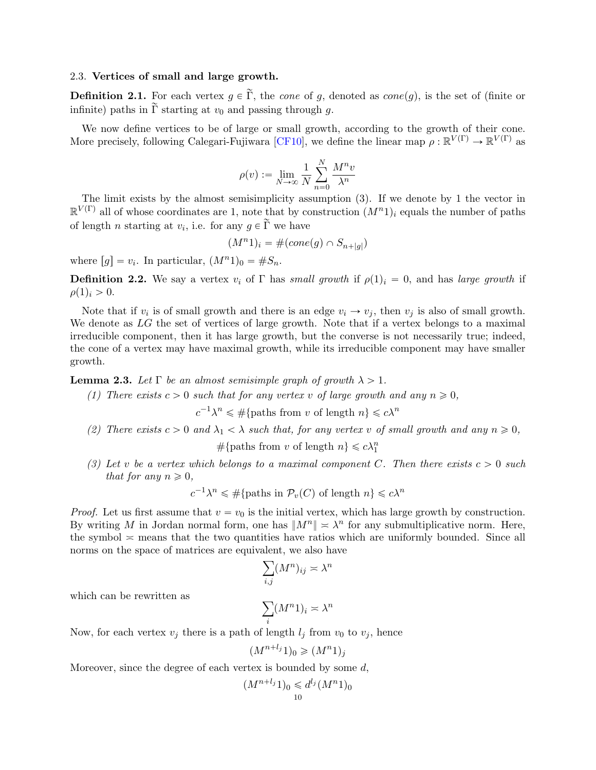### 2.3. **Vertices of small and large growth.**

**Definition 2.1.** For each vertex $g \in \widetilde{\Gamma}$, the *cone* of $g$, denoted as *cone*$(g)$, is the set of (finite or infinite) paths in $\widetilde{\Gamma}$ starting at $v_0$ and passing through $g$.

We now define vertices to be of large or small growth, according to the growth of their cone. More precisely, following Calegari-Fujiwara [CF10], we define the linear map $\rho : \mathbb{R}^{V(\Gamma)} \to \mathbb{R}^{V(\Gamma)}$ as

$$\rho(v) := \lim_{N\to\infty} \frac{1}{N} \sum_{n=0}^{N} \frac{M^n v}{\lambda^n}$$

The limit exists by the almost semisimplicity assumption (3). If we denote by 1 the vector in $\mathbb{R}^{V(\Gamma)}$ all of whose coordinates are 1, note that by construction $(M^n 1)_i$ equals the number of paths of length $n$ starting at $v_i$, i.e. for any $g \in \widetilde{\Gamma}$ we have

$$(M^n 1)_i = \#(cone(g) \cap S_{n+|g|})$$

where $[g] = v_i$. In particular, $(M^n 1)_0 = \# S_n$.

**Definition 2.2.** We say a vertex $v_i$ of $\Gamma$ has *small growth* if $\rho(1)_i = 0$, and has *large growth* if $\rho(1)_i > 0$.

Note that if $v_i$ is of small growth and there is an edge $v_i \to v_j$, then $v_j$ is also of small growth. We denote as $LG$ the set of vertices of large growth. Note that if a vertex belongs to a maximal irreducible component, then it has large growth, but the converse is not necessarily true; indeed, the cone of a vertex may have maximal growth, while its irreducible component may have smaller growth.

**Lemma 2.3.** *Let $\Gamma$ be an almost semisimple graph of growth $\lambda > 1$.*

*(1) There exists $c > 0$ such that for any vertex $v$ of large growth and any $n \geqslant 0$,*

$$c^{-1}\lambda^n \leqslant \#\{\text{paths from } v \text{ of length } n\} \leqslant c\lambda^n$$

*(2) There exists $c > 0$ and $\lambda_1 < \lambda$ such that, for any vertex $v$ of small growth and any $n \geqslant 0$,*

$$\#\{\text{paths from } v \text{ of length } n\} \leqslant c\lambda_1^n$$

*(3) Let $v$ be a vertex which belongs to a maximal component $C$. Then there exists $c > 0$ such that for any $n \geqslant 0$,*

$$c^{-1}\lambda^n \leqslant \#\{\text{paths in } \mathcal{P}_v(C) \text{ of length } n\} \leqslant c\lambda^n$$

*Proof.* Let us first assume that $v = v_0$ is the initial vertex, which has large growth by construction. By writing $M$ in Jordan normal form, one has $\|M^n\| \asymp \lambda^n$ for any submultiplicative norm. Here, the symbol $\asymp$ means that the two quantities have ratios which are uniformly bounded. Since all norms on the space of matrices are equivalent, we also have

$$\sum_{i,j} (M^n)_{ij} \asymp \lambda^n$$

which can be rewritten as

$$\sum_i (M^n 1)_i \asymp \lambda^n$$

Now, for each vertex $v_j$ there is a path of length $l_j$ from $v_0$ to $v_j$, hence

$$(M^{n+l_j} 1)_0 \geqslant (M^n 1)_j$$

Moreover, since the degree of each vertex is bounded by some $d$,

$$(M^{n+l_j} 1)_0 \leqslant d^{l_j} (M^n 1)_0$$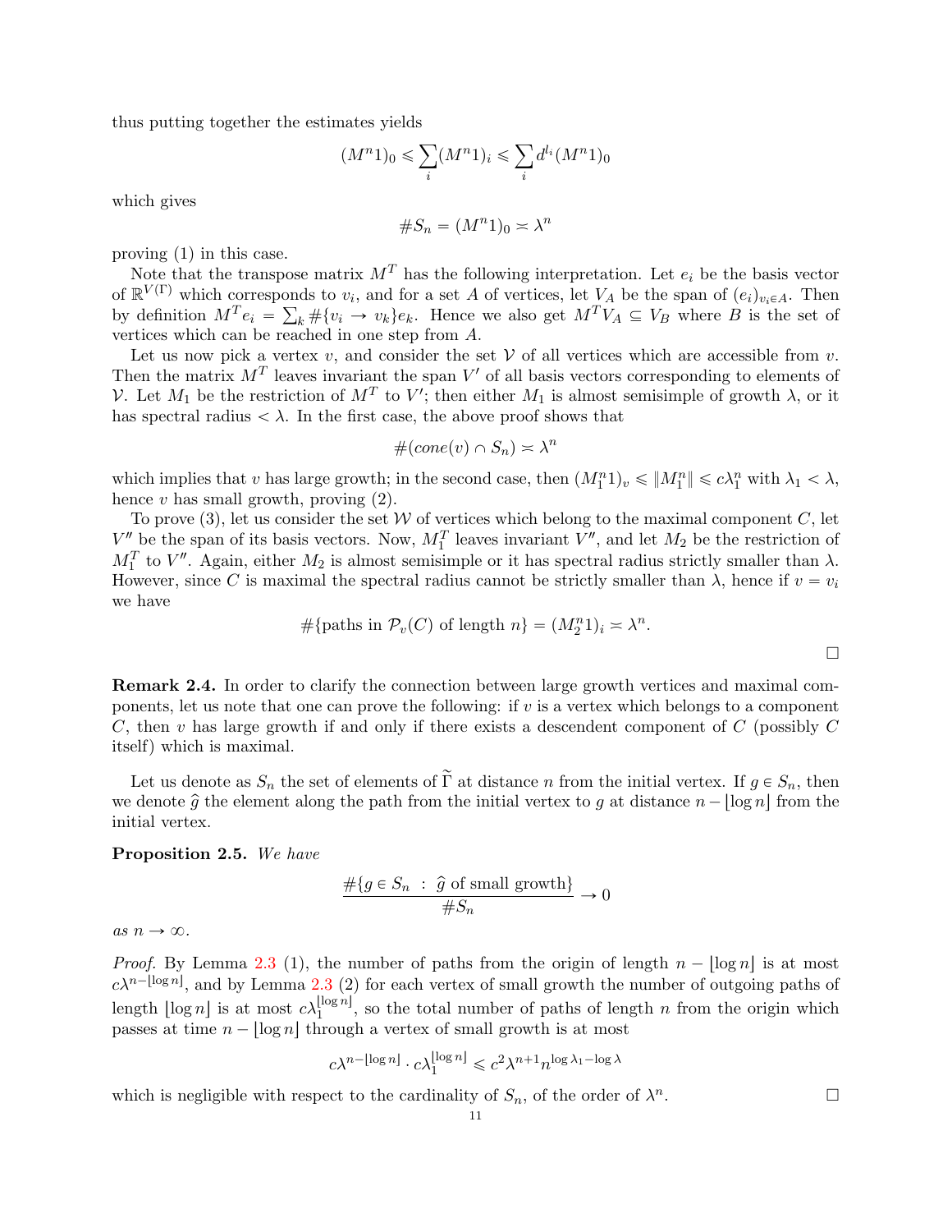thus putting together the estimates yields

$$(M^n 1)_0 \leqslant \sum_i (M^n 1)_i \leqslant \sum_i d^{l_i} (M^n 1)_0$$

which gives

$$\# S_n = (M^n 1)_0 \asymp \lambda^n$$

proving (1) in this case.

Note that the transpose matrix $M^T$ has the following interpretation. Let $e_i$ be the basis vector of $\mathbb{R}^{V(\Gamma)}$ which corresponds to $v_i$, and for a set $A$ of vertices, let $V_A$ be the span of $(e_i)_{v_i \in A}$. Then by definition $M^T e_i = \sum_k \#\{v_i \to v_k\} e_k$. Hence we also get $M^T V_A \subseteq V_B$ where $B$ is the set of vertices which can be reached in one step from $A$.

Let us now pick a vertex $v$, and consider the set $\mathcal{V}$ of all vertices which are accessible from $v$. Then the matrix $M^T$ leaves invariant the span $V'$ of all basis vectors corresponding to elements of $\mathcal{V}$. Let $M_1$ be the restriction of $M^T$ to $V'$; then either $M_1$ is almost semisimple of growth $\lambda$, or it has spectral radius $< \lambda$. In the first case, the above proof shows that

$$\#(cone(v) \cap S_n) \asymp \lambda^n$$

which implies that $v$ has large growth; in the second case, then $(M_1^n 1)_v \leqslant \|M_1^n\| \leqslant c\lambda_1^n$ with $\lambda_1 < \lambda$, hence $v$ has small growth, proving (2).

To prove (3), let us consider the set $\mathcal{W}$ of vertices which belong to the maximal component $C$, let $V''$ be the span of its basis vectors. Now, $M_1^T$ leaves invariant $V''$, and let $M_2$ be the restriction of $M_1^T$ to $V''$. Again, either $M_2$ is almost semisimple or it has spectral radius strictly smaller than $\lambda$. However, since $C$ is maximal the spectral radius cannot be strictly smaller than $\lambda$, hence if $v = v_i$ we have

$$\#\{\text{paths in } \mathcal{P}_v(C) \text{ of length } n\} = (M_2^n 1)_i \asymp \lambda^n.$$

□

**Remark 2.4.** In order to clarify the connection between large growth vertices and maximal components, let us note that one can prove the following: if $v$ is a vertex which belongs to a component $C$, then $v$ has large growth if and only if there exists a descendent component of $C$ (possibly $C$ itself) which is maximal.

Let us denote as $S_n$ the set of elements of $\widetilde{\Gamma}$ at distance $n$ from the initial vertex. If $g \in S_n$, then we denote $\widehat{g}$ the element along the path from the initial vertex to $g$ at distance $n - \lfloor \log n \rfloor$ from the initial vertex.

**Proposition 2.5.** *We have*

$$\frac{\#\{g \in S_n \ : \ \widehat{g} \text{ of small growth}\}}{\# S_n} \to 0$$

*as* $n \to \infty$.

*Proof.* By Lemma 2.3 (1), the number of paths from the origin of length $n - \lfloor \log n \rfloor$ is at most $c\lambda^{n - \lfloor \log n \rfloor}$, and by Lemma 2.3 (2) for each vertex of small growth the number of outgoing paths of length $\lfloor \log n \rfloor$ is at most $c\lambda_1^{\lfloor \log n \rfloor}$, so the total number of paths of length $n$ from the origin which passes at time $n - \lfloor \log n \rfloor$ through a vertex of small growth is at most

$$c\lambda^{n - \lfloor \log n \rfloor} \cdot c\lambda_1^{\lfloor \log n \rfloor} \leqslant c^2 \lambda^{n+1} n^{\log \lambda_1 - \log \lambda}$$

which is negligible with respect to the cardinality of $S_n$, of the order of $\lambda^n$. □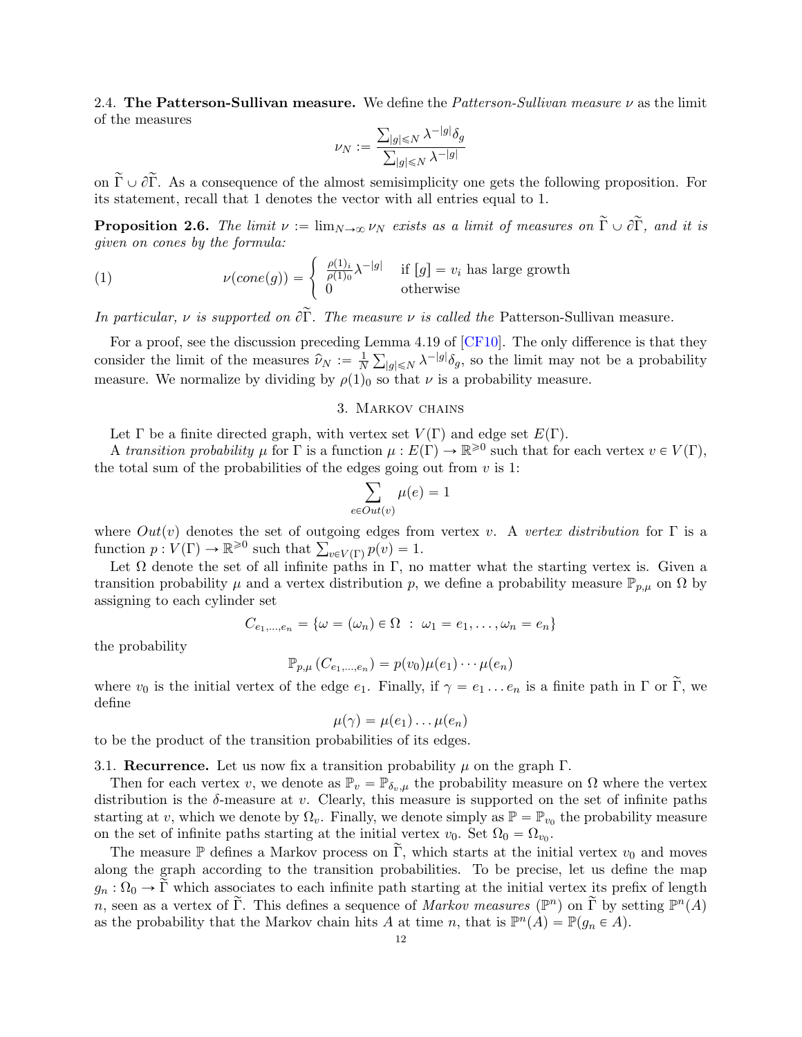### 2.4. The Patterson-Sullivan measure.

We define the *Patterson-Sullivan measure* $\nu$ as the limit of the measures

$$\nu_N := \frac{\sum_{|g| \leqslant N} \lambda^{-|g|} \delta_g}{\sum_{|g| \leqslant N} \lambda^{-|g|}}$$

on $\widetilde{\Gamma} \cup \partial \widetilde{\Gamma}$. As a consequence of the almost semisimplicity one gets the following proposition. For its statement, recall that 1 denotes the vector with all entries equal to 1.

**Proposition 2.6.** *The limit $\nu := \lim_{N \to \infty} \nu_N$ exists as a limit of measures on $\widetilde{\Gamma} \cup \partial \widetilde{\Gamma}$, and it is given on cones by the formula:*

$$\nu(cone(g)) = \begin{cases} \frac{\rho(1)_i}{\rho(1)_0} \lambda^{-|g|} & \text{if } [g] = v_i \text{ has large growth} \\ 0 & \text{otherwise} \end{cases} \tag{1}$$

*In particular, $\nu$ is supported on $\partial \widetilde{\Gamma}$. The measure $\nu$ is called the* Patterson-Sullivan measure.

For a proof, see the discussion preceding Lemma 4.19 of [CF10]. The only difference is that they consider the limit of the measures $\widehat{\nu}_N := \frac{1}{N} \sum_{|g| \leqslant N} \lambda^{-|g|} \delta_g$, so the limit may not be a probability measure. We normalize by dividing by $\rho(1)_0$ so that $\nu$ is a probability measure.

## 3. Markov chains

Let $\Gamma$ be a finite directed graph, with vertex set $V(\Gamma)$ and edge set $E(\Gamma)$.

A *transition probability* $\mu$ for $\Gamma$ is a function $\mu : E(\Gamma) \to \mathbb{R}^{\geqslant 0}$ such that for each vertex $v \in V(\Gamma)$, the total sum of the probabilities of the edges going out from $v$ is 1:

$$\sum_{e \in Out(v)} \mu(e) = 1$$

where $Out(v)$ denotes the set of outgoing edges from vertex $v$. A *vertex distribution* for $\Gamma$ is a function $p : V(\Gamma) \to \mathbb{R}^{\geqslant 0}$ such that $\sum_{v \in V(\Gamma)} p(v) = 1$.

Let $\Omega$ denote the set of all infinite paths in $\Gamma$, no matter what the starting vertex is. Given a transition probability $\mu$ and a vertex distribution $p$, we define a probability measure $\mathbb{P}_{p,\mu}$ on $\Omega$ by assigning to each cylinder set

$$C_{e_1, \ldots, e_n} = \{\omega = (\omega_n) \in \Omega \ : \ \omega_1 = e_1, \ldots, \omega_n = e_n\}$$

the probability

$$\mathbb{P}_{p,\mu}\left(C_{e_1,\ldots,e_n}\right) = p(v_0)\mu(e_1) \cdots \mu(e_n)$$

where $v_0$ is the initial vertex of the edge $e_1$. Finally, if $\gamma = e_1 \ldots e_n$ is a finite path in $\Gamma$ or $\widetilde{\Gamma}$, we define

$$\mu(\gamma) = \mu(e_1) \ldots \mu(e_n)$$

to be the product of the transition probabilities of its edges.

### 3.1. Recurrence.

Let us now fix a transition probability $\mu$ on the graph $\Gamma$.

Then for each vertex $v$, we denote as $\mathbb{P}_v = \mathbb{P}_{\delta_v,\mu}$ the probability measure on $\Omega$ where the vertex distribution is the $\delta$-measure at $v$. Clearly, this measure is supported on the set of infinite paths starting at $v$, which we denote by $\Omega_v$. Finally, we denote simply as $\mathbb{P} = \mathbb{P}_{v_0}$ the probability measure on the set of infinite paths starting at the initial vertex $v_0$. Set $\Omega_0 = \Omega_{v_0}$.

The measure $\mathbb{P}$ defines a Markov process on $\widetilde{\Gamma}$, which starts at the initial vertex $v_0$ and moves along the graph according to the transition probabilities. To be precise, let us define the map $g_n : \Omega_0 \to \widetilde{\Gamma}$ which associates to each infinite path starting at the initial vertex its prefix of length $n$, seen as a vertex of $\widetilde{\Gamma}$. This defines a sequence of *Markov measures* $(\mathbb{P}^n)$ on $\widetilde{\Gamma}$ by setting $\mathbb{P}^n(A)$ as the probability that the Markov chain hits $A$ at time $n$, that is $\mathbb{P}^n(A) = \mathbb{P}(g_n \in A)$.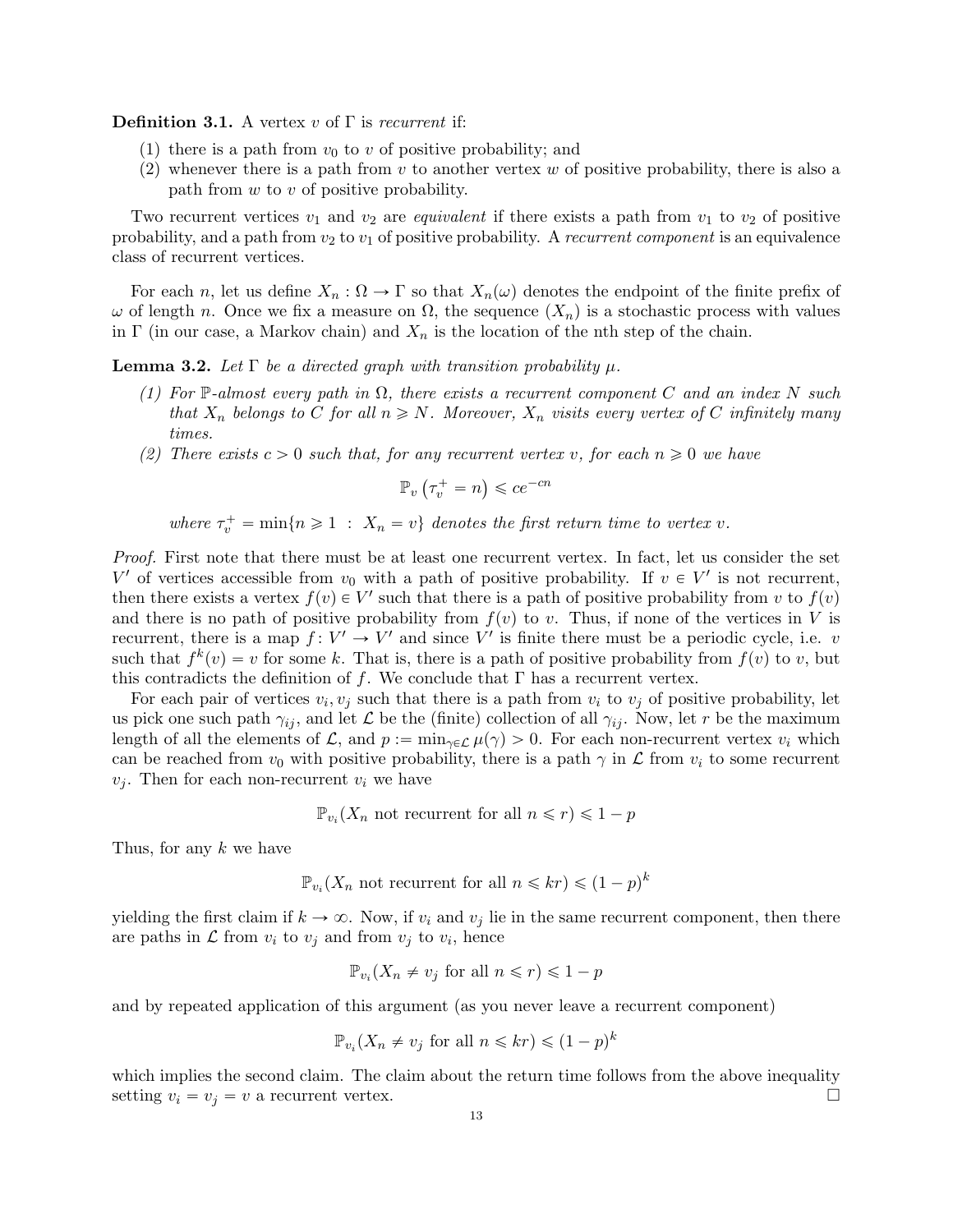**Definition 3.1.** A vertex $v$ of $\Gamma$ is *recurrent* if:

(1) there is a path from $v_0$ to $v$ of positive probability; and
(2) whenever there is a path from $v$ to another vertex $w$ of positive probability, there is also a path from $w$ to $v$ of positive probability.

Two recurrent vertices $v_1$ and $v_2$ are *equivalent* if there exists a path from $v_1$ to $v_2$ of positive probability, and a path from $v_2$ to $v_1$ of positive probability. A *recurrent component* is an equivalence class of recurrent vertices.

For each $n$, let us define $X_n : \Omega \to \Gamma$ so that $X_n(\omega)$ denotes the endpoint of the finite prefix of $\omega$ of length $n$. Once we fix a measure on $\Omega$, the sequence $(X_n)$ is a stochastic process with values in $\Gamma$ (in our case, a Markov chain) and $X_n$ is the location of the nth step of the chain.

**Lemma 3.2.** *Let $\Gamma$ be a directed graph with transition probability $\mu$.*

*(1) For $\mathbb{P}$-almost every path in $\Omega$, there exists a recurrent component $C$ and an index $N$ such that $X_n$ belongs to $C$ for all $n \geqslant N$. Moreover, $X_n$ visits every vertex of $C$ infinitely many times.*

*(2) There exists $c > 0$ such that, for any recurrent vertex $v$, for each $n \geqslant 0$ we have*

$$\mathbb{P}_v\left(\tau_v^+ = n\right) \leqslant ce^{-cn}$$

*where $\tau_v^+ = \min\{n \geqslant 1 \ : \ X_n = v\}$ denotes the first return time to vertex $v$.*

*Proof.* First note that there must be at least one recurrent vertex. In fact, let us consider the set $V'$ of vertices accessible from $v_0$ with a path of positive probability. If $v \in V'$ is not recurrent, then there exists a vertex $f(v) \in V'$ such that there is a path of positive probability from $v$ to $f(v)$ and there is no path of positive probability from $f(v)$ to $v$. Thus, if none of the vertices in $V$ is recurrent, there is a map $f : V' \to V'$ and since $V'$ is finite there must be a periodic cycle, i.e. $v$ such that $f^k(v) = v$ for some $k$. That is, there is a path of positive probability from $f(v)$ to $v$, but this contradicts the definition of $f$. We conclude that $\Gamma$ has a recurrent vertex.

For each pair of vertices $v_i, v_j$ such that there is a path from $v_i$ to $v_j$ of positive probability, let us pick one such path $\gamma_{ij}$, and let $\mathcal{L}$ be the (finite) collection of all $\gamma_{ij}$. Now, let $r$ be the maximum length of all the elements of $\mathcal{L}$, and $p := \min_{\gamma \in \mathcal{L}} \mu(\gamma) > 0$. For each non-recurrent vertex $v_i$ which can be reached from $v_0$ with positive probability, there is a path $\gamma$ in $\mathcal{L}$ from $v_i$ to some recurrent $v_j$. Then for each non-recurrent $v_i$ we have

$$\mathbb{P}_{v_i}(X_n \text{ not recurrent for all } n \leqslant r) \leqslant 1 - p$$

Thus, for any $k$ we have

$$\mathbb{P}_{v_i}(X_n \text{ not recurrent for all } n \leqslant kr) \leqslant (1 - p)^k$$

yielding the first claim if $k \to \infty$. Now, if $v_i$ and $v_j$ lie in the same recurrent component, then there are paths in $\mathcal{L}$ from $v_i$ to $v_j$ and from $v_j$ to $v_i$, hence

$$\mathbb{P}_{v_i}(X_n \neq v_j \text{ for all } n \leqslant r) \leqslant 1 - p$$

and by repeated application of this argument (as you never leave a recurrent component)

$$\mathbb{P}_{v_i}(X_n \neq v_j \text{ for all } n \leqslant kr) \leqslant (1 - p)^k$$

which implies the second claim. The claim about the return time follows from the above inequality setting $v_i = v_j = v$ a recurrent vertex. □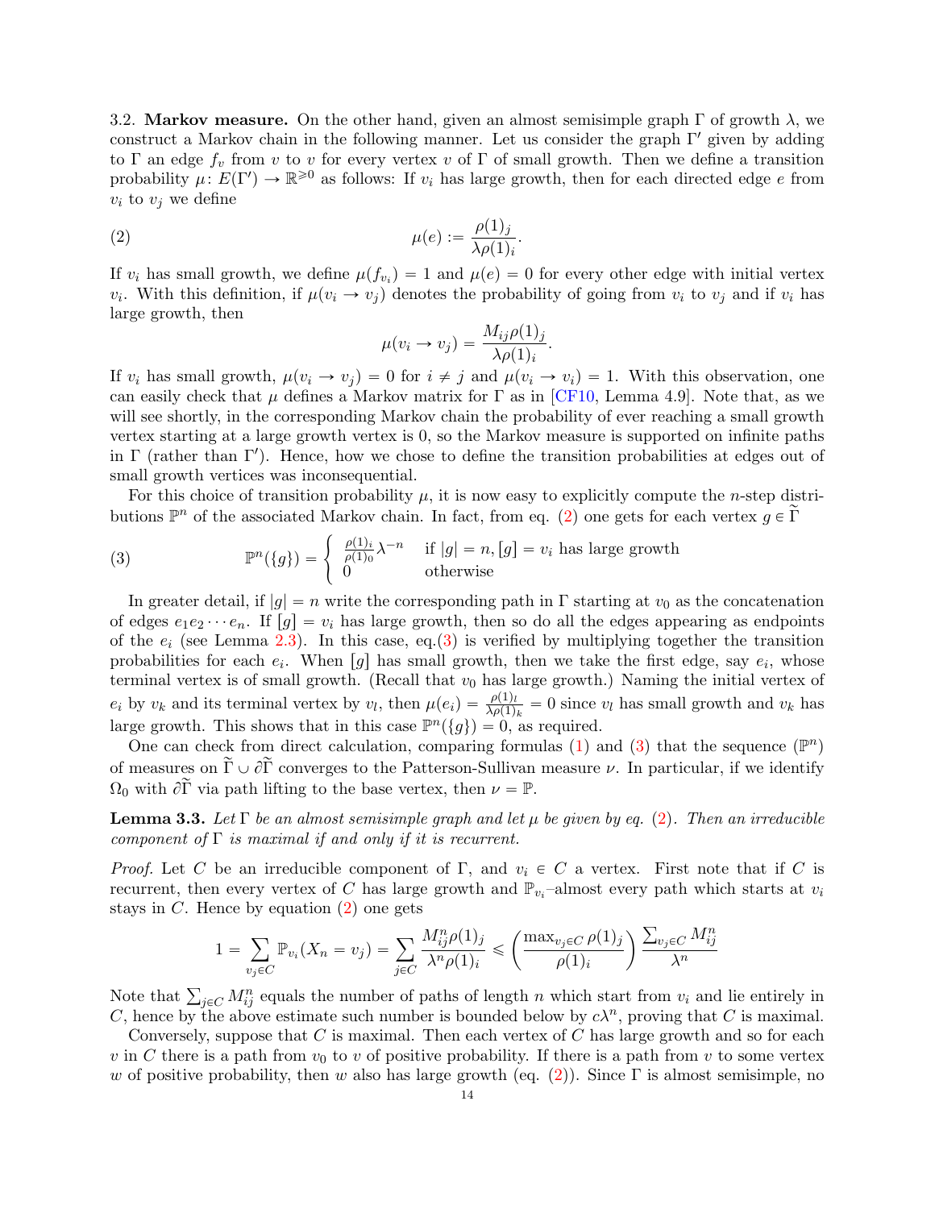3.2. **Markov measure.** On the other hand, given an almost semisimple graph $\Gamma$ of growth $\lambda$, we construct a Markov chain in the following manner. Let us consider the graph $\Gamma'$ given by adding to $\Gamma$ an edge $f_v$ from $v$ to $v$ for every vertex $v$ of $\Gamma$ of small growth. Then we define a transition probability $\mu\colon E(\Gamma') \to \mathbb{R}^{\geqslant 0}$ as follows: If $v_i$ has large growth, then for each directed edge $e$ from $v_i$ to $v_j$ we define

$$\mu(e) := \frac{\rho(1)_j}{\lambda \rho(1)_i}. \tag{2}$$

If $v_i$ has small growth, we define $\mu(f_{v_i}) = 1$ and $\mu(e) = 0$ for every other edge with initial vertex $v_i$. With this definition, if $\mu(v_i \to v_j)$ denotes the probability of going from $v_i$ to $v_j$ and if $v_i$ has large growth, then

$$\mu(v_i \to v_j) = \frac{M_{ij}\rho(1)_j}{\lambda \rho(1)_i}.$$

If $v_i$ has small growth, $\mu(v_i \to v_j) = 0$ for $i \neq j$ and $\mu(v_i \to v_i) = 1$. With this observation, one can easily check that $\mu$ defines a Markov matrix for $\Gamma$ as in [CF10, Lemma 4.9]. Note that, as we will see shortly, in the corresponding Markov chain the probability of ever reaching a small growth vertex starting at a large growth vertex is 0, so the Markov measure is supported on infinite paths in $\Gamma$ (rather than $\Gamma'$). Hence, how we chose to define the transition probabilities at edges out of small growth vertices was inconsequential.

For this choice of transition probability $\mu$, it is now easy to explicitly compute the $n$-step distributions $\mathbb{P}^n$ of the associated Markov chain. In fact, from eq. (2) one gets for each vertex $g \in \widetilde{\Gamma}$

$$\mathbb{P}^n(\{g\}) = \begin{cases} \frac{\rho(1)_i}{\rho(1)_0}\lambda^{-n} & \text{if } |g| = n, [g] = v_i \text{ has large growth} \\ 0 & \text{otherwise} \end{cases} \tag{3}$$

In greater detail, if $|g| = n$ write the corresponding path in $\Gamma$ starting at $v_0$ as the concatenation of edges $e_1 e_2 \cdots e_n$. If $[g] = v_i$ has large growth, then so do all the edges appearing as endpoints of the $e_i$ (see Lemma 2.3). In this case, eq.(3) is verified by multiplying together the transition probabilities for each $e_i$. When $[g]$ has small growth, then we take the first edge, say $e_i$, whose terminal vertex is of small growth. (Recall that $v_0$ has large growth.) Naming the initial vertex of $e_i$ by $v_k$ and its terminal vertex by $v_l$, then $\mu(e_i) = \frac{\rho(1)_l}{\lambda \rho(1)_k} = 0$ since $v_l$ has small growth and $v_k$ has large growth. This shows that in this case $\mathbb{P}^n(\{g\}) = 0$, as required.

One can check from direct calculation, comparing formulas (1) and (3) that the sequence $(\mathbb{P}^n)$ of measures on $\widetilde{\Gamma} \cup \partial\widetilde{\Gamma}$ converges to the Patterson-Sullivan measure $\nu$. In particular, if we identify $\Omega_0$ with $\partial\widetilde{\Gamma}$ via path lifting to the base vertex, then $\nu = \mathbb{P}$.

**Lemma 3.3.** *Let $\Gamma$ be an almost semisimple graph and let $\mu$ be given by eq. (2). Then an irreducible component of $\Gamma$ is maximal if and only if it is recurrent.*

*Proof.* Let $C$ be an irreducible component of $\Gamma$, and $v_i \in C$ a vertex. First note that if $C$ is recurrent, then every vertex of $C$ has large growth and $\mathbb{P}_{v_i}$–almost every path which starts at $v_i$ stays in $C$. Hence by equation (2) one gets

$$1 = \sum_{v_j \in C} \mathbb{P}_{v_i}(X_n = v_j) = \sum_{j \in C} \frac{M^n_{ij}\rho(1)_j}{\lambda^n \rho(1)_i} \leqslant \left( \frac{\max_{v_j \in C} \rho(1)_j}{\rho(1)_i} \right) \frac{\sum_{v_j \in C} M^n_{ij}}{\lambda^n}$$

Note that $\sum_{j \in C} M^n_{ij}$ equals the number of paths of length $n$ which start from $v_i$ and lie entirely in $C$, hence by the above estimate such number is bounded below by $c\lambda^n$, proving that $C$ is maximal.

Conversely, suppose that $C$ is maximal. Then each vertex of $C$ has large growth and so for each $v$ in $C$ there is a path from $v_0$ to $v$ of positive probability. If there is a path from $v$ to some vertex $w$ of positive probability, then $w$ also has large growth (eq. (2)). Since $\Gamma$ is almost semisimple, no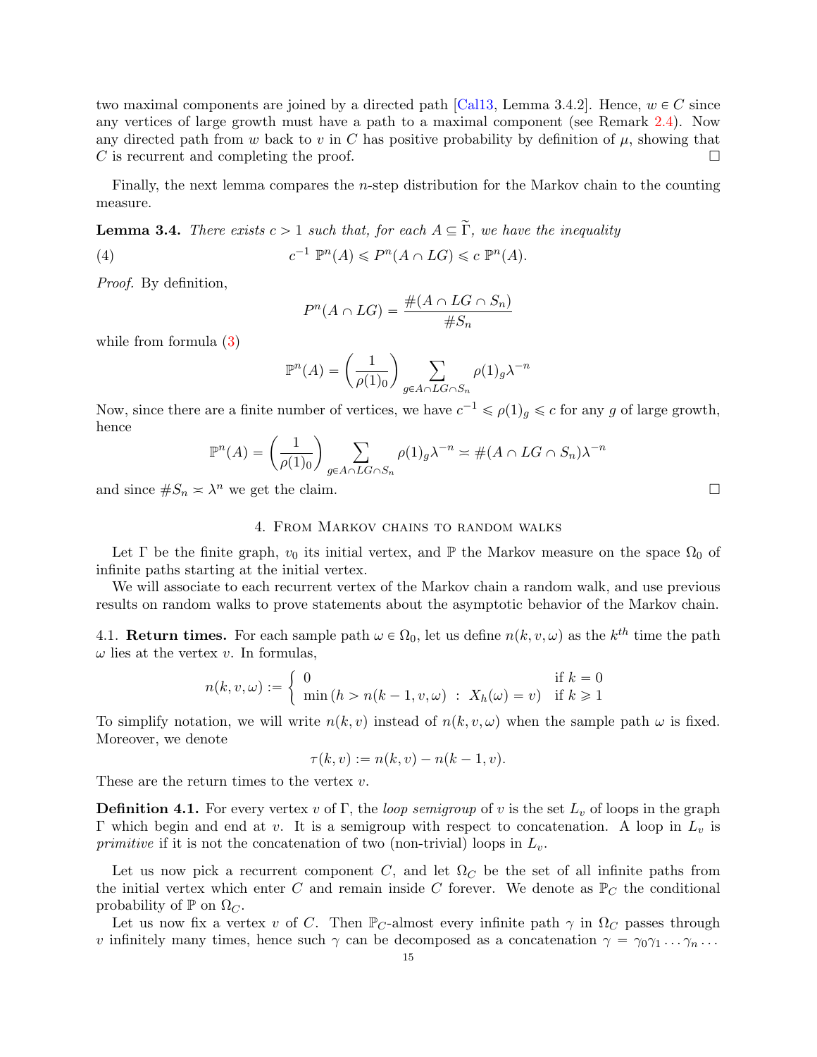two maximal components are joined by a directed path [Cal13, Lemma 3.4.2]. Hence, $w \in C$ since any vertices of large growth must have a path to a maximal component (see Remark 2.4). Now any directed path from $w$ back to $v$ in $C$ has positive probability by definition of $\mu$, showing that $C$ is recurrent and completing the proof. □

Finally, the next lemma compares the $n$-step distribution for the Markov chain to the counting measure.

**Lemma 3.4.** *There exists $c > 1$ such that, for each $A \subseteq \widetilde{\Gamma}$, we have the inequality*

$$c^{-1}\ \mathbb{P}^n(A) \leqslant P^n(A \cap LG) \leqslant c\ \mathbb{P}^n(A). \tag{4}$$

*Proof.* By definition,

$$P^n(A \cap LG) = \frac{\#(A \cap LG \cap S_n)}{\# S_n}$$

while from formula (3)

$$\mathbb{P}^n(A) = \left(\frac{1}{\rho(1)_0}\right) \sum_{g \in A \cap LG \cap S_n} \rho(1)_g \lambda^{-n}$$

Now, since there are a finite number of vertices, we have $c^{-1} \leqslant \rho(1)_g \leqslant c$ for any $g$ of large growth, hence

$$\mathbb{P}^n(A) = \left(\frac{1}{\rho(1)_0}\right) \sum_{g \in A \cap LG \cap S_n} \rho(1)_g \lambda^{-n} \asymp \#(A \cap LG \cap S_n)\lambda^{-n}$$

and since $\# S_n \asymp \lambda^n$ we get the claim. □

## 4. From Markov chains to random walks

Let $\Gamma$ be the finite graph, $v_0$ its initial vertex, and $\mathbb{P}$ the Markov measure on the space $\Omega_0$ of infinite paths starting at the initial vertex.

We will associate to each recurrent vertex of the Markov chain a random walk, and use previous results on random walks to prove statements about the asymptotic behavior of the Markov chain.

4.1. **Return times.** For each sample path $\omega \in \Omega_0$, let us define $n(k, v, \omega)$ as the $k^{th}$ time the path $\omega$ lies at the vertex $v$. In formulas,

$$n(k, v, \omega) := \left\{ \begin{array}{ll} 0 & \text{if } k = 0 \\ \min\left(h > n(k-1, v, \omega)\ :\ X_h(\omega) = v\right) & \text{if } k \geqslant 1 \end{array} \right.$$

To simplify notation, we will write $n(k, v)$ instead of $n(k, v, \omega)$ when the sample path $\omega$ is fixed. Moreover, we denote

$$\tau(k, v) := n(k, v) - n(k-1, v).$$

These are the return times to the vertex $v$.

**Definition 4.1.** For every vertex $v$ of $\Gamma$, the *loop semigroup* of $v$ is the set $L_v$ of loops in the graph $\Gamma$ which begin and end at $v$. It is a semigroup with respect to concatenation. A loop in $L_v$ is *primitive* if it is not the concatenation of two (non-trivial) loops in $L_v$.

Let us now pick a recurrent component $C$, and let $\Omega_C$ be the set of all infinite paths from the initial vertex which enter $C$ and remain inside $C$ forever. We denote as $\mathbb{P}_C$ the conditional probability of $\mathbb{P}$ on $\Omega_C$.

Let us now fix a vertex $v$ of $C$. Then $\mathbb{P}_C$-almost every infinite path $\gamma$ in $\Omega_C$ passes through $v$ infinitely many times, hence such $\gamma$ can be decomposed as a concatenation $\gamma = \gamma_0\gamma_1 \dots \gamma_n \dots$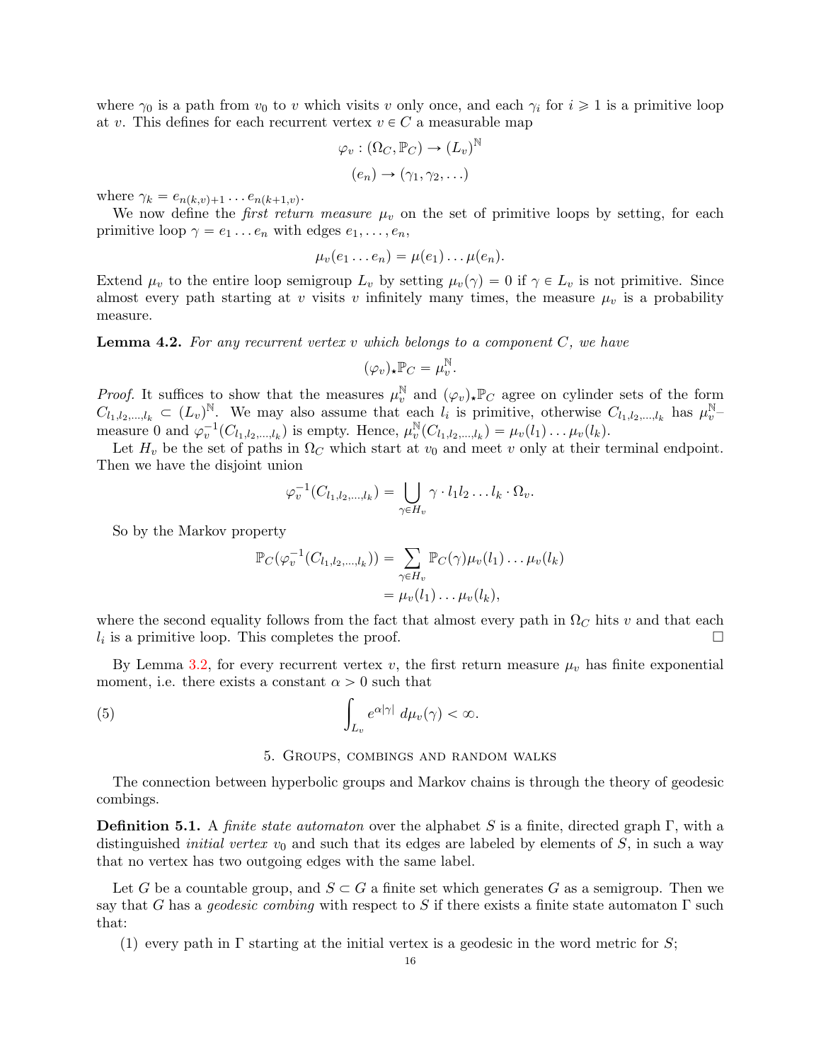where $\gamma_0$ is a path from $v_0$ to $v$ which visits $v$ only once, and each $\gamma_i$ for $i \geqslant 1$ is a primitive loop at $v$. This defines for each recurrent vertex $v \in C$ a measurable map

$$\varphi_v : (\Omega_C, \mathbb{P}_C) \to (L_v)^{\mathbb{N}}$$
$$(e_n) \to (\gamma_1, \gamma_2, \dots)$$

where $\gamma_k = e_{n(k,v)+1} \dots e_{n(k+1,v)}$.

We now define the *first return measure* $\mu_v$ on the set of primitive loops by setting, for each primitive loop $\gamma = e_1 \dots e_n$ with edges $e_1, \dots, e_n$,

$$\mu_v(e_1 \dots e_n) = \mu(e_1) \dots \mu(e_n).$$

Extend $\mu_v$ to the entire loop semigroup $L_v$ by setting $\mu_v(\gamma) = 0$ if $\gamma \in L_v$ is not primitive. Since almost every path starting at $v$ visits $v$ infinitely many times, the measure $\mu_v$ is a probability measure.

**Lemma 4.2.** *For any recurrent vertex $v$ which belongs to a component $C$, we have*

$$(\varphi_v)_\star \mathbb{P}_C = \mu_v^{\mathbb{N}}.$$

*Proof.* It suffices to show that the measures $\mu_v^{\mathbb{N}}$ and $(\varphi_v)_\star \mathbb{P}_C$ agree on cylinder sets of the form $C_{l_1, l_2, \dots, l_k} \subset (L_v)^{\mathbb{N}}$. We may also assume that each $l_i$ is primitive, otherwise $C_{l_1, l_2, \dots, l_k}$ has $\mu_v^{\mathbb{N}}$–measure 0 and $\varphi_v^{-1}(C_{l_1, l_2, \dots, l_k})$ is empty. Hence, $\mu_v^{\mathbb{N}}(C_{l_1, l_2, \dots, l_k}) = \mu_v(l_1) \dots \mu_v(l_k)$.

Let $H_v$ be the set of paths in $\Omega_C$ which start at $v_0$ and meet $v$ only at their terminal endpoint. Then we have the disjoint union

$$\varphi_v^{-1}(C_{l_1, l_2, \dots, l_k}) = \bigcup_{\gamma \in H_v} \gamma \cdot l_1 l_2 \dots l_k \cdot \Omega_v.$$

So by the Markov property

$$\begin{aligned}
\mathbb{P}_C(\varphi_v^{-1}(C_{l_1, l_2, \dots, l_k})) &= \sum_{\gamma \in H_v} \mathbb{P}_C(\gamma) \mu_v(l_1) \dots \mu_v(l_k) \\
&= \mu_v(l_1) \dots \mu_v(l_k),
\end{aligned}$$

where the second equality follows from the fact that almost every path in $\Omega_C$ hits $v$ and that each $l_i$ is a primitive loop. This completes the proof. □

By Lemma 3.2, for every recurrent vertex $v$, the first return measure $\mu_v$ has finite exponential moment, i.e. there exists a constant $\alpha > 0$ such that

$$\int_{L_v} e^{\alpha |\gamma|} \, d\mu_v(\gamma) < \infty. \tag{5}$$

## 5. Groups, combings and random walks

The connection between hyperbolic groups and Markov chains is through the theory of geodesic combings.

**Definition 5.1.** A *finite state automaton* over the alphabet $S$ is a finite, directed graph $\Gamma$, with a distinguished *initial vertex* $v_0$ and such that its edges are labeled by elements of $S$, in such a way that no vertex has two outgoing edges with the same label.

Let $G$ be a countable group, and $S \subset G$ a finite set which generates $G$ as a semigroup. Then we say that $G$ has a *geodesic combing* with respect to $S$ if there exists a finite state automaton $\Gamma$ such that:

1. every path in $\Gamma$ starting at the initial vertex is a geodesic in the word metric for $S$;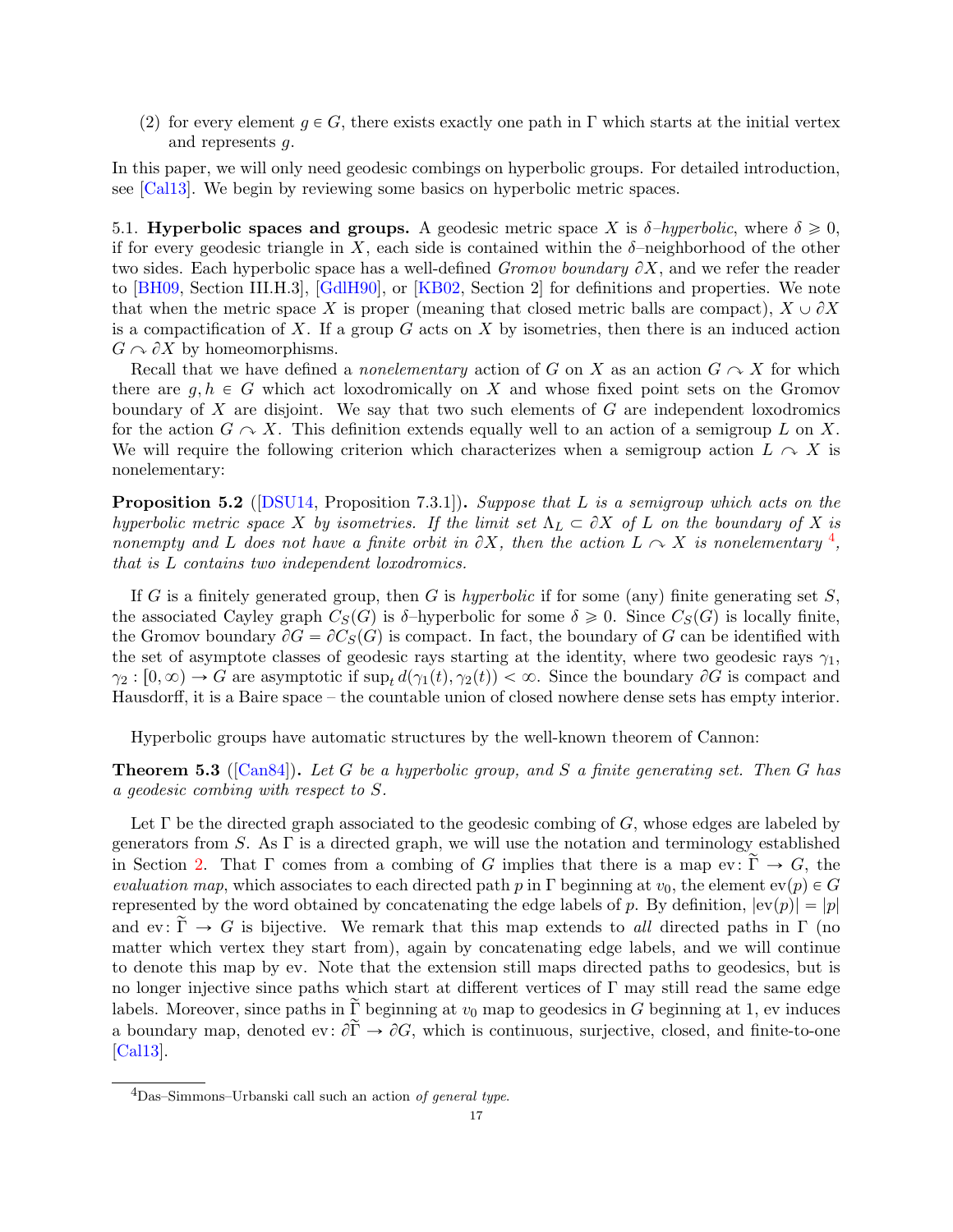(2) for every element $g \in G$, there exists exactly one path in $\Gamma$ which starts at the initial vertex and represents $g$.

In this paper, we will only need geodesic combings on hyperbolic groups. For detailed introduction, see [Cal13]. We begin by reviewing some basics on hyperbolic metric spaces.

5.1. **Hyperbolic spaces and groups.** A geodesic metric space $X$ is *$\delta$–hyperbolic*, where $\delta \geqslant 0$, if for every geodesic triangle in $X$, each side is contained within the $\delta$–neighborhood of the other two sides. Each hyperbolic space has a well-defined *Gromov boundary* $\partial X$, and we refer the reader to [BH09, Section III.H.3], [GdlH90], or [KB02, Section 2] for definitions and properties. We note that when the metric space $X$ is proper (meaning that closed metric balls are compact), $X \cup \partial X$ is a compactification of $X$. If a group $G$ acts on $X$ by isometries, then there is an induced action $G \curvearrowright \partial X$ by homeomorphisms.

Recall that we have defined a *nonelementary* action of $G$ on $X$ as an action $G \curvearrowright X$ for which there are $g, h \in G$ which act loxodromically on $X$ and whose fixed point sets on the Gromov boundary of $X$ are disjoint. We say that two such elements of $G$ are independent loxodromics for the action $G \curvearrowright X$. This definition extends equally well to an action of a semigroup $L$ on $X$. We will require the following criterion which characterizes when a semigroup action $L \curvearrowright X$ is nonelementary:

**Proposition 5.2** ([DSU14, Proposition 7.3.1])**.** *Suppose that $L$ is a semigroup which acts on the hyperbolic metric space $X$ by isometries. If the limit set $\Lambda_L \subset \partial X$ of $L$ on the boundary of $X$ is nonempty and $L$ does not have a finite orbit in $\partial X$, then the action $L \curvearrowright X$ is nonelementary* [4]*, that is $L$ contains two independent loxodromics.*

If $G$ is a finitely generated group, then $G$ is *hyperbolic* if for some (any) finite generating set $S$, the associated Cayley graph $C_S(G)$ is $\delta$–hyperbolic for some $\delta \geqslant 0$. Since $C_S(G)$ is locally finite, the Gromov boundary $\partial G = \partial C_S(G)$ is compact. In fact, the boundary of $G$ can be identified with the set of asymptote classes of geodesic rays starting at the identity, where two geodesic rays $\gamma_1$, $\gamma_2 : [0, \infty) \to G$ are asymptotic if $\sup_t d(\gamma_1(t), \gamma_2(t)) < \infty$. Since the boundary $\partial G$ is compact and Hausdorff, it is a Baire space – the countable union of closed nowhere dense sets has empty interior.

Hyperbolic groups have automatic structures by the well-known theorem of Cannon:

**Theorem 5.3** ([Can84])**.** *Let $G$ be a hyperbolic group, and $S$ a finite generating set. Then $G$ has a geodesic combing with respect to $S$.*

Let $\Gamma$ be the directed graph associated to the geodesic combing of $G$, whose edges are labeled by generators from $S$. As $\Gamma$ is a directed graph, we will use the notation and terminology established in Section 2. That $\Gamma$ comes from a combing of $G$ implies that there is a map $\mathrm{ev} \colon \widetilde{\Gamma} \to G$, the *evaluation map*, which associates to each directed path $p$ in $\Gamma$ beginning at $v_0$, the element $\mathrm{ev}(p) \in G$ represented by the word obtained by concatenating the edge labels of $p$. By definition, $|\mathrm{ev}(p)| = |p|$ and $\mathrm{ev} \colon \widetilde{\Gamma} \to G$ is bijective. We remark that this map extends to *all* directed paths in $\Gamma$ (no matter which vertex they start from), again by concatenating edge labels, and we will continue to denote this map by ev. Note that the extension still maps directed paths to geodesics, but is no longer injective since paths which start at different vertices of $\Gamma$ may still read the same edge labels. Moreover, since paths in $\widetilde{\Gamma}$ beginning at $v_0$ map to geodesics in $G$ beginning at 1, ev induces a boundary map, denoted $\mathrm{ev} \colon \partial\widetilde{\Gamma} \to \partial G$, which is continuous, surjective, closed, and finite-to-one [Cal13].

[4] Das–Simmons–Urbanski call such an action *of general type*.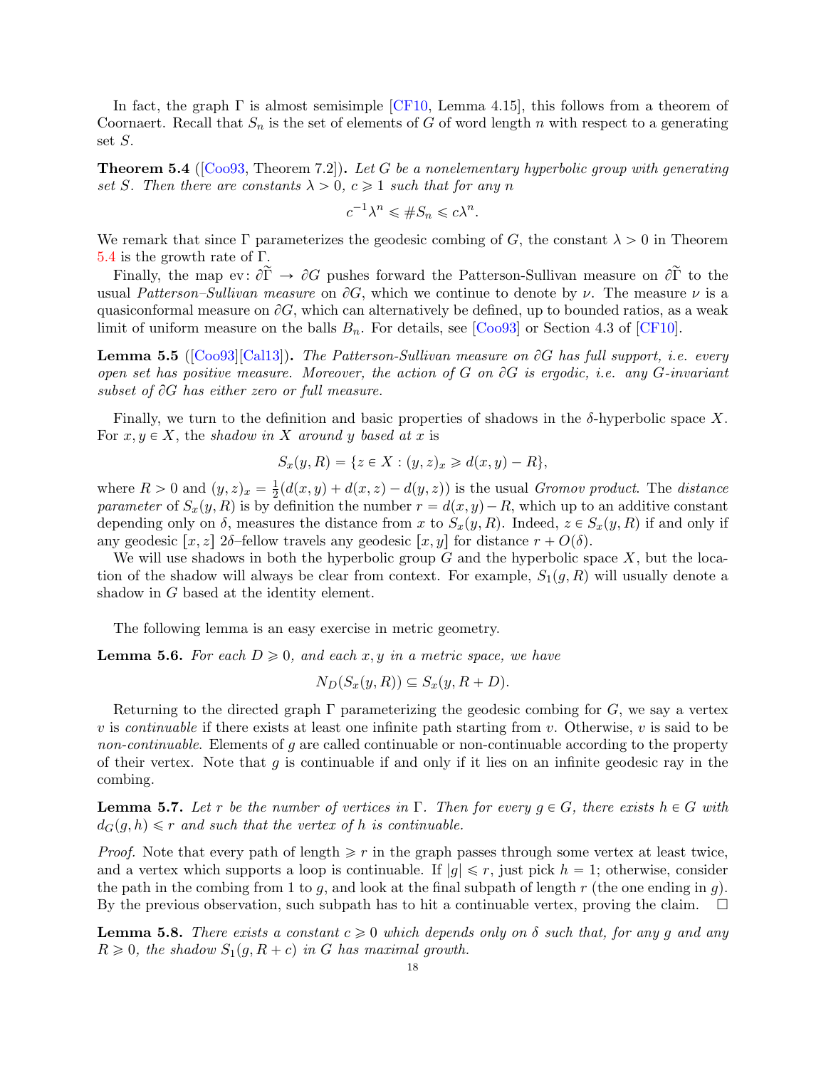In fact, the graph $\Gamma$ is almost semisimple [CF10, Lemma 4.15], this follows from a theorem of Coornaert. Recall that $S_n$ is the set of elements of $G$ of word length $n$ with respect to a generating set $S$.

**Theorem 5.4** ([Coo93, Theorem 7.2]). *Let $G$ be a nonelementary hyperbolic group with generating set $S$. Then there are constants $\lambda > 0$, $c \geqslant 1$ such that for any $n$*

$$c^{-1}\lambda^n \leqslant \# S_n \leqslant c\lambda^n.$$

We remark that since $\Gamma$ parameterizes the geodesic combing of $G$, the constant $\lambda > 0$ in Theorem 5.4 is the growth rate of $\Gamma$.

Finally, the map $\mathrm{ev}\colon \partial\widetilde{\Gamma} \to \partial G$ pushes forward the Patterson-Sullivan measure on $\partial\widetilde{\Gamma}$ to the usual *Patterson–Sullivan measure* on $\partial G$, which we continue to denote by $\nu$. The measure $\nu$ is a quasiconformal measure on $\partial G$, which can alternatively be defined, up to bounded ratios, as a weak limit of uniform measure on the balls $B_n$. For details, see [Coo93] or Section 4.3 of [CF10].

**Lemma 5.5** ([Coo93][Cal13]). *The Patterson-Sullivan measure on $\partial G$ has full support, i.e. every open set has positive measure. Moreover, the action of $G$ on $\partial G$ is ergodic, i.e. any $G$-invariant subset of $\partial G$ has either zero or full measure.*

Finally, we turn to the definition and basic properties of shadows in the $\delta$-hyperbolic space $X$. For $x, y \in X$, the *shadow in $X$ around $y$ based at $x$* is

$$S_x(y, R) = \{z \in X : (y, z)_x \geqslant d(x, y) - R\},$$

where $R > 0$ and $(y, z)_x = \frac{1}{2}(d(x, y) + d(x, z) - d(y, z))$ is the usual *Gromov product*. The *distance parameter* of $S_x(y, R)$ is by definition the number $r = d(x, y) - R$, which up to an additive constant depending only on $\delta$, measures the distance from $x$ to $S_x(y, R)$. Indeed, $z \in S_x(y, R)$ if and only if any geodesic $[x, z]$ $2\delta$–fellow travels any geodesic $[x, y]$ for distance $r + O(\delta)$.

We will use shadows in both the hyperbolic group $G$ and the hyperbolic space $X$, but the location of the shadow will always be clear from context. For example, $S_1(g, R)$ will usually denote a shadow in $G$ based at the identity element.

The following lemma is an easy exercise in metric geometry.

**Lemma 5.6.** *For each $D \geqslant 0$, and each $x, y$ in a metric space, we have*

$$N_D(S_x(y, R)) \subseteq S_x(y, R + D).$$

Returning to the directed graph $\Gamma$ parameterizing the geodesic combing for $G$, we say a vertex $v$ is *continuable* if there exists at least one infinite path starting from $v$. Otherwise, $v$ is said to be *non-continuable*. Elements of $g$ are called continuable or non-continuable according to the property of their vertex. Note that $g$ is continuable if and only if it lies on an infinite geodesic ray in the combing.

**Lemma 5.7.** *Let $r$ be the number of vertices in $\Gamma$. Then for every $g \in G$, there exists $h \in G$ with $d_G(g, h) \leqslant r$ and such that the vertex of $h$ is continuable.*

*Proof.* Note that every path of length $\geqslant r$ in the graph passes through some vertex at least twice, and a vertex which supports a loop is continuable. If $|g| \leqslant r$, just pick $h = 1$; otherwise, consider the path in the combing from $1$ to $g$, and look at the final subpath of length $r$ (the one ending in $g$). By the previous observation, such subpath has to hit a continuable vertex, proving the claim. $\square$

**Lemma 5.8.** *There exists a constant $c \geqslant 0$ which depends only on $\delta$ such that, for any $g$ and any $R \geqslant 0$, the shadow $S_1(g, R + c)$ in $G$ has maximal growth.*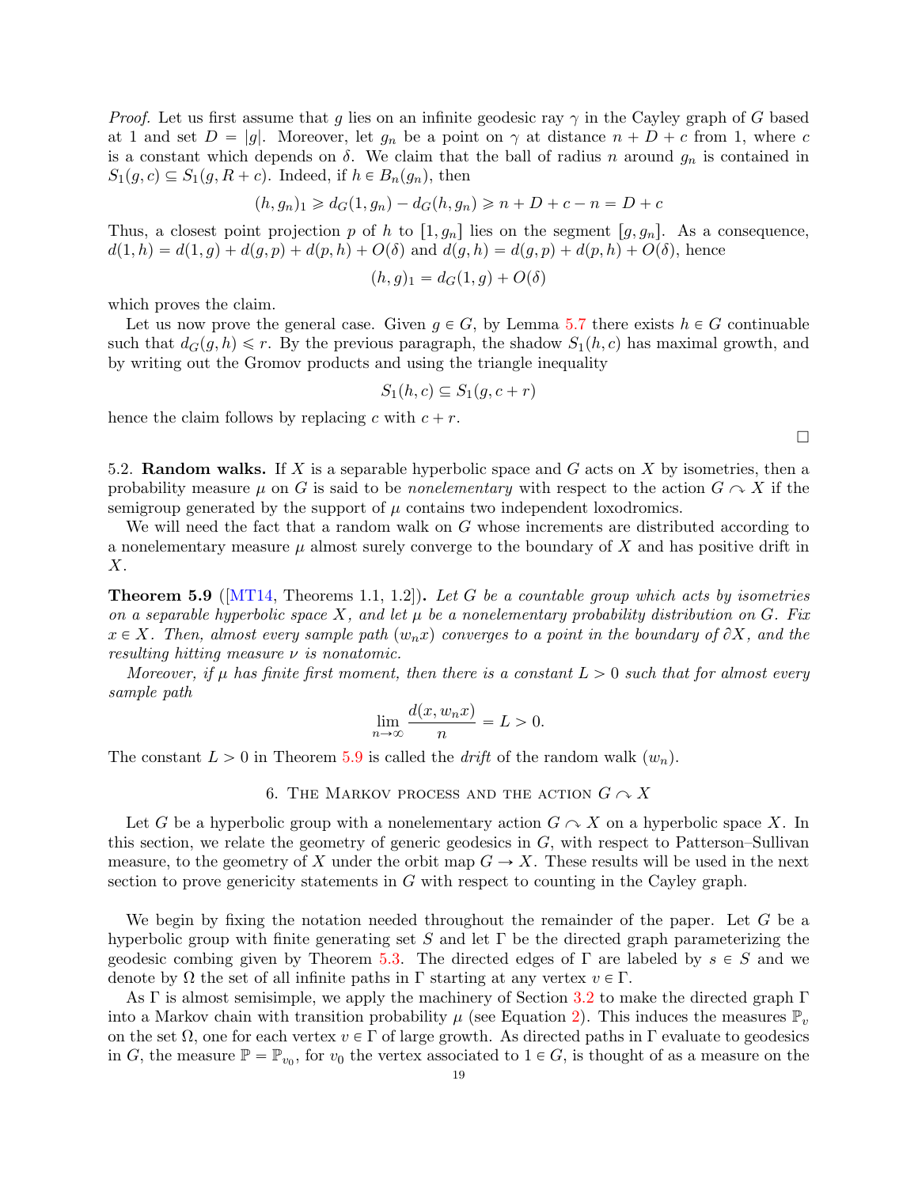*Proof.* Let us first assume that $g$ lies on an infinite geodesic ray $\gamma$ in the Cayley graph of $G$ based at 1 and set $D = |g|$. Moreover, let $g_n$ be a point on $\gamma$ at distance $n + D + c$ from 1, where $c$ is a constant which depends on $\delta$. We claim that the ball of radius $n$ around $g_n$ is contained in $S_1(g, c) \subseteq S_1(g, R + c)$. Indeed, if $h \in B_n(g_n)$, then

$$(h, g_n)_1 \geqslant d_G(1, g_n) - d_G(h, g_n) \geqslant n + D + c - n = D + c$$

Thus, a closest point projection $p$ of $h$ to $[1, g_n]$ lies on the segment $[g, g_n]$. As a consequence, $d(1, h) = d(1, g) + d(g, p) + d(p, h) + O(\delta)$ and $d(g, h) = d(g, p) + d(p, h) + O(\delta)$, hence

$$(h, g)_1 = d_G(1, g) + O(\delta)$$

which proves the claim.

Let us now prove the general case. Given $g \in G$, by Lemma 5.7 there exists $h \in G$ continuable such that $d_G(g, h) \leqslant r$. By the previous paragraph, the shadow $S_1(h, c)$ has maximal growth, and by writing out the Gromov products and using the triangle inequality

$$S_1(h, c) \subseteq S_1(g, c + r)$$

hence the claim follows by replacing $c$ with $c + r$. □

5.2. **Random walks.** If $X$ is a separable hyperbolic space and $G$ acts on $X$ by isometries, then a probability measure $\mu$ on $G$ is said to be *nonelementary* with respect to the action $G \curvearrowright X$ if the semigroup generated by the support of $\mu$ contains two independent loxodromics.

We will need the fact that a random walk on $G$ whose increments are distributed according to a nonelementary measure $\mu$ almost surely converge to the boundary of $X$ and has positive drift in $X$.

**Theorem 5.9** ([MT14, Theorems 1.1, 1.2])**.** *Let $G$ be a countable group which acts by isometries on a separable hyperbolic space $X$, and let $\mu$ be a nonelementary probability distribution on $G$. Fix $x \in X$. Then, almost every sample path $(w_n x)$ converges to a point in the boundary of $\partial X$, and the resulting hitting measure $\nu$ is nonatomic.*

*Moreover, if $\mu$ has finite first moment, then there is a constant $L > 0$ such that for almost every sample path*

$$\lim_{n\to\infty} \frac{d(x, w_n x)}{n} = L > 0.$$

The constant $L > 0$ in Theorem 5.9 is called the *drift* of the random walk $(w_n)$.

## 6. The Markov process and the action $G \curvearrowright X$

Let $G$ be a hyperbolic group with a nonelementary action $G \curvearrowright X$ on a hyperbolic space $X$. In this section, we relate the geometry of generic geodesics in $G$, with respect to Patterson–Sullivan measure, to the geometry of $X$ under the orbit map $G \to X$. These results will be used in the next section to prove genericity statements in $G$ with respect to counting in the Cayley graph.

We begin by fixing the notation needed throughout the remainder of the paper. Let $G$ be a hyperbolic group with finite generating set $S$ and let $\Gamma$ be the directed graph parameterizing the geodesic combing given by Theorem 5.3. The directed edges of $\Gamma$ are labeled by $s \in S$ and we denote by $\Omega$ the set of all infinite paths in $\Gamma$ starting at any vertex $v \in \Gamma$.

As $\Gamma$ is almost semisimple, we apply the machinery of Section 3.2 to make the directed graph $\Gamma$ into a Markov chain with transition probability $\mu$ (see Equation 2). This induces the measures $\mathbb{P}_v$ on the set $\Omega$, one for each vertex $v \in \Gamma$ of large growth. As directed paths in $\Gamma$ evaluate to geodesics in $G$, the measure $\mathbb{P} = \mathbb{P}_{v_0}$, for $v_0$ the vertex associated to $1 \in G$, is thought of as a measure on the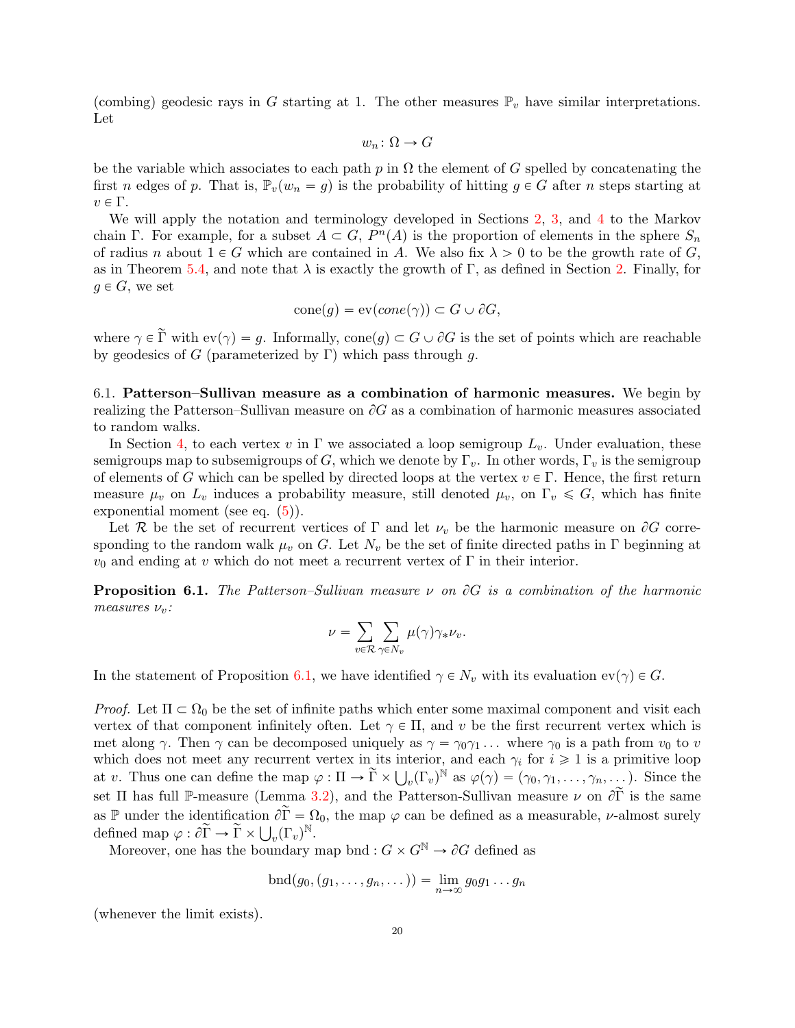(combing) geodesic rays in $G$ starting at 1. The other measures $\mathbb{P}_v$ have similar interpretations. Let

$$w_n \colon \Omega \to G$$

be the variable which associates to each path $p$ in $\Omega$ the element of $G$ spelled by concatenating the first $n$ edges of $p$. That is, $\mathbb{P}_v(w_n = g)$ is the probability of hitting $g \in G$ after $n$ steps starting at $v \in \Gamma$.

We will apply the notation and terminology developed in Sections 2, 3, and 4 to the Markov chain $\Gamma$. For example, for a subset $A \subset G$, $P^n(A)$ is the proportion of elements in the sphere $S_n$ of radius $n$ about $1 \in G$ which are contained in $A$. We also fix $\lambda > 0$ to be the growth rate of $G$, as in Theorem 5.4, and note that $\lambda$ is exactly the growth of $\Gamma$, as defined in Section 2. Finally, for $g \in G$, we set

$$\text{cone}(g) = \text{ev}(\mathit{cone}(\gamma)) \subset G \cup \partial G,$$

where $\gamma \in \widetilde{\Gamma}$ with $\text{ev}(\gamma) = g$. Informally, $\text{cone}(g) \subset G \cup \partial G$ is the set of points which are reachable by geodesics of $G$ (parameterized by $\Gamma$) which pass through $g$.

6.1. **Patterson–Sullivan measure as a combination of harmonic measures.** We begin by realizing the Patterson–Sullivan measure on $\partial G$ as a combination of harmonic measures associated to random walks.

In Section 4, to each vertex $v$ in $\Gamma$ we associated a loop semigroup $L_v$. Under evaluation, these semigroups map to subsemigroups of $G$, which we denote by $\Gamma_v$. In other words, $\Gamma_v$ is the semigroup of elements of $G$ which can be spelled by directed loops at the vertex $v \in \Gamma$. Hence, the first return measure $\mu_v$ on $L_v$ induces a probability measure, still denoted $\mu_v$, on $\Gamma_v \leqslant G$, which has finite exponential moment (see eq. (5)).

Let $\mathcal{R}$ be the set of recurrent vertices of $\Gamma$ and let $\nu_v$ be the harmonic measure on $\partial G$ corresponding to the random walk $\mu_v$ on $G$. Let $N_v$ be the set of finite directed paths in $\Gamma$ beginning at $v_0$ and ending at $v$ which do not meet a recurrent vertex of $\Gamma$ in their interior.

**Proposition 6.1.** *The Patterson–Sullivan measure $\nu$ on $\partial G$ is a combination of the harmonic measures $\nu_v$:*

$$\nu = \sum_{v \in \mathcal{R}} \sum_{\gamma \in N_v} \mu(\gamma) \gamma_* \nu_v.$$

In the statement of Proposition 6.1, we have identified $\gamma \in N_v$ with its evaluation $\text{ev}(\gamma) \in G$.

*Proof.* Let $\Pi \subset \Omega_0$ be the set of infinite paths which enter some maximal component and visit each vertex of that component infinitely often. Let $\gamma \in \Pi$, and $v$ be the first recurrent vertex which is met along $\gamma$. Then $\gamma$ can be decomposed uniquely as $\gamma = \gamma_0 \gamma_1 \dots$ where $\gamma_0$ is a path from $v_0$ to $v$ which does not meet any recurrent vertex in its interior, and each $\gamma_i$ for $i \geqslant 1$ is a primitive loop at $v$. Thus one can define the map $\varphi : \Pi \to \widetilde{\Gamma} \times \bigcup_v (\Gamma_v)^{\mathbb{N}}$ as $\varphi(\gamma) = (\gamma_0, \gamma_1, \dots, \gamma_n, \dots)$. Since the set $\Pi$ has full $\mathbb{P}$-measure (Lemma 3.2), and the Patterson-Sullivan measure $\nu$ on $\partial\widetilde{\Gamma}$ is the same as $\mathbb{P}$ under the identification $\partial\widetilde{\Gamma} = \Omega_0$, the map $\varphi$ can be defined as a measurable, $\nu$-almost surely defined map $\varphi : \partial\widetilde{\Gamma} \to \widetilde{\Gamma} \times \bigcup_v (\Gamma_v)^{\mathbb{N}}$.

Moreover, one has the boundary map $\text{bnd} : G \times G^{\mathbb{N}} \to \partial G$ defined as

$$\text{bnd}(g_0, (g_1, \dots, g_n, \dots)) = \lim_{n \to \infty} g_0 g_1 \dots g_n$$

(whenever the limit exists).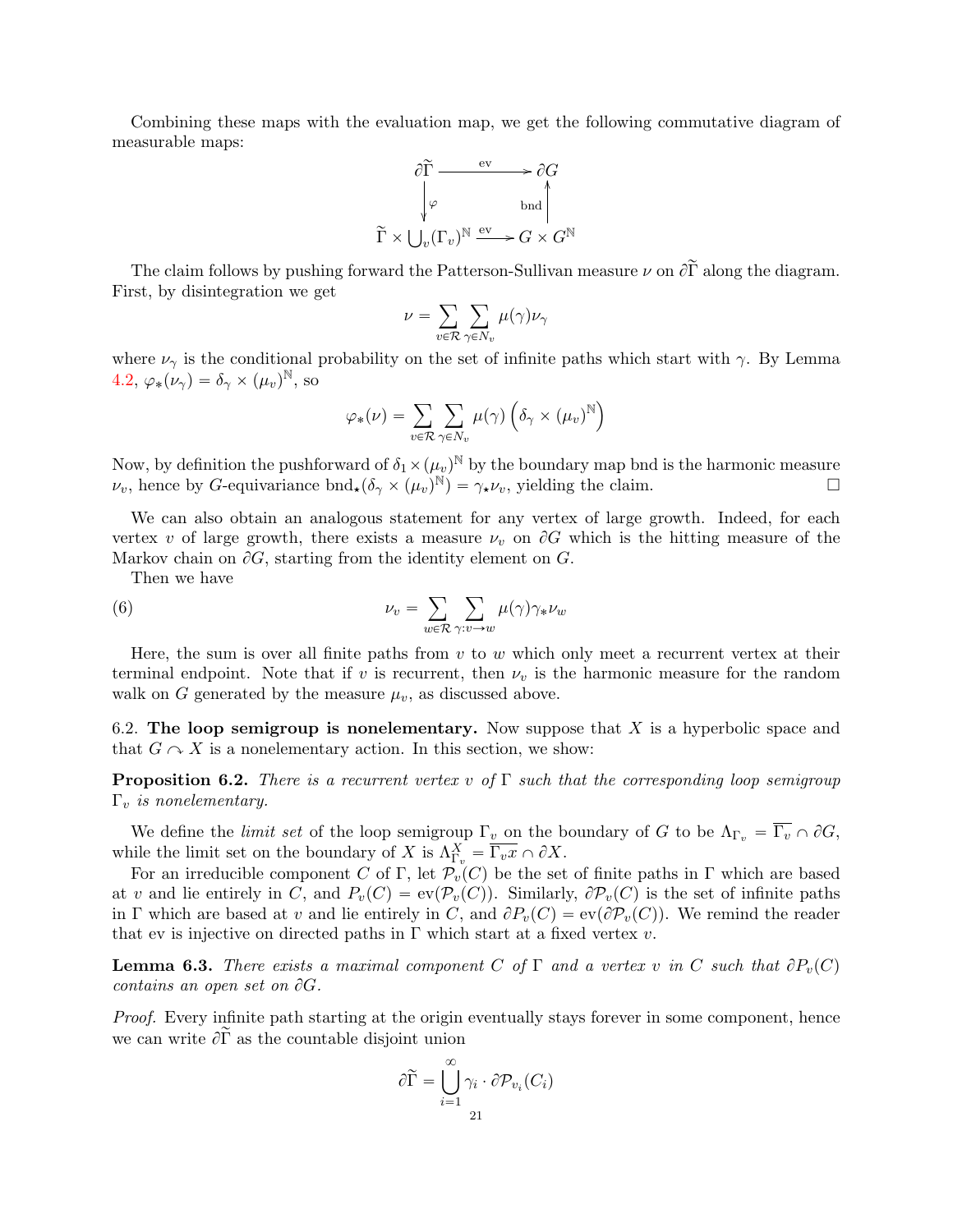Combining these maps with the evaluation map, we get the following commutative diagram of measurable maps:

$$
\begin{array}{ccc}
\partial\widetilde{\Gamma} & \xrightarrow{\text{ev}} & \partial G \\
\big\downarrow \varphi & & \big\uparrow \text{bnd} \\
\widetilde{\Gamma} \times \bigcup_v (\Gamma_v)^{\mathbb{N}} & \xrightarrow{\text{ev}} & G \times G^{\mathbb{N}}
\end{array}
$$

The claim follows by pushing forward the Patterson-Sullivan measure $\nu$ on $\partial\widetilde{\Gamma}$ along the diagram. First, by disintegration we get

$$
\nu = \sum_{v \in \mathcal{R}} \sum_{\gamma \in N_v} \mu(\gamma) \nu_\gamma
$$

where $\nu_\gamma$ is the conditional probability on the set of infinite paths which start with $\gamma$. By Lemma 4.2, $\varphi_*(\nu_\gamma) = \delta_\gamma \times (\mu_v)^{\mathbb{N}}$, so

$$
\varphi_*(\nu) = \sum_{v \in \mathcal{R}} \sum_{\gamma \in N_v} \mu(\gamma) \left( \delta_\gamma \times (\mu_v)^{\mathbb{N}} \right)
$$

Now, by definition the pushforward of $\delta_1 \times (\mu_v)^{\mathbb{N}}$ by the boundary map bnd is the harmonic measure $\nu_v$, hence by $G$-equivariance $\text{bnd}_\star(\delta_\gamma \times (\mu_v)^{\mathbb{N}}) = \gamma_\star \nu_v$, yielding the claim. $\square$

We can also obtain an analogous statement for any vertex of large growth. Indeed, for each vertex $v$ of large growth, there exists a measure $\nu_v$ on $\partial G$ which is the hitting measure of the Markov chain on $\partial G$, starting from the identity element on $G$.

Then we have

$$
\nu_v = \sum_{w \in \mathcal{R}} \sum_{\gamma : v \to w} \mu(\gamma) \gamma_* \nu_w \tag{6}
$$

Here, the sum is over all finite paths from $v$ to $w$ which only meet a recurrent vertex at their terminal endpoint. Note that if $v$ is recurrent, then $\nu_v$ is the harmonic measure for the random walk on $G$ generated by the measure $\mu_v$, as discussed above.

## 6.2. The loop semigroup is nonelementary.

Now suppose that $X$ is a hyperbolic space and that $G \curvearrowright X$ is a nonelementary action. In this section, we show:

**Proposition 6.2.** *There is a recurrent vertex $v$ of $\Gamma$ such that the corresponding loop semigroup $\Gamma_v$ is nonelementary.*

We define the *limit set* of the loop semigroup $\Gamma_v$ on the boundary of $G$ to be $\Lambda_{\Gamma_v} = \overline{\Gamma_v} \cap \partial G$, while the limit set on the boundary of $X$ is $\Lambda^X_{\Gamma_v} = \overline{\Gamma_v x} \cap \partial X$.

For an irreducible component $C$ of $\Gamma$, let $\mathcal{P}_v(C)$ be the set of finite paths in $\Gamma$ which are based at $v$ and lie entirely in $C$, and $P_v(C) = \text{ev}(\mathcal{P}_v(C))$. Similarly, $\partial\mathcal{P}_v(C)$ is the set of infinite paths in $\Gamma$ which are based at $v$ and lie entirely in $C$, and $\partial P_v(C) = \text{ev}(\partial\mathcal{P}_v(C))$. We remind the reader that ev is injective on directed paths in $\Gamma$ which start at a fixed vertex $v$.

**Lemma 6.3.** *There exists a maximal component $C$ of $\Gamma$ and a vertex $v$ in $C$ such that $\partial P_v(C)$ contains an open set on $\partial G$.*

*Proof.* Every infinite path starting at the origin eventually stays forever in some component, hence we can write $\partial\widetilde{\Gamma}$ as the countable disjoint union

$$
\partial\widetilde{\Gamma} = \bigcup_{i=1}^{\infty} \gamma_i \cdot \partial\mathcal{P}_{v_i}(C_i)
$$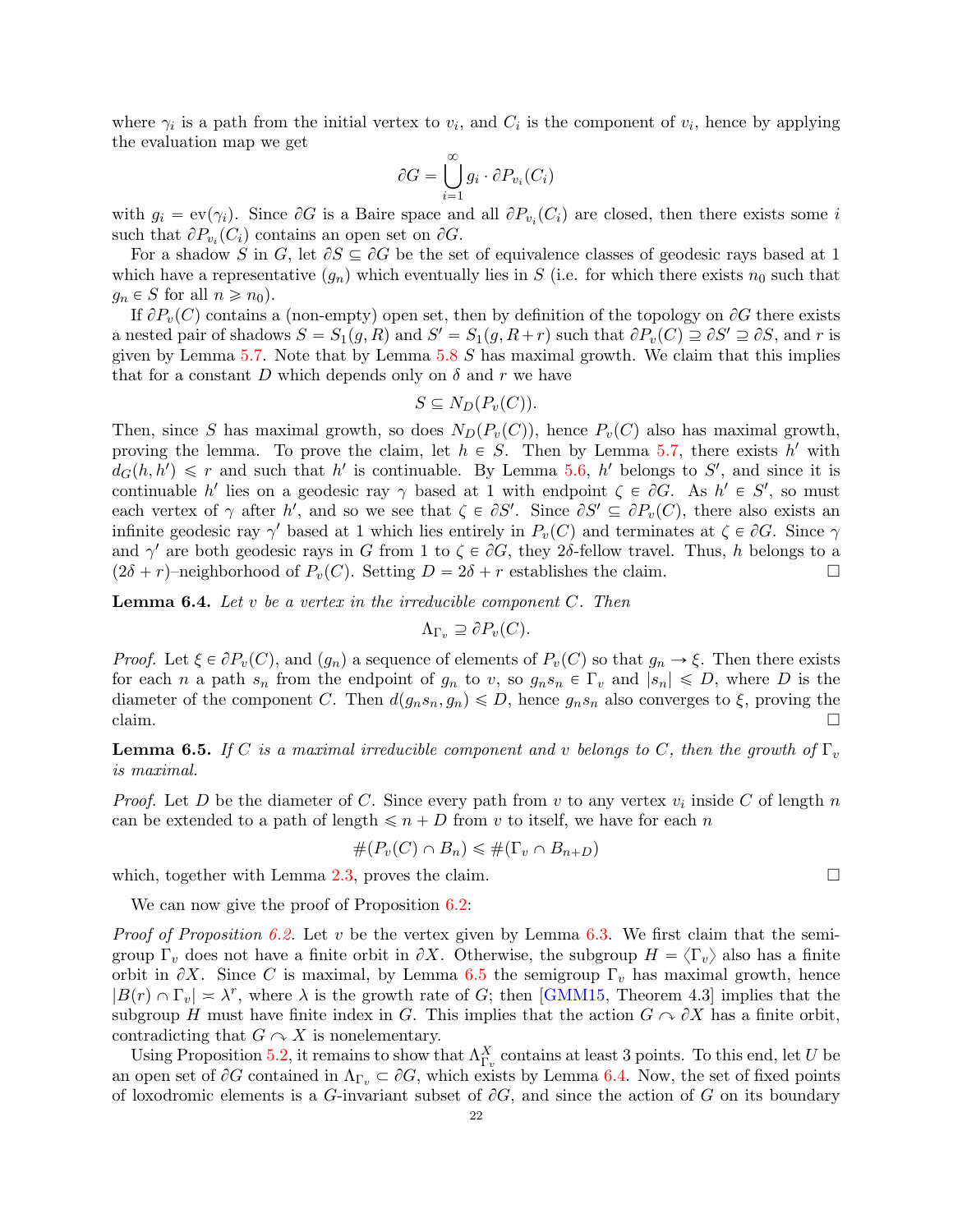where $\gamma_i$ is a path from the initial vertex to $v_i$, and $C_i$ is the component of $v_i$, hence by applying the evaluation map we get

$$\partial G = \bigcup_{i=1}^{\infty} g_i \cdot \partial P_{v_i}(C_i)$$

with $g_i = \text{ev}(\gamma_i)$. Since $\partial G$ is a Baire space and all $\partial P_{v_i}(C_i)$ are closed, then there exists some $i$ such that $\partial P_{v_i}(C_i)$ contains an open set on $\partial G$.

For a shadow $S$ in $G$, let $\partial S \subseteq \partial G$ be the set of equivalence classes of geodesic rays based at 1 which have a representative $(g_n)$ which eventually lies in $S$ (i.e. for which there exists $n_0$ such that $g_n \in S$ for all $n \geqslant n_0$).

If $\partial P_v(C)$ contains a (non-empty) open set, then by definition of the topology on $\partial G$ there exists a nested pair of shadows $S = S_1(g, R)$ and $S' = S_1(g, R+r)$ such that $\partial P_v(C) \supseteq \partial S' \supseteq \partial S$, and $r$ is given by Lemma 5.7. Note that by Lemma 5.8 $S$ has maximal growth. We claim that this implies that for a constant $D$ which depends only on $\delta$ and $r$ we have

$$S \subseteq N_D(P_v(C)).$$

Then, since $S$ has maximal growth, so does $N_D(P_v(C))$, hence $P_v(C)$ also has maximal growth, proving the lemma. To prove the claim, let $h \in S$. Then by Lemma 5.7, there exists $h'$ with $d_G(h, h') \leqslant r$ and such that $h'$ is continuable. By Lemma 5.6, $h'$ belongs to $S'$, and since it is continuable $h'$ lies on a geodesic ray $\gamma$ based at 1 with endpoint $\zeta \in \partial G$. As $h' \in S'$, so must each vertex of $\gamma$ after $h'$, and so we see that $\zeta \in \partial S'$. Since $\partial S' \subseteq \partial P_v(C)$, there also exists an infinite geodesic ray $\gamma'$ based at 1 which lies entirely in $P_v(C)$ and terminates at $\zeta \in \partial G$. Since $\gamma$ and $\gamma'$ are both geodesic rays in $G$ from 1 to $\zeta \in \partial G$, they $2\delta$-fellow travel. Thus, $h$ belongs to a $(2\delta + r)$–neighborhood of $P_v(C)$. Setting $D = 2\delta + r$ establishes the claim. $\square$

**Lemma 6.4.** *Let $v$ be a vertex in the irreducible component $C$. Then*

$$\Lambda_{\Gamma_v} \supseteq \partial P_v(C).$$

*Proof.* Let $\xi \in \partial P_v(C)$, and $(g_n)$ a sequence of elements of $P_v(C)$ so that $g_n \to \xi$. Then there exists for each $n$ a path $s_n$ from the endpoint of $g_n$ to $v$, so $g_n s_n \in \Gamma_v$ and $|s_n| \leqslant D$, where $D$ is the diameter of the component $C$. Then $d(g_n s_n, g_n) \leqslant D$, hence $g_n s_n$ also converges to $\xi$, proving the claim. $\square$

**Lemma 6.5.** *If $C$ is a maximal irreducible component and $v$ belongs to $C$, then the growth of $\Gamma_v$ is maximal.*

*Proof.* Let $D$ be the diameter of $C$. Since every path from $v$ to any vertex $v_i$ inside $C$ of length $n$ can be extended to a path of length $\leqslant n + D$ from $v$ to itself, we have for each $n$

$$\#(P_v(C) \cap B_n) \leqslant \#(\Gamma_v \cap B_{n+D})$$

which, together with Lemma 2.3, proves the claim. $\square$

We can now give the proof of Proposition 6.2:

*Proof of Proposition 6.2.* Let $v$ be the vertex given by Lemma 6.3. We first claim that the semigroup $\Gamma_v$ does not have a finite orbit in $\partial X$. Otherwise, the subgroup $H = \langle \Gamma_v \rangle$ also has a finite orbit in $\partial X$. Since $C$ is maximal, by Lemma 6.5 the semigroup $\Gamma_v$ has maximal growth, hence $|B(r) \cap \Gamma_v| \asymp \lambda^r$, where $\lambda$ is the growth rate of $G$; then [GMM15, Theorem 4.3] implies that the subgroup $H$ must have finite index in $G$. This implies that the action $G \curvearrowright \partial X$ has a finite orbit, contradicting that $G \curvearrowright X$ is nonelementary.

Using Proposition 5.2, it remains to show that $\Lambda^X_{\Gamma_v}$ contains at least 3 points. To this end, let $U$ be an open set of $\partial G$ contained in $\Lambda_{\Gamma_v} \subset \partial G$, which exists by Lemma 6.4. Now, the set of fixed points of loxodromic elements is a $G$-invariant subset of $\partial G$, and since the action of $G$ on its boundary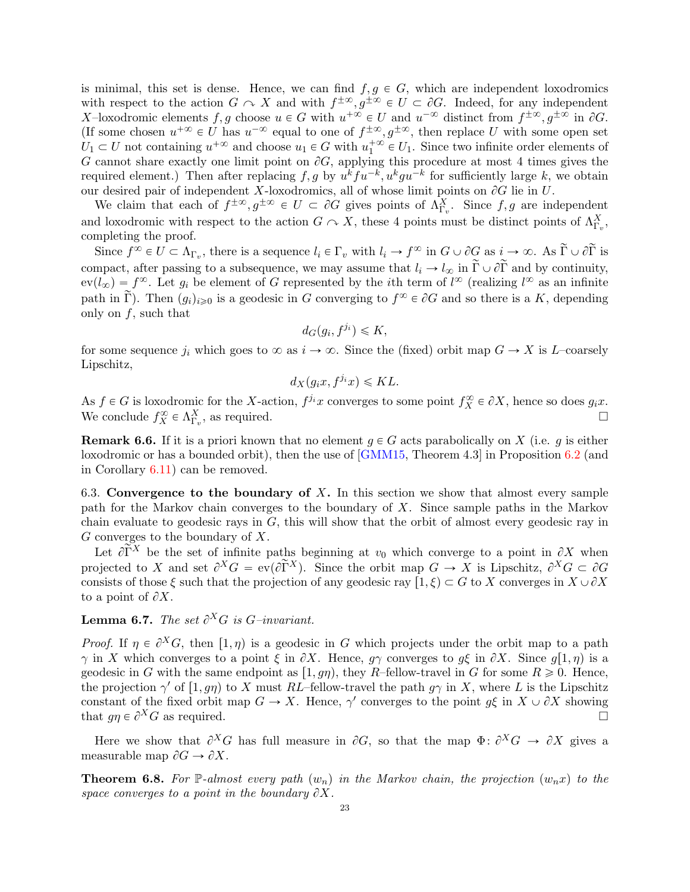is minimal, this set is dense. Hence, we can find $f, g \in G$, which are independent loxodromics with respect to the action $G \curvearrowright X$ and with $f^{\pm\infty}, g^{\pm\infty} \in U \subset \partial G$. Indeed, for any independent $X$–loxodromic elements $f, g$ choose $u \in G$ with $u^{+\infty} \in U$ and $u^{-\infty}$ distinct from $f^{\pm\infty}, g^{\pm\infty}$ in $\partial G$. (If some chosen $u^{+\infty} \in U$ has $u^{-\infty}$ equal to one of $f^{\pm\infty}, g^{\pm\infty}$, then replace $U$ with some open set $U_1 \subset U$ not containing $u^{+\infty}$ and choose $u_1 \in G$ with $u_1^{+\infty} \in U_1$. Since two infinite order elements of $G$ cannot share exactly one limit point on $\partial G$, applying this procedure at most 4 times gives the required element.) Then after replacing $f, g$ by $u^k f u^{-k}, u^k g u^{-k}$ for sufficiently large $k$, we obtain our desired pair of independent $X$-loxodromics, all of whose limit points on $\partial G$ lie in $U$.

We claim that each of $f^{\pm\infty}, g^{\pm\infty} \in U \subset \partial G$ gives points of $\Lambda^X_{\Gamma_v}$. Since $f, g$ are independent and loxodromic with respect to the action $G \curvearrowright X$, these 4 points must be distinct points of $\Lambda^X_{\Gamma_v}$, completing the proof.

Since $f^\infty \in U \subset \Lambda_{\Gamma_v}$, there is a sequence $l_i \in \Gamma_v$ with $l_i \to f^\infty$ in $G \cup \partial G$ as $i \to \infty$. As $\widetilde{\Gamma} \cup \partial\widetilde{\Gamma}$ is compact, after passing to a subsequence, we may assume that $l_i \to l_\infty$ in $\widetilde{\Gamma} \cup \partial\widetilde{\Gamma}$ and by continuity, $\mathrm{ev}(l_\infty) = f^\infty$. Let $g_i$ be element of $G$ represented by the $i$th term of $l^\infty$ (realizing $l^\infty$ as an infinite path in $\widetilde{\Gamma}$). Then $(g_i)_{i \geqslant 0}$ is a geodesic in $G$ converging to $f^\infty \in \partial G$ and so there is a $K$, depending only on $f$, such that

$$d_G(g_i, f^{j_i}) \leqslant K,$$

for some sequence $j_i$ which goes to $\infty$ as $i \to \infty$. Since the (fixed) orbit map $G \to X$ is $L$–coarsely Lipschitz,

$$d_X(g_i x, f^{j_i} x) \leqslant KL.$$

As $f \in G$ is loxodromic for the $X$-action, $f^{j_i} x$ converges to some point $f^\infty_X \in \partial X$, hence so does $g_i x$. We conclude $f^\infty_X \in \Lambda^X_{\Gamma_v}$, as required. □

**Remark 6.6.** If it is a priori known that no element $g \in G$ acts parabolically on $X$ (i.e. $g$ is either loxodromic or has a bounded orbit), then the use of [GMM15, Theorem 4.3] in Proposition 6.2 (and in Corollary 6.11) can be removed.

6.3. **Convergence to the boundary of $X$.** In this section we show that almost every sample path for the Markov chain converges to the boundary of $X$. Since sample paths in the Markov chain evaluate to geodesic rays in $G$, this will show that the orbit of almost every geodesic ray in $G$ converges to the boundary of $X$.

Let $\partial\widetilde{\Gamma}^X$ be the set of infinite paths beginning at $v_0$ which converge to a point in $\partial X$ when projected to $X$ and set $\partial^X G = \mathrm{ev}(\partial\widetilde{\Gamma}^X)$. Since the orbit map $G \to X$ is Lipschitz, $\partial^X G \subset \partial G$ consists of those $\xi$ such that the projection of any geodesic ray $[1, \xi) \subset G$ to $X$ converges in $X \cup \partial X$ to a point of $\partial X$.

**Lemma 6.7.** *The set $\partial^X G$ is $G$–invariant.*

*Proof.* If $\eta \in \partial^X G$, then $[1, \eta)$ is a geodesic in $G$ which projects under the orbit map to a path $\gamma$ in $X$ which converges to a point $\xi$ in $\partial X$. Hence, $g\gamma$ converges to $g\xi$ in $\partial X$. Since $g[1, \eta)$ is a geodesic in $G$ with the same endpoint as $[1, g\eta)$, they $R$–fellow-travel in $G$ for some $R \geqslant 0$. Hence, the projection $\gamma'$ of $[1, g\eta)$ to $X$ must $RL$–fellow-travel the path $g\gamma$ in $X$, where $L$ is the Lipschitz constant of the fixed orbit map $G \to X$. Hence, $\gamma'$ converges to the point $g\xi$ in $X \cup \partial X$ showing that $g\eta \in \partial^X G$ as required. □

Here we show that $\partial^X G$ has full measure in $\partial G$, so that the map $\Phi \colon \partial^X G \to \partial X$ gives a measurable map $\partial G \to \partial X$.

**Theorem 6.8.** *For $\mathbb{P}$-almost every path $(w_n)$ in the Markov chain, the projection $(w_n x)$ to the space converges to a point in the boundary $\partial X$.*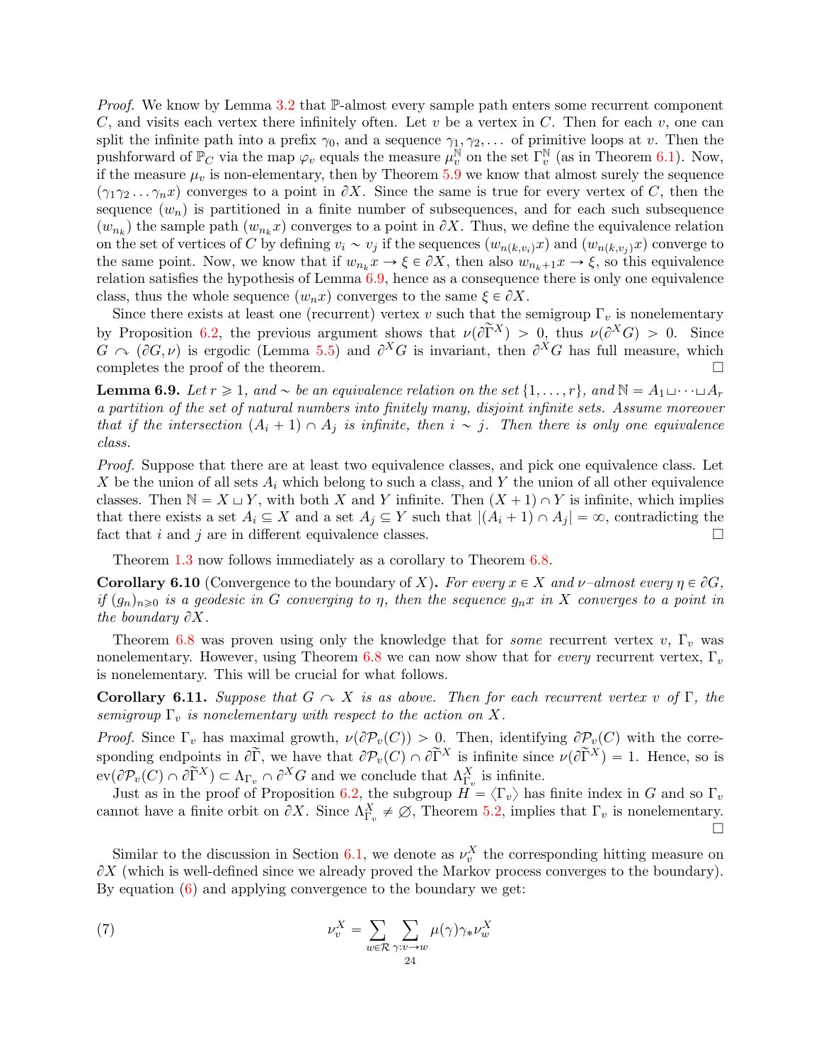*Proof.* We know by Lemma 3.2 that $\mathbb{P}$-almost every sample path enters some recurrent component $C$, and visits each vertex there infinitely often. Let $v$ be a vertex in $C$. Then for each $v$, one can split the infinite path into a prefix $\gamma_0$, and a sequence $\gamma_1, \gamma_2, \dots$ of primitive loops at $v$. Then the pushforward of $\mathbb{P}_C$ via the map $\varphi_v$ equals the measure $\mu_v^{\mathbb{N}}$ on the set $\Gamma_v^{\mathbb{N}}$ (as in Theorem 6.1). Now, if the measure $\mu_v$ is non-elementary, then by Theorem 5.9 we know that almost surely the sequence $(\gamma_1\gamma_2\dots\gamma_n x)$ converges to a point in $\partial X$. Since the same is true for every vertex of $C$, then the sequence $(w_n)$ is partitioned in a finite number of subsequences, and for each such subsequence $(w_{n_k})$ the sample path $(w_{n_k}x)$ converges to a point in $\partial X$. Thus, we define the equivalence relation on the set of vertices of $C$ by defining $v_i \sim v_j$ if the sequences $(w_{n(k,v_i)}x)$ and $(w_{n(k,v_j)}x)$ converge to the same point. Now, we know that if $w_{n_k}x \to \xi \in \partial X$, then also $w_{n_k+1}x \to \xi$, so this equivalence relation satisfies the hypothesis of Lemma 6.9, hence as a consequence there is only one equivalence class, thus the whole sequence $(w_n x)$ converges to the same $\xi \in \partial X$.

Since there exists at least one (recurrent) vertex $v$ such that the semigroup $\Gamma_v$ is nonelementary by Proposition 6.2, the previous argument shows that $\nu(\partial\widetilde{\Gamma}^X) > 0$, thus $\nu(\partial^X G) > 0$. Since $G \curvearrowright (\partial G, \nu)$ is ergodic (Lemma 5.5) and $\partial^X G$ is invariant, then $\partial^X G$ has full measure, which completes the proof of the theorem. ☐

**Lemma 6.9.** *Let $r \geqslant 1$, and $\sim$ be an equivalence relation on the set $\{1, \dots, r\}$, and $\mathbb{N} = A_1 \sqcup \dots \sqcup A_r$ a partition of the set of natural numbers into finitely many, disjoint infinite sets. Assume moreover that if the intersection $(A_i + 1) \cap A_j$ is infinite, then $i \sim j$. Then there is only one equivalence class.*

*Proof.* Suppose that there are at least two equivalence classes, and pick one equivalence class. Let $X$ be the union of all sets $A_i$ which belong to such a class, and $Y$ the union of all other equivalence classes. Then $\mathbb{N} = X \sqcup Y$, with both $X$ and $Y$ infinite. Then $(X + 1) \cap Y$ is infinite, which implies that there exists a set $A_i \subseteq X$ and a set $A_j \subseteq Y$ such that $|(A_i + 1) \cap A_j| = \infty$, contradicting the fact that $i$ and $j$ are in different equivalence classes. ☐

Theorem 1.3 now follows immediately as a corollary to Theorem 6.8.

**Corollary 6.10** (Convergence to the boundary of $X$)**.** *For every $x \in X$ and $\nu$–almost every $\eta \in \partial G$, if $(g_n)_{n \geqslant 0}$ is a geodesic in $G$ converging to $\eta$, then the sequence $g_n x$ in $X$ converges to a point in the boundary $\partial X$.*

Theorem 6.8 was proven using only the knowledge that for *some* recurrent vertex $v$, $\Gamma_v$ was nonelementary. However, using Theorem 6.8 we can now show that for *every* recurrent vertex, $\Gamma_v$ is nonelementary. This will be crucial for what follows.

**Corollary 6.11.** *Suppose that $G \curvearrowright X$ is as above. Then for each recurrent vertex $v$ of $\Gamma$, the semigroup $\Gamma_v$ is nonelementary with respect to the action on $X$.*

*Proof.* Since $\Gamma_v$ has maximal growth, $\nu(\partial\mathcal{P}_v(C)) > 0$. Then, identifying $\partial\mathcal{P}_v(C)$ with the corresponding endpoints in $\partial\widetilde{\Gamma}$, we have that $\partial\mathcal{P}_v(C) \cap \partial\widetilde{\Gamma}^X$ is infinite since $\nu(\partial\widetilde{\Gamma}^X) = 1$. Hence, so is $\mathrm{ev}(\partial\mathcal{P}_v(C) \cap \partial\widetilde{\Gamma}^X) \subset \Lambda_{\Gamma_v} \cap \partial^X G$ and we conclude that $\Lambda_{\Gamma_v}^X$ is infinite.

Just as in the proof of Proposition 6.2, the subgroup $H = \langle \Gamma_v \rangle$ has finite index in $G$ and so $\Gamma_v$ cannot have a finite orbit on $\partial X$. Since $\Lambda_{\Gamma_v}^X \neq \emptyset$, Theorem 5.2, implies that $\Gamma_v$ is nonelementary. ☐

Similar to the discussion in Section 6.1, we denote as $\nu_v^X$ the corresponding hitting measure on $\partial X$ (which is well-defined since we already proved the Markov process converges to the boundary). By equation (6) and applying convergence to the boundary we get:

$$\nu_v^X = \sum_{w \in \mathcal{R}} \sum_{\gamma : v \to w} \mu(\gamma) \gamma_* \nu_w^X \tag{7}$$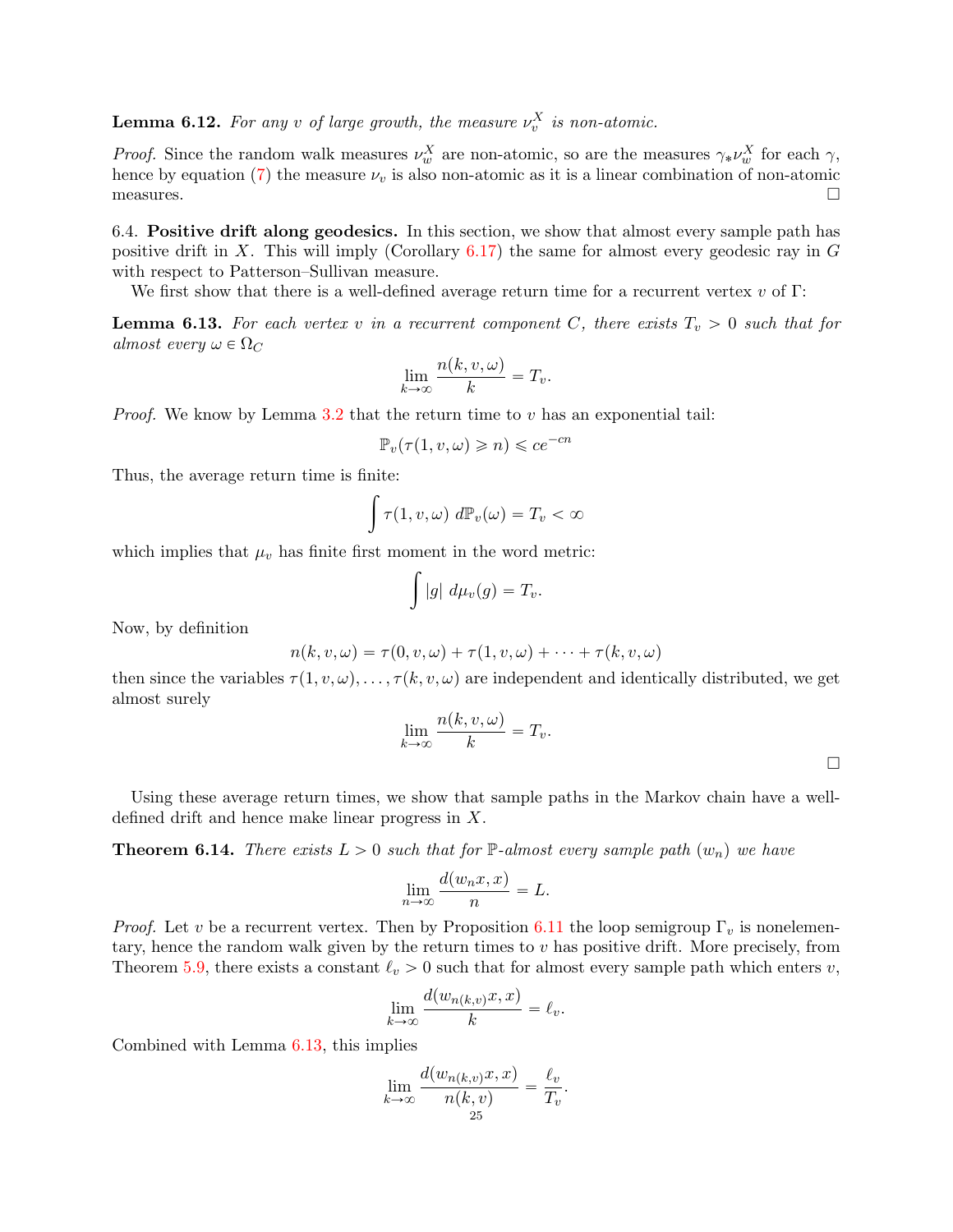**Lemma 6.12.** *For any $v$ of large growth, the measure $\nu_v^X$ is non-atomic.*

*Proof.* Since the random walk measures $\nu_w^X$ are non-atomic, so are the measures $\gamma_* \nu_w^X$ for each $\gamma$, hence by equation (7) the measure $\nu_v$ is also non-atomic as it is a linear combination of non-atomic measures. □

6.4. **Positive drift along geodesics.** In this section, we show that almost every sample path has positive drift in $X$. This will imply (Corollary 6.17) the same for almost every geodesic ray in $G$ with respect to Patterson–Sullivan measure.

We first show that there is a well-defined average return time for a recurrent vertex $v$ of $\Gamma$:

**Lemma 6.13.** *For each vertex $v$ in a recurrent component $C$, there exists $T_v > 0$ such that for almost every $\omega \in \Omega_C$*

$$\lim_{k \to \infty} \frac{n(k, v, \omega)}{k} = T_v.$$

*Proof.* We know by Lemma 3.2 that the return time to $v$ has an exponential tail:

$$\mathbb{P}_v(\tau(1, v, \omega) \geqslant n) \leqslant ce^{-cn}$$

Thus, the average return time is finite:

$$\int \tau(1, v, \omega) \, d\mathbb{P}_v(\omega) = T_v < \infty$$

which implies that $\mu_v$ has finite first moment in the word metric:

$$\int |g| \, d\mu_v(g) = T_v.$$

Now, by definition

$$n(k, v, \omega) = \tau(0, v, \omega) + \tau(1, v, \omega) + \cdots + \tau(k, v, \omega)$$

then since the variables $\tau(1, v, \omega), \ldots, \tau(k, v, \omega)$ are independent and identically distributed, we get almost surely

$$\lim_{k \to \infty} \frac{n(k, v, \omega)}{k} = T_v.$$

□

Using these average return times, we show that sample paths in the Markov chain have a well-defined drift and hence make linear progress in $X$.

**Theorem 6.14.** *There exists $L > 0$ such that for $\mathbb{P}$-almost every sample path $(w_n)$ we have*

$$\lim_{n \to \infty} \frac{d(w_n x, x)}{n} = L.$$

*Proof.* Let $v$ be a recurrent vertex. Then by Proposition 6.11 the loop semigroup $\Gamma_v$ is nonelementary, hence the random walk given by the return times to $v$ has positive drift. More precisely, from Theorem 5.9, there exists a constant $\ell_v > 0$ such that for almost every sample path which enters $v$,

$$\lim_{k \to \infty} \frac{d(w_{n(k,v)} x, x)}{k} = \ell_v.$$

Combined with Lemma 6.13, this implies

$$\lim_{k \to \infty} \frac{d(w_{n(k,v)} x, x)}{n(k, v)} = \frac{\ell_v}{T_v}.$$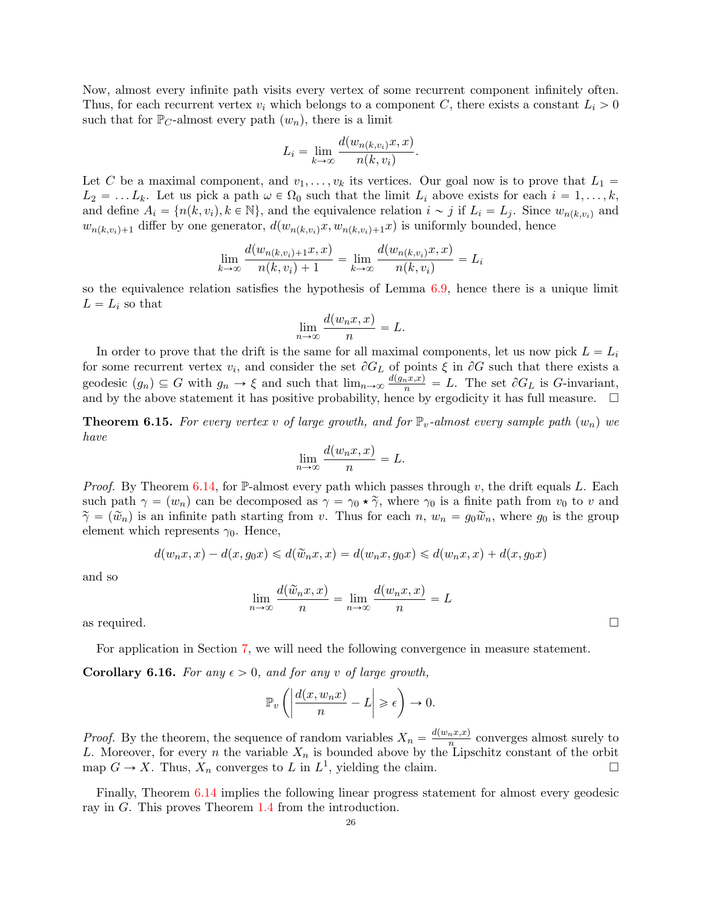Now, almost every infinite path visits every vertex of some recurrent component infinitely often. Thus, for each recurrent vertex $v_i$ which belongs to a component $C$, there exists a constant $L_i > 0$ such that for $\mathbb{P}_C$-almost every path $(w_n)$, there is a limit

$$L_i = \lim_{k\to\infty} \frac{d(w_{n(k,v_i)}x, x)}{n(k, v_i)}.$$

Let $C$ be a maximal component, and $v_1, \dots, v_k$ its vertices. Our goal now is to prove that $L_1 = L_2 = \dots L_k$. Let us pick a path $\omega \in \Omega_0$ such that the limit $L_i$ above exists for each $i = 1, \dots, k$, and define $A_i = \{n(k, v_i), k \in \mathbb{N}\}$, and the equivalence relation $i \sim j$ if $L_i = L_j$. Since $w_{n(k,v_i)}$ and $w_{n(k,v_i)+1}$ differ by one generator, $d(w_{n(k,v_i)}x, w_{n(k,v_i)+1}x)$ is uniformly bounded, hence

$$\lim_{k\to\infty} \frac{d(w_{n(k,v_i)+1}x, x)}{n(k, v_i) + 1} = \lim_{k\to\infty} \frac{d(w_{n(k,v_i)}x, x)}{n(k, v_i)} = L_i$$

so the equivalence relation satisfies the hypothesis of Lemma 6.9, hence there is a unique limit $L = L_i$ so that

$$\lim_{n\to\infty} \frac{d(w_n x, x)}{n} = L.$$

In order to prove that the drift is the same for all maximal components, let us now pick $L = L_i$ for some recurrent vertex $v_i$, and consider the set $\partial G_L$ of points $\xi$ in $\partial G$ such that there exists a geodesic $(g_n) \subseteq G$ with $g_n \to \xi$ and such that $\lim_{n\to\infty} \frac{d(g_n x, x)}{n} = L$. The set $\partial G_L$ is $G$-invariant, and by the above statement it has positive probability, hence by ergodicity it has full measure. □

**Theorem 6.15.** *For every vertex $v$ of large growth, and for $\mathbb{P}_v$-almost every sample path $(w_n)$ we have*

$$\lim_{n\to\infty} \frac{d(w_n x, x)}{n} = L.$$

*Proof.* By Theorem 6.14, for $\mathbb{P}$-almost every path which passes through $v$, the drift equals $L$. Each such path $\gamma = (w_n)$ can be decomposed as $\gamma = \gamma_0 \star \widetilde{\gamma}$, where $\gamma_0$ is a finite path from $v_0$ to $v$ and $\widetilde{\gamma} = (\widetilde{w}_n)$ is an infinite path starting from $v$. Thus for each $n$, $w_n = g_0 \widetilde{w}_n$, where $g_0$ is the group element which represents $\gamma_0$. Hence,

$$d(w_n x, x) - d(x, g_0 x) \leqslant d(\widetilde{w}_n x, x) = d(w_n x, g_0 x) \leqslant d(w_n x, x) + d(x, g_0 x)$$

and so

$$\lim_{n\to\infty} \frac{d(\widetilde{w}_n x, x)}{n} = \lim_{n\to\infty} \frac{d(w_n x, x)}{n} = L$$

as required. □

For application in Section 7, we will need the following convergence in measure statement.

**Corollary 6.16.** *For any $\epsilon > 0$, and for any $v$ of large growth,*

$$\mathbb{P}_v \left( \left| \frac{d(x, w_n x)}{n} - L \right| \geqslant \epsilon \right) \to 0.$$

*Proof.* By the theorem, the sequence of random variables $X_n = \frac{d(w_n x, x)}{n}$ converges almost surely to $L$. Moreover, for every $n$ the variable $X_n$ is bounded above by the Lipschitz constant of the orbit map $G \to X$. Thus, $X_n$ converges to $L$ in $L^1$, yielding the claim. □

Finally, Theorem 6.14 implies the following linear progress statement for almost every geodesic ray in $G$. This proves Theorem 1.4 from the introduction.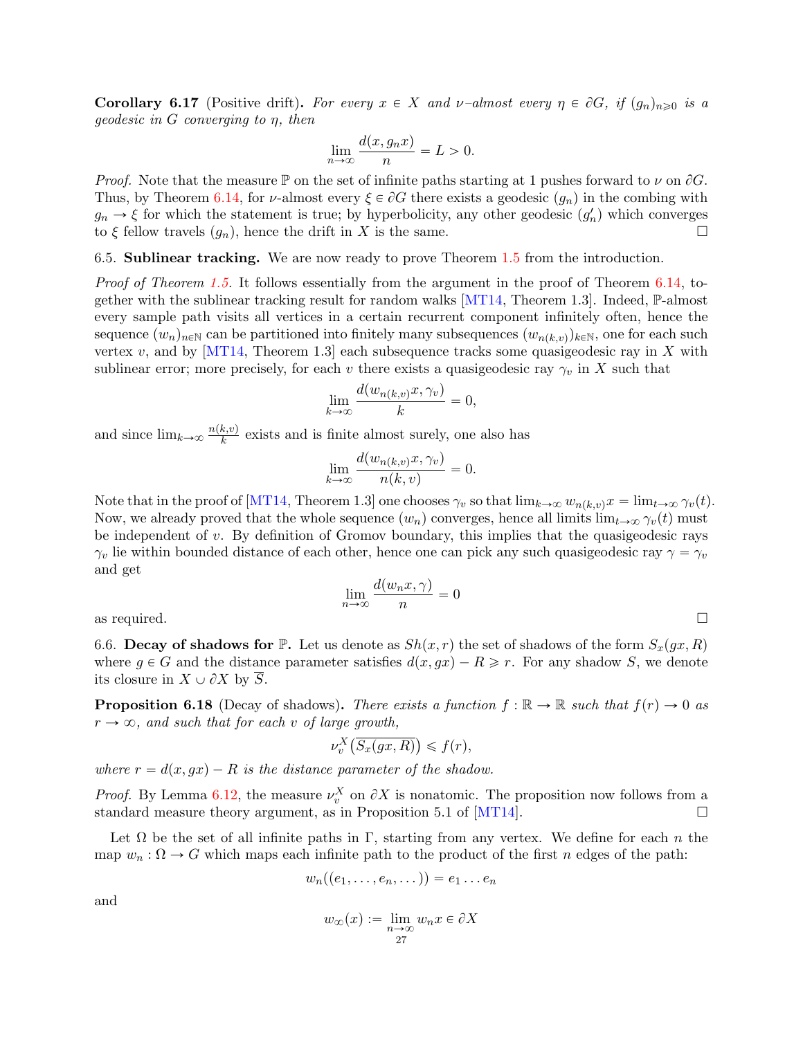**Corollary 6.17** (Positive drift)**.** *For every $x \in X$ and $\nu$–almost every $\eta \in \partial G$, if $(g_n)_{n \geqslant 0}$ is a geodesic in $G$ converging to $\eta$, then*

$$\lim_{n\to\infty} \frac{d(x, g_n x)}{n} = L > 0.$$

*Proof.* Note that the measure $\mathbb{P}$ on the set of infinite paths starting at 1 pushes forward to $\nu$ on $\partial G$. Thus, by Theorem 6.14, for $\nu$-almost every $\xi \in \partial G$ there exists a geodesic $(g_n)$ in the combing with $g_n \to \xi$ for which the statement is true; by hyperbolicity, any other geodesic $(g_n')$ which converges to $\xi$ fellow travels $(g_n)$, hence the drift in $X$ is the same. □

6.5. **Sublinear tracking.** We are now ready to prove Theorem 1.5 from the introduction.

*Proof of Theorem 1.5.* It follows essentially from the argument in the proof of Theorem 6.14, together with the sublinear tracking result for random walks [MT14, Theorem 1.3]. Indeed, $\mathbb{P}$-almost every sample path visits all vertices in a certain recurrent component infinitely often, hence the sequence $(w_n)_{n\in\mathbb{N}}$ can be partitioned into finitely many subsequences $(w_{n(k,v)})_{k\in\mathbb{N}}$, one for each such vertex $v$, and by [MT14, Theorem 1.3] each subsequence tracks some quasigeodesic ray in $X$ with sublinear error; more precisely, for each $v$ there exists a quasigeodesic ray $\gamma_v$ in $X$ such that

$$\lim_{k\to\infty} \frac{d(w_{n(k,v)}x, \gamma_v)}{k} = 0,$$

and since $\lim_{k\to\infty} \frac{n(k,v)}{k}$ exists and is finite almost surely, one also has

$$\lim_{k\to\infty} \frac{d(w_{n(k,v)}x, \gamma_v)}{n(k,v)} = 0.$$

Note that in the proof of [MT14, Theorem 1.3] one chooses $\gamma_v$ so that $\lim_{k\to\infty} w_{n(k,v)}x = \lim_{t\to\infty} \gamma_v(t)$. Now, we already proved that the whole sequence $(w_n)$ converges, hence all limits $\lim_{t\to\infty}\gamma_v(t)$ must be independent of $v$. By definition of Gromov boundary, this implies that the quasigeodesic rays $\gamma_v$ lie within bounded distance of each other, hence one can pick any such quasigeodesic ray $\gamma = \gamma_v$ and get

$$\lim_{n\to\infty} \frac{d(w_n x, \gamma)}{n} = 0$$

as required. □

6.6. **Decay of shadows for $\mathbb{P}$.** Let us denote as $Sh(x, r)$ the set of shadows of the form $S_x(gx, R)$ where $g \in G$ and the distance parameter satisfies $d(x, gx) - R \geqslant r$. For any shadow $S$, we denote its closure in $X \cup \partial X$ by $\overline{S}$.

**Proposition 6.18** (Decay of shadows)**.** *There exists a function $f : \mathbb{R} \to \mathbb{R}$ such that $f(r) \to 0$ as $r \to \infty$, and such that for each $v$ of large growth,*

$$\nu_v^X\big(\overline{S_x(gx, R)}\big) \leqslant f(r),$$

*where $r = d(x, gx) - R$ is the distance parameter of the shadow.*

*Proof.* By Lemma 6.12, the measure $\nu_v^X$ on $\partial X$ is nonatomic. The proposition now follows from a standard measure theory argument, as in Proposition 5.1 of [MT14]. □

Let $\Omega$ be the set of all infinite paths in $\Gamma$, starting from any vertex. We define for each $n$ the map $w_n : \Omega \to G$ which maps each infinite path to the product of the first $n$ edges of the path:

$$w_n((e_1, \dots, e_n, \dots)) = e_1 \dots e_n$$

and

$$w_\infty(x) := \lim_{n\to\infty} w_n x \in \partial X$$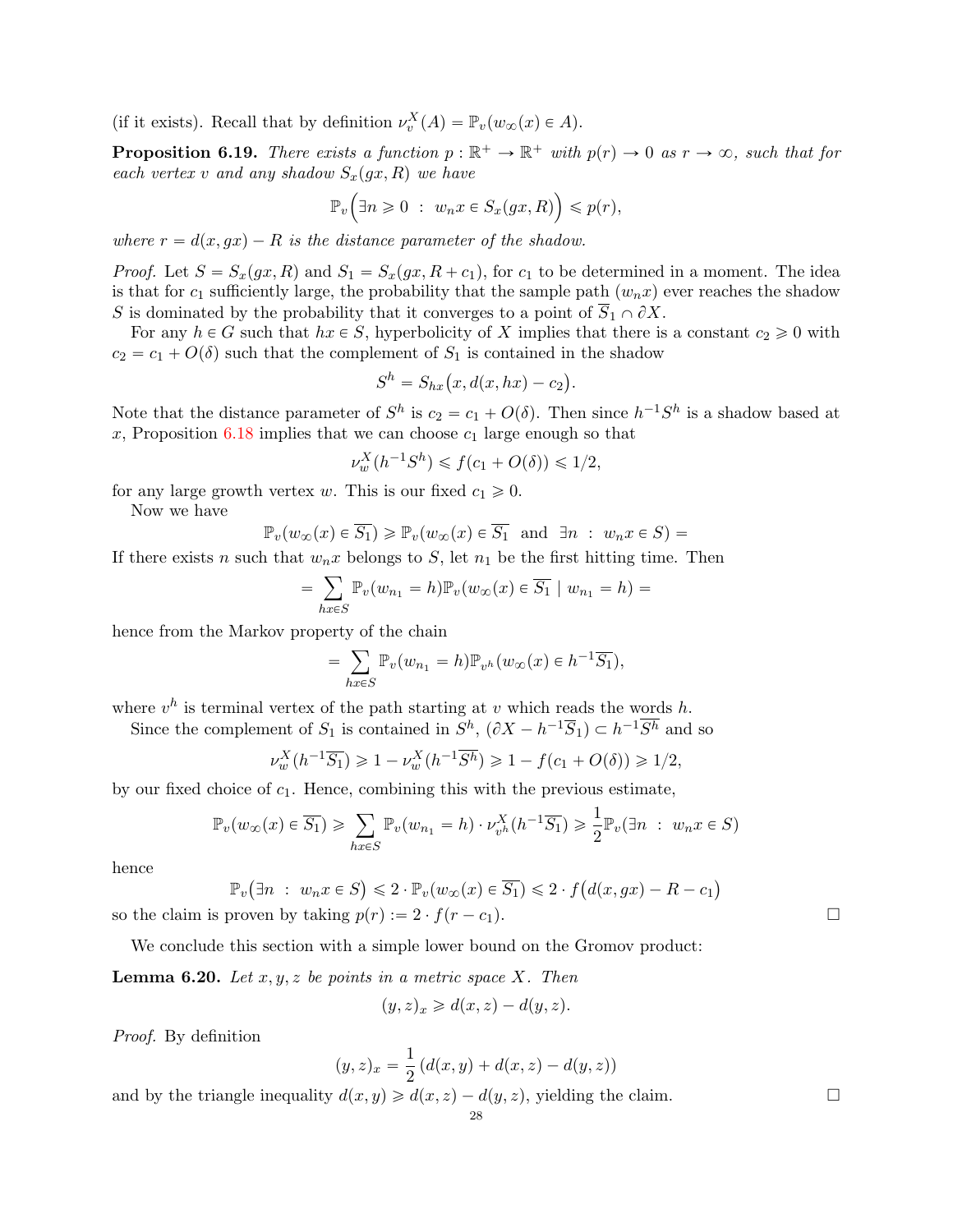(if it exists). Recall that by definition $\nu_v^X(A) = \mathbb{P}_v(w_\infty(x) \in A)$.

**Proposition 6.19.** *There exists a function $p : \mathbb{R}^+ \to \mathbb{R}^+$ with $p(r) \to 0$ as $r \to \infty$, such that for each vertex $v$ and any shadow $S_x(gx, R)$ we have*

$$\mathbb{P}_v\Big(\exists n \geqslant 0 \ : \ w_n x \in S_x(gx, R)\Big) \leqslant p(r),$$

*where $r = d(x, gx) - R$ is the distance parameter of the shadow.*

*Proof.* Let $S = S_x(gx, R)$ and $S_1 = S_x(gx, R + c_1)$, for $c_1$ to be determined in a moment. The idea is that for $c_1$ sufficiently large, the probability that the sample path $(w_n x)$ ever reaches the shadow $S$ is dominated by the probability that it converges to a point of $\overline{S}_1 \cap \partial X$.

For any $h \in G$ such that $hx \in S$, hyperbolicity of $X$ implies that there is a constant $c_2 \geqslant 0$ with $c_2 = c_1 + O(\delta)$ such that the complement of $S_1$ is contained in the shadow

$$S^h = S_{hx}\big(x, d(x, hx) - c_2\big).$$

Note that the distance parameter of $S^h$ is $c_2 = c_1 + O(\delta)$. Then since $h^{-1}S^h$ is a shadow based at $x$, Proposition 6.18 implies that we can choose $c_1$ large enough so that

$$\nu_w^X(h^{-1}S^h) \leqslant f(c_1 + O(\delta)) \leqslant 1/2,$$

for any large growth vertex $w$. This is our fixed $c_1 \geqslant 0$.

Now we have

$$\mathbb{P}_v(w_\infty(x) \in \overline{S_1}) \geqslant \mathbb{P}_v(w_\infty(x) \in \overline{S_1} \ \text{ and } \ \exists n \ : \ w_n x \in S) =$$

If there exists $n$ such that $w_n x$ belongs to $S$, let $n_1$ be the first hitting time. Then

$$= \sum_{hx \in S} \mathbb{P}_v(w_{n_1} = h)\mathbb{P}_v(w_\infty(x) \in \overline{S_1} \mid w_{n_1} = h) =$$

hence from the Markov property of the chain

$$= \sum_{hx \in S} \mathbb{P}_v(w_{n_1} = h)\mathbb{P}_{v^h}(w_\infty(x) \in h^{-1}\overline{S_1}),$$

where $v^h$ is terminal vertex of the path starting at $v$ which reads the words $h$.

Since the complement of $S_1$ is contained in $S^h$, $(\partial X - h^{-1}\overline{S}_1) \subset h^{-1}\overline{S^h}$ and so

$$\nu_w^X(h^{-1}\overline{S_1}) \geqslant 1 - \nu_w^X(h^{-1}\overline{S^h}) \geqslant 1 - f(c_1 + O(\delta)) \geqslant 1/2,$$

by our fixed choice of $c_1$. Hence, combining this with the previous estimate,

$$\mathbb{P}_v(w_\infty(x) \in \overline{S_1}) \geqslant \sum_{hx \in S} \mathbb{P}_v(w_{n_1} = h) \cdot \nu_{v^h}^X(h^{-1}\overline{S_1}) \geqslant \frac{1}{2}\mathbb{P}_v(\exists n \ : \ w_n x \in S)$$

hence

$$\mathbb{P}_v\big(\exists n \ : \ w_n x \in S\big) \leqslant 2 \cdot \mathbb{P}_v(w_\infty(x) \in \overline{S_1}) \leqslant 2 \cdot f\big(d(x, gx) - R - c_1\big)$$

so the claim is proven by taking $p(r) := 2 \cdot f(r - c_1)$. $\square$

We conclude this section with a simple lower bound on the Gromov product:

**Lemma 6.20.** *Let $x, y, z$ be points in a metric space $X$. Then*

$$(y, z)_x \geqslant d(x, z) - d(y, z).$$

*Proof.* By definition

$$(y, z)_x = \frac{1}{2}\left(d(x, y) + d(x, z) - d(y, z)\right)$$

and by the triangle inequality $d(x, y) \geqslant d(x, z) - d(y, z)$, yielding the claim. $\square$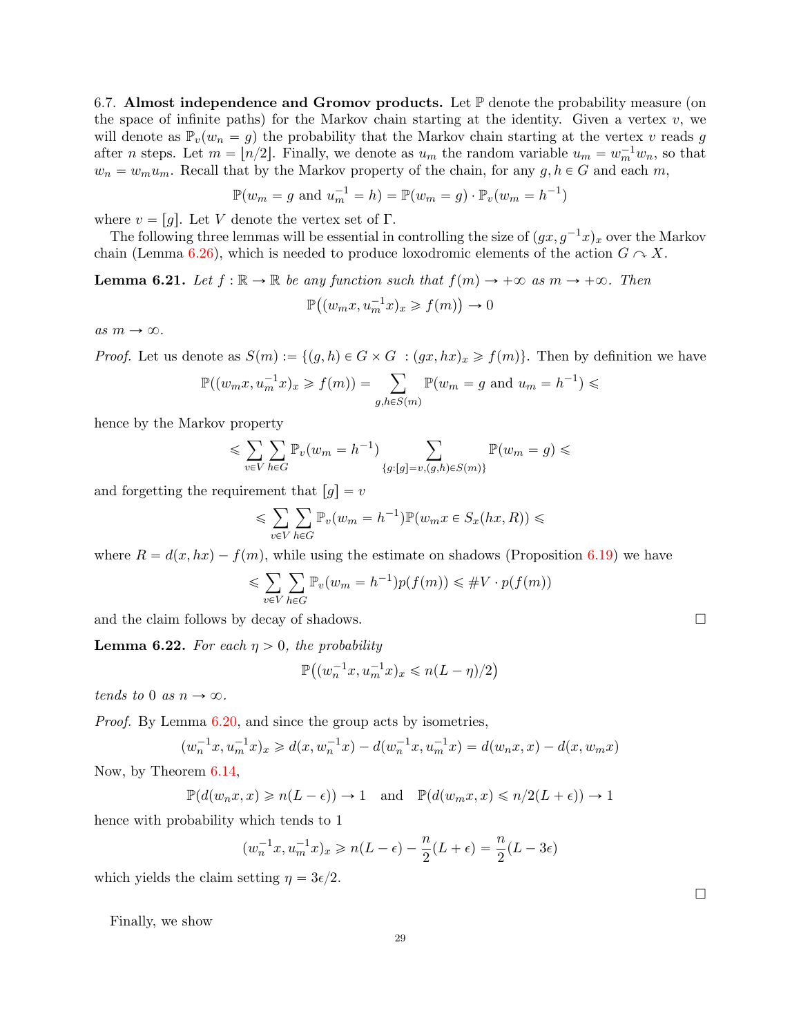6.7. **Almost independence and Gromov products.** Let $\mathbb{P}$ denote the probability measure (on the space of infinite paths) for the Markov chain starting at the identity. Given a vertex $v$, we will denote as $\mathbb{P}_v(w_n = g)$ the probability that the Markov chain starting at the vertex $v$ reads $g$ after $n$ steps. Let $m = \lfloor n/2 \rfloor$. Finally, we denote as $u_m$ the random variable $u_m = w_m^{-1} w_n$, so that $w_n = w_m u_m$. Recall that by the Markov property of the chain, for any $g, h \in G$ and each $m$,

$$\mathbb{P}(w_m = g \text{ and } u_m^{-1} = h) = \mathbb{P}(w_m = g) \cdot \mathbb{P}_v(w_m = h^{-1})$$

where $v = [g]$. Let $V$ denote the vertex set of $\Gamma$.

The following three lemmas will be essential in controlling the size of $(gx, g^{-1}x)_x$ over the Markov chain (Lemma 6.26), which is needed to produce loxodromic elements of the action $G \curvearrowright X$.

**Lemma 6.21.** *Let $f : \mathbb{R} \to \mathbb{R}$ be any function such that $f(m) \to +\infty$ as $m \to +\infty$. Then*

$$\mathbb{P}\big((w_m x, u_m^{-1} x)_x \geqslant f(m)\big) \to 0$$

*as $m \to \infty$.*

*Proof.* Let us denote as $S(m) := \{(g, h) \in G \times G \ : (gx, hx)_x \geqslant f(m)\}$. Then by definition we have

$$\mathbb{P}((w_m x, u_m^{-1} x)_x \geqslant f(m)) = \sum_{g,h \in S(m)} \mathbb{P}(w_m = g \text{ and } u_m = h^{-1}) \leqslant$$

hence by the Markov property

$$\leqslant \sum_{v \in V} \sum_{h \in G} \mathbb{P}_v(w_m = h^{-1}) \sum_{\{g : [g] = v, (g,h) \in S(m)\}} \mathbb{P}(w_m = g) \leqslant$$

and forgetting the requirement that $[g] = v$

$$\leqslant \sum_{v \in V} \sum_{h \in G} \mathbb{P}_v(w_m = h^{-1}) \mathbb{P}(w_m x \in S_x(hx, R)) \leqslant$$

where $R = d(x, hx) - f(m)$, while using the estimate on shadows (Proposition 6.19) we have

$$\leqslant \sum_{v \in V} \sum_{h \in G} \mathbb{P}_v(w_m = h^{-1}) p(f(m)) \leqslant \#V \cdot p(f(m))$$

and the claim follows by decay of shadows. □

**Lemma 6.22.** *For each $\eta > 0$, the probability*

$$\mathbb{P}\big((w_n^{-1} x, u_m^{-1} x)_x \leqslant n(L - \eta)/2\big)$$

*tends to 0 as $n \to \infty$.*

*Proof.* By Lemma 6.20, and since the group acts by isometries,

$$(w_n^{-1} x, u_m^{-1} x)_x \geqslant d(x, w_n^{-1} x) - d(w_n^{-1} x, u_m^{-1} x) = d(w_n x, x) - d(x, w_m x)$$

Now, by Theorem 6.14,

$$\mathbb{P}(d(w_n x, x) \geqslant n(L - \epsilon)) \to 1 \quad \text{and} \quad \mathbb{P}(d(w_m x, x) \leqslant n/2(L + \epsilon)) \to 1$$

hence with probability which tends to 1

$$(w_n^{-1} x, u_m^{-1} x)_x \geqslant n(L - \epsilon) - \frac{n}{2}(L + \epsilon) = \frac{n}{2}(L - 3\epsilon)$$

which yields the claim setting $\eta = 3\epsilon/2$.

□

Finally, we show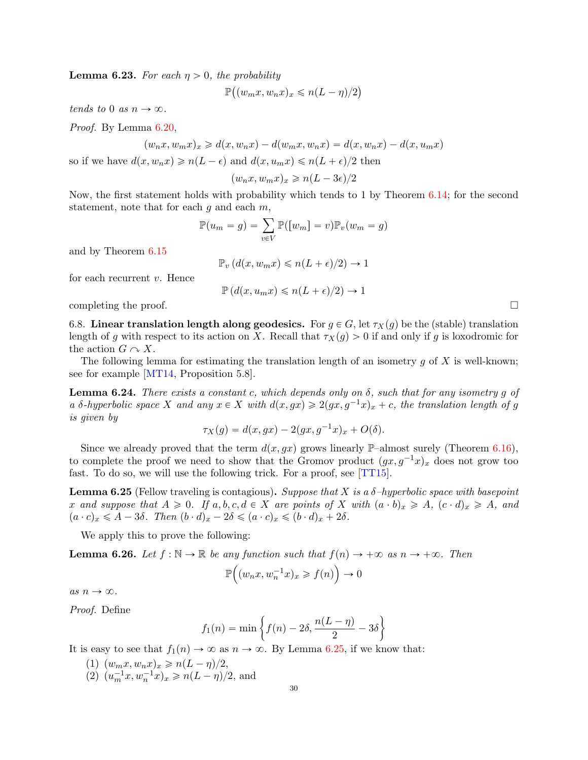**Lemma 6.23.** *For each $\eta > 0$, the probability*

$$\mathbb{P}\big((w_m x, w_n x)_x \leqslant n(L-\eta)/2\big)$$

*tends to 0 as $n \to \infty$.*

*Proof.* By Lemma 6.20,

$$(w_n x, w_m x)_x \geqslant d(x, w_n x) - d(w_m x, w_n x) = d(x, w_n x) - d(x, u_m x)$$

so if we have $d(x, w_n x) \geqslant n(L - \epsilon)$ and $d(x, u_m x) \leqslant n(L+\epsilon)/2$ then

$$(w_n x, w_m x)_x \geqslant n(L - 3\epsilon)/2$$

Now, the first statement holds with probability which tends to 1 by Theorem 6.14; for the second statement, note that for each $g$ and each $m$,

$$\mathbb{P}(u_m = g) = \sum_{v \in V} \mathbb{P}([w_m] = v)\mathbb{P}_v(w_m = g)$$

and by Theorem 6.15

$$\mathbb{P}_v\left(d(x, w_m x) \leqslant n(L+\epsilon)/2\right) \to 1$$

for each recurrent $v$. Hence

$$\mathbb{P}\left(d(x, u_m x) \leqslant n(L+\epsilon)/2\right) \to 1$$

completing the proof. $\square$

6.8. **Linear translation length along geodesics.** For $g \in G$, let $\tau_X(g)$ be the (stable) translation length of $g$ with respect to its action on $X$. Recall that $\tau_X(g) > 0$ if and only if $g$ is loxodromic for the action $G \curvearrowright X$.

The following lemma for estimating the translation length of an isometry $g$ of $X$ is well-known; see for example [MT14, Proposition 5.8].

**Lemma 6.24.** *There exists a constant $c$, which depends only on $\delta$, such that for any isometry $g$ of a $\delta$-hyperbolic space $X$ and any $x \in X$ with $d(x, gx) \geqslant 2(gx, g^{-1}x)_x + c$, the translation length of $g$ is given by*

$$\tau_X(g) = d(x, gx) - 2(gx, g^{-1}x)_x + O(\delta).$$

Since we already proved that the term $d(x, gx)$ grows linearly $\mathbb{P}$–almost surely (Theorem 6.16), to complete the proof we need to show that the Gromov product $(gx, g^{-1}x)_x$ does not grow too fast. To do so, we will use the following trick. For a proof, see [TT15].

**Lemma 6.25** (Fellow traveling is contagious)**.** *Suppose that $X$ is a $\delta$–hyperbolic space with basepoint $x$ and suppose that $A \geqslant 0$. If $a, b, c, d \in X$ are points of $X$ with $(a \cdot b)_x \geqslant A$, $(c \cdot d)_x \geqslant A$, and $(a \cdot c)_x \leqslant A - 3\delta$. Then $(b \cdot d)_x - 2\delta \leqslant (a \cdot c)_x \leqslant (b \cdot d)_x + 2\delta$.*

We apply this to prove the following:

**Lemma 6.26.** *Let $f : \mathbb{N} \to \mathbb{R}$ be any function such that $f(n) \to +\infty$ as $n \to +\infty$. Then*

$$\mathbb{P}\Big((w_n x, w_n^{-1} x)_x \geqslant f(n)\Big) \to 0$$

*as $n \to \infty$.*

*Proof.* Define

$$f_1(n) = \min\left\{ f(n) - 2\delta, \frac{n(L-\eta)}{2} - 3\delta \right\}$$

It is easy to see that $f_1(n) \to \infty$ as $n \to \infty$. By Lemma 6.25, if we know that:

1. $(w_m x, w_n x)_x \geqslant n(L-\eta)/2$,
2. $(u_m^{-1} x, w_n^{-1} x)_x \geqslant n(L-\eta)/2$, and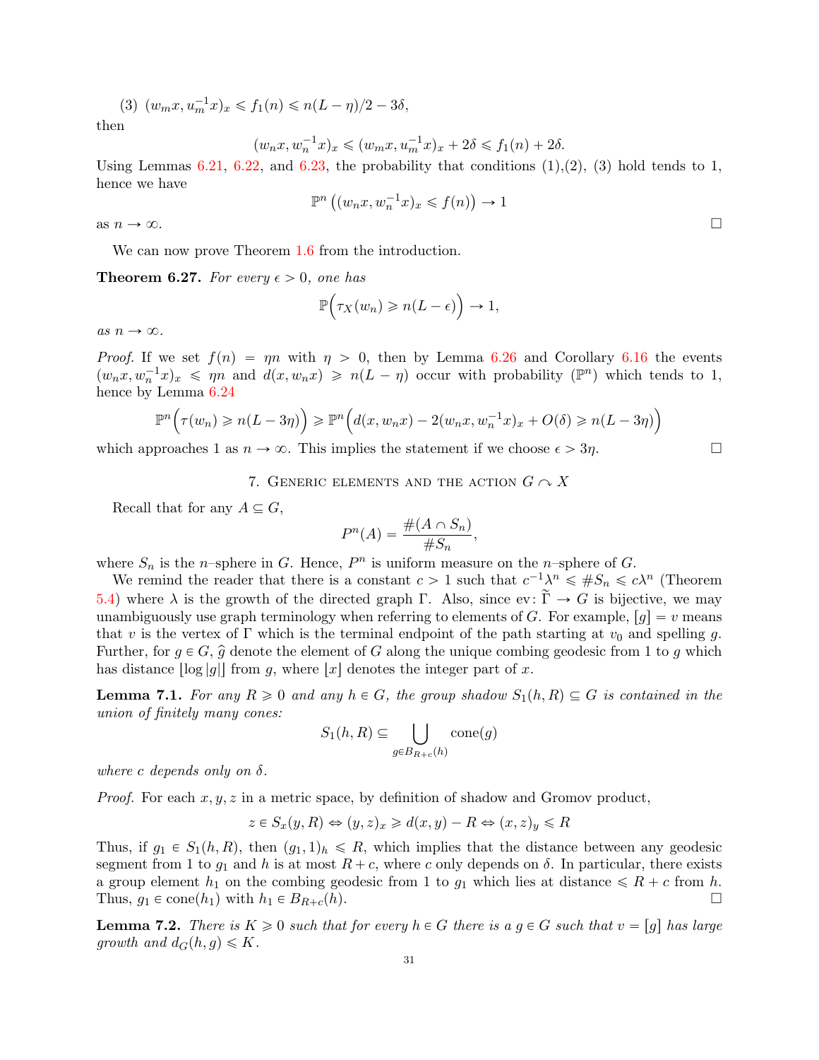(3) $(w_m x, u_m^{-1} x)_x \leqslant f_1(n) \leqslant n(L-\eta)/2 - 3\delta$,

then

$$(w_n x, w_n^{-1} x)_x \leqslant (w_m x, u_m^{-1} x)_x + 2\delta \leqslant f_1(n) + 2\delta.$$

Using Lemmas 6.21, 6.22, and 6.23, the probability that conditions (1),(2), (3) hold tends to 1, hence we have

$$\mathbb{P}^n\left((w_n x, w_n^{-1} x)_x \leqslant f(n)\right) \to 1$$

as $n \to \infty$. $\square$

We can now prove Theorem 1.6 from the introduction.

**Theorem 6.27.** *For every $\epsilon > 0$, one has*

$$\mathbb{P}\Big(\tau_X(w_n) \geqslant n(L-\epsilon)\Big) \to 1,$$

*as $n \to \infty$.*

*Proof.* If we set $f(n) = \eta n$ with $\eta > 0$, then by Lemma 6.26 and Corollary 6.16 the events $(w_n x, w_n^{-1} x)_x \leqslant \eta n$ and $d(x, w_n x) \geqslant n(L-\eta)$ occur with probability ($\mathbb{P}^n$) which tends to 1, hence by Lemma 6.24

$$\mathbb{P}^n\Big(\tau(w_n) \geqslant n(L-3\eta)\Big) \geqslant \mathbb{P}^n\Big(d(x, w_n x) - 2(w_n x, w_n^{-1} x)_x + O(\delta) \geqslant n(L-3\eta)\Big)$$

which approaches 1 as $n \to \infty$. This implies the statement if we choose $\epsilon > 3\eta$. $\square$

## 7. Generic elements and the action $G \curvearrowright X$

Recall that for any $A \subseteq G$,

$$P^n(A) = \frac{\#(A \cap S_n)}{\# S_n},$$

where $S_n$ is the $n$–sphere in $G$. Hence, $P^n$ is uniform measure on the $n$–sphere of $G$.

We remind the reader that there is a constant $c > 1$ such that $c^{-1}\lambda^n \leqslant \# S_n \leqslant c\lambda^n$ (Theorem 5.4) where $\lambda$ is the growth of the directed graph $\Gamma$. Also, since $\text{ev}\colon \widetilde{\Gamma} \to G$ is bijective, we may unambiguously use graph terminology when referring to elements of $G$. For example, $[g] = v$ means that $v$ is the vertex of $\Gamma$ which is the terminal endpoint of the path starting at $v_0$ and spelling $g$. Further, for $g \in G$, $\widehat{g}$ denote the element of $G$ along the unique combing geodesic from 1 to $g$ which has distance $\lfloor \log |g| \rfloor$ from $g$, where $\lfloor x \rfloor$ denotes the integer part of $x$.

**Lemma 7.1.** *For any $R \geqslant 0$ and any $h \in G$, the group shadow $S_1(h, R) \subseteq G$ is contained in the union of finitely many cones:*

$$S_1(h, R) \subseteq \bigcup_{g \in B_{R+c}(h)} \text{cone}(g)$$

*where $c$ depends only on $\delta$.*

*Proof.* For each $x, y, z$ in a metric space, by definition of shadow and Gromov product,

$$z \in S_x(y, R) \Leftrightarrow (y, z)_x \geqslant d(x, y) - R \Leftrightarrow (x, z)_y \leqslant R$$

Thus, if $g_1 \in S_1(h, R)$, then $(g_1, 1)_h \leqslant R$, which implies that the distance between any geodesic segment from 1 to $g_1$ and $h$ is at most $R + c$, where $c$ only depends on $\delta$. In particular, there exists a group element $h_1$ on the combing geodesic from 1 to $g_1$ which lies at distance $\leqslant R + c$ from $h$. Thus, $g_1 \in \text{cone}(h_1)$ with $h_1 \in B_{R+c}(h)$. $\square$

**Lemma 7.2.** *There is $K \geqslant 0$ such that for every $h \in G$ there is a $g \in G$ such that $v = [g]$ has large growth and $d_G(h, g) \leqslant K$.*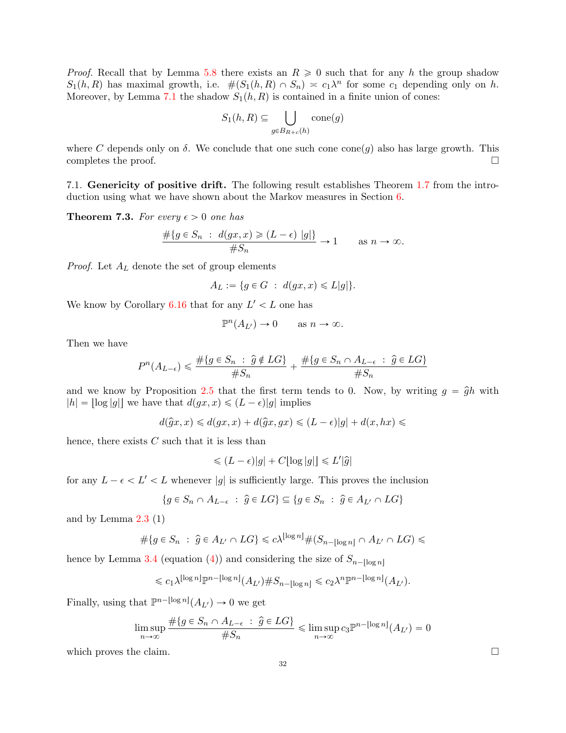*Proof.* Recall that by Lemma 5.8 there exists an $R \geqslant 0$ such that for any $h$ the group shadow $S_1(h,R)$ has maximal growth, i.e. $\#(S_1(h,R) \cap S_n) \asymp c_1 \lambda^n$ for some $c_1$ depending only on $h$. Moreover, by Lemma 7.1 the shadow $S_1(h,R)$ is contained in a finite union of cones:

$$S_1(h,R) \subseteq \bigcup_{g \in B_{R+c}(h)} \mathrm{cone}(g)$$

where $C$ depends only on $\delta$. We conclude that one such cone $\mathrm{cone}(g)$ also has large growth. This completes the proof. $\square$

7.1. **Genericity of positive drift.** The following result establishes Theorem 1.7 from the introduction using what we have shown about the Markov measures in Section 6.

**Theorem 7.3.** *For every $\epsilon > 0$ one has*

$$\frac{\#\{g \in S_n \ : \ d(gx,x) \geqslant (L-\epsilon)\ |g|\}}{\#S_n} \to 1 \qquad \text{as } n \to \infty.$$

*Proof.* Let $A_L$ denote the set of group elements

$$A_L := \{g \in G \ : \ d(gx,x) \leqslant L|g|\}.$$

We know by Corollary 6.16 that for any $L' < L$ one has

$$\mathbb{P}^n(A_{L'}) \to 0 \qquad \text{as } n \to \infty.$$

Then we have

$$P^n(A_{L-\epsilon}) \leqslant \frac{\#\{g \in S_n \ : \ \widehat{g} \notin LG\}}{\#S_n} + \frac{\#\{g \in S_n \cap A_{L-\epsilon} \ : \ \widehat{g} \in LG\}}{\#S_n}$$

and we know by Proposition 2.5 that the first term tends to 0. Now, by writing $g = \widehat{g}h$ with $|h| = \lfloor \log |g| \rfloor$ we have that $d(gx,x) \leqslant (L-\epsilon)|g|$ implies

$$d(\widehat{g}x,x) \leqslant d(gx,x) + d(\widehat{g}x,gx) \leqslant (L-\epsilon)|g| + d(x,hx) \leqslant$$

hence, there exists $C$ such that it is less than

$$\leqslant (L-\epsilon)|g| + C\lfloor \log |g| \rfloor \leqslant L'|\widehat{g}|$$

for any $L - \epsilon < L' < L$ whenever $|g|$ is sufficiently large. This proves the inclusion

$$\{g \in S_n \cap A_{L-\epsilon} \ : \ \widehat{g} \in LG\} \subseteq \{g \in S_n \ : \ \widehat{g} \in A_{L'} \cap LG\}$$

and by Lemma 2.3 (1)

$$\#\{g \in S_n \ : \ \widehat{g} \in A_{L'} \cap LG\} \leqslant c\lambda^{\lfloor \log n \rfloor} \#(S_{n-\lfloor \log n \rfloor} \cap A_{L'} \cap LG) \leqslant$$

hence by Lemma 3.4 (equation (4)) and considering the size of $S_{n-\lfloor \log n \rfloor}$

$$\leqslant c_1 \lambda^{\lfloor \log n \rfloor} \mathbb{P}^{n-\lfloor \log n \rfloor}(A_{L'}) \#S_{n-\lfloor \log n \rfloor} \leqslant c_2 \lambda^n \mathbb{P}^{n-\lfloor \log n \rfloor}(A_{L'}).$$

Finally, using that $\mathbb{P}^{n-\lfloor \log n \rfloor}(A_{L'}) \to 0$ we get

$$\limsup_{n\to\infty} \frac{\#\{g \in S_n \cap A_{L-\epsilon} \ : \ \widehat{g} \in LG\}}{\#S_n} \leqslant \limsup_{n\to\infty} c_3 \mathbb{P}^{n-\lfloor \log n \rfloor}(A_{L'}) = 0$$

which proves the claim. $\square$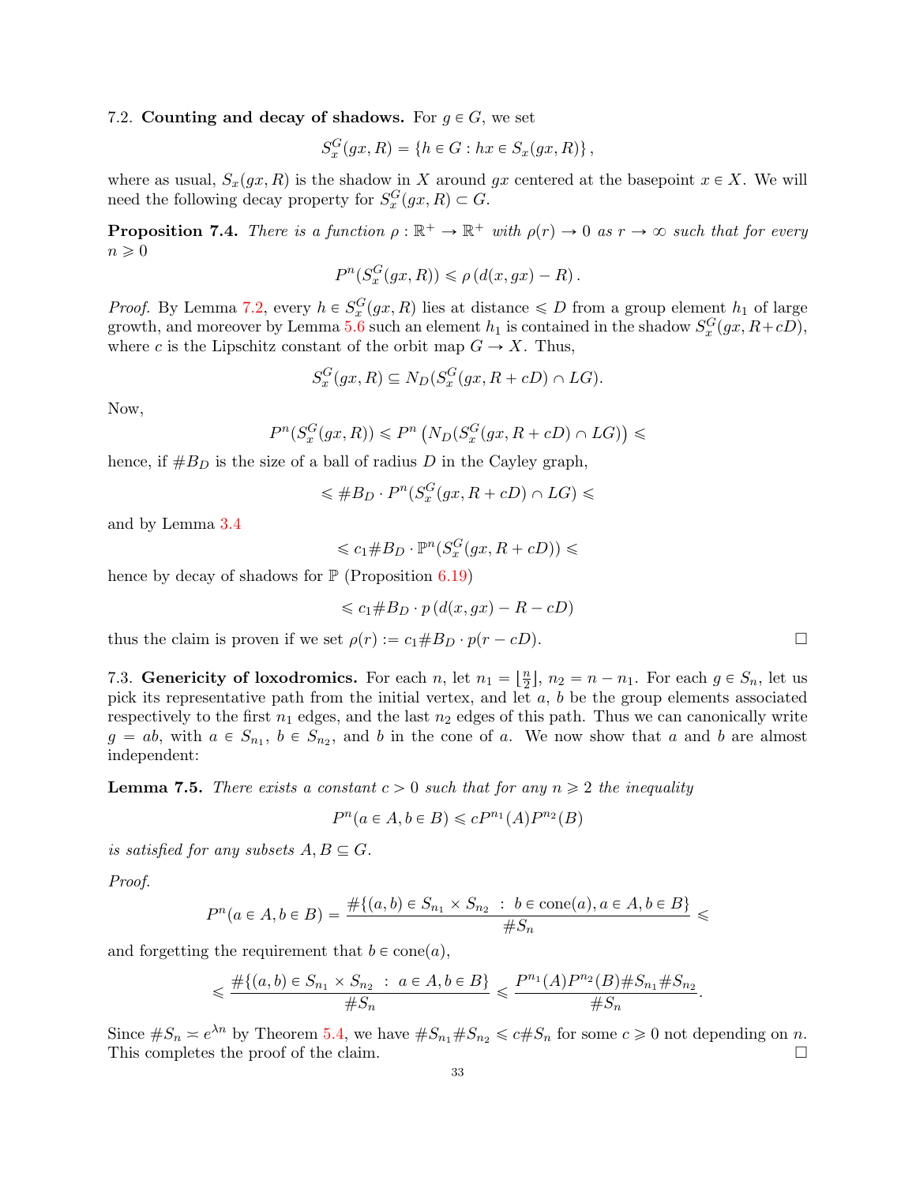7.2. **Counting and decay of shadows.** For $g \in G$, we set

$$S_x^G(gx, R) = \{h \in G : hx \in S_x(gx, R)\},$$

where as usual, $S_x(gx, R)$ is the shadow in $X$ around $gx$ centered at the basepoint $x \in X$. We will need the following decay property for $S_x^G(gx, R) \subset G$.

**Proposition 7.4.** *There is a function $\rho : \mathbb{R}^+ \to \mathbb{R}^+$ with $\rho(r) \to 0$ as $r \to \infty$ such that for every $n \geqslant 0$*

$$P^n(S_x^G(gx, R)) \leqslant \rho\left(d(x, gx) - R\right).$$

*Proof.* By Lemma 7.2, every $h \in S_x^G(gx, R)$ lies at distance $\leqslant D$ from a group element $h_1$ of large growth, and moreover by Lemma 5.6 such an element $h_1$ is contained in the shadow $S_x^G(gx, R + cD)$, where $c$ is the Lipschitz constant of the orbit map $G \to X$. Thus,

$$S_x^G(gx, R) \subseteq N_D(S_x^G(gx, R + cD) \cap LG).$$

Now,

$$P^n(S_x^G(gx, R)) \leqslant P^n\left(N_D(S_x^G(gx, R + cD) \cap LG)\right) \leqslant$$

hence, if $\#B_D$ is the size of a ball of radius $D$ in the Cayley graph,

$$\leqslant \#B_D \cdot P^n(S_x^G(gx, R + cD) \cap LG) \leqslant$$

and by Lemma 3.4

$$\leqslant c_1 \#B_D \cdot \mathbb{P}^n(S_x^G(gx, R + cD)) \leqslant$$

hence by decay of shadows for $\mathbb{P}$ (Proposition 6.19)

$$\leqslant c_1 \#B_D \cdot p\left(d(x, gx) - R - cD\right)$$

thus the claim is proven if we set $\rho(r) := c_1 \#B_D \cdot p(r - cD)$. □

7.3. **Genericity of loxodromics.** For each $n$, let $n_1 = \lfloor \frac{n}{2} \rfloor$, $n_2 = n - n_1$. For each $g \in S_n$, let us pick its representative path from the initial vertex, and let $a$, $b$ be the group elements associated respectively to the first $n_1$ edges, and the last $n_2$ edges of this path. Thus we can canonically write $g = ab$, with $a \in S_{n_1}$, $b \in S_{n_2}$, and $b$ in the cone of $a$. We now show that $a$ and $b$ are almost independent:

**Lemma 7.5.** *There exists a constant $c > 0$ such that for any $n \geqslant 2$ the inequality*

$$P^n(a \in A, b \in B) \leqslant c P^{n_1}(A) P^{n_2}(B)$$

*is satisfied for any subsets $A, B \subseteq G$.*

*Proof.*

$$P^n(a \in A, b \in B) = \frac{\#\{(a, b) \in S_{n_1} \times S_{n_2} \ : \ b \in \text{cone}(a), a \in A, b \in B\}}{\#S_n} \leqslant$$

and forgetting the requirement that $b \in \text{cone}(a)$,

$$\leqslant \frac{\#\{(a, b) \in S_{n_1} \times S_{n_2} \ : \ a \in A, b \in B\}}{\#S_n} \leqslant \frac{P^{n_1}(A) P^{n_2}(B) \#S_{n_1} \#S_{n_2}}{\#S_n}.$$

Since $\#S_n \asymp e^{\lambda n}$ by Theorem 5.4, we have $\#S_{n_1} \#S_{n_2} \leqslant c \#S_n$ for some $c \geqslant 0$ not depending on $n$. This completes the proof of the claim. □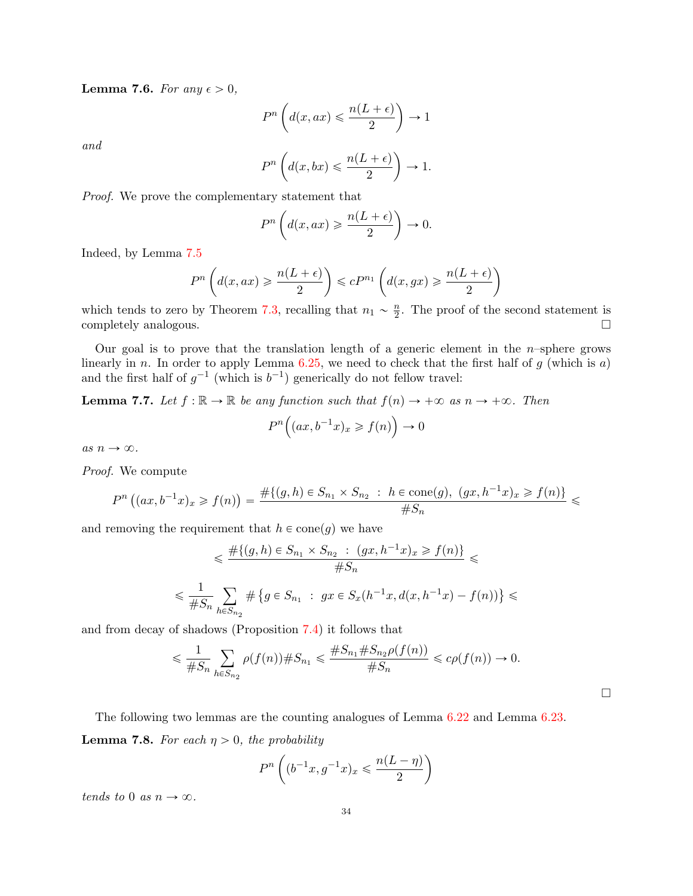**Lemma 7.6.** *For any $\epsilon > 0$,*

$$P^n\left(d(x, ax) \leqslant \frac{n(L+\epsilon)}{2}\right) \to 1$$

*and*

$$P^n\left(d(x, bx) \leqslant \frac{n(L+\epsilon)}{2}\right) \to 1.$$

*Proof.* We prove the complementary statement that

$$P^n\left(d(x, ax) \geqslant \frac{n(L+\epsilon)}{2}\right) \to 0.$$

Indeed, by Lemma 7.5

$$P^n\left(d(x, ax) \geqslant \frac{n(L+\epsilon)}{2}\right) \leqslant cP^{n_1}\left(d(x, gx) \geqslant \frac{n(L+\epsilon)}{2}\right)$$

which tends to zero by Theorem 7.3, recalling that $n_1 \sim \frac{n}{2}$. The proof of the second statement is completely analogous. $\square$

Our goal is to prove that the translation length of a generic element in the $n$–sphere grows linearly in $n$. In order to apply Lemma 6.25, we need to check that the first half of $g$ (which is $a$) and the first half of $g^{-1}$ (which is $b^{-1}$) generically do not fellow travel:

**Lemma 7.7.** *Let $f : \mathbb{R} \to \mathbb{R}$ be any function such that $f(n) \to +\infty$ as $n \to +\infty$. Then*

$$P^n\Big((ax, b^{-1}x)_x \geqslant f(n)\Big) \to 0$$

*as $n \to \infty$.*

*Proof.* We compute

$$P^n\left((ax, b^{-1}x)_x \geqslant f(n)\right) = \frac{\#\{(g,h) \in S_{n_1} \times S_{n_2} \ : \ h \in \text{cone}(g), \ (gx, h^{-1}x)_x \geqslant f(n)\}}{\# S_n} \leqslant$$

and removing the requirement that $h \in \text{cone}(g)$ we have

$$\leqslant \frac{\#\{(g,h) \in S_{n_1} \times S_{n_2} \ : \ (gx, h^{-1}x)_x \geqslant f(n)\}}{\# S_n} \leqslant$$

$$\leqslant \frac{1}{\# S_n} \sum_{h \in S_{n_2}} \# \left\{ g \in S_{n_1} \ : \ gx \in S_x(h^{-1}x, d(x, h^{-1}x) - f(n)) \right\} \leqslant$$

and from decay of shadows (Proposition 7.4) it follows that

$$\leqslant \frac{1}{\# S_n} \sum_{h \in S_{n_2}} \rho(f(n)) \# S_{n_1} \leqslant \frac{\# S_{n_1} \# S_{n_2} \rho(f(n))}{\# S_n} \leqslant c\rho(f(n)) \to 0.$$

$\square$

The following two lemmas are the counting analogues of Lemma 6.22 and Lemma 6.23.

**Lemma 7.8.** *For each $\eta > 0$, the probability*

$$P^n\left((b^{-1}x, g^{-1}x)_x \leqslant \frac{n(L-\eta)}{2}\right)$$

*tends to 0 as $n \to \infty$.*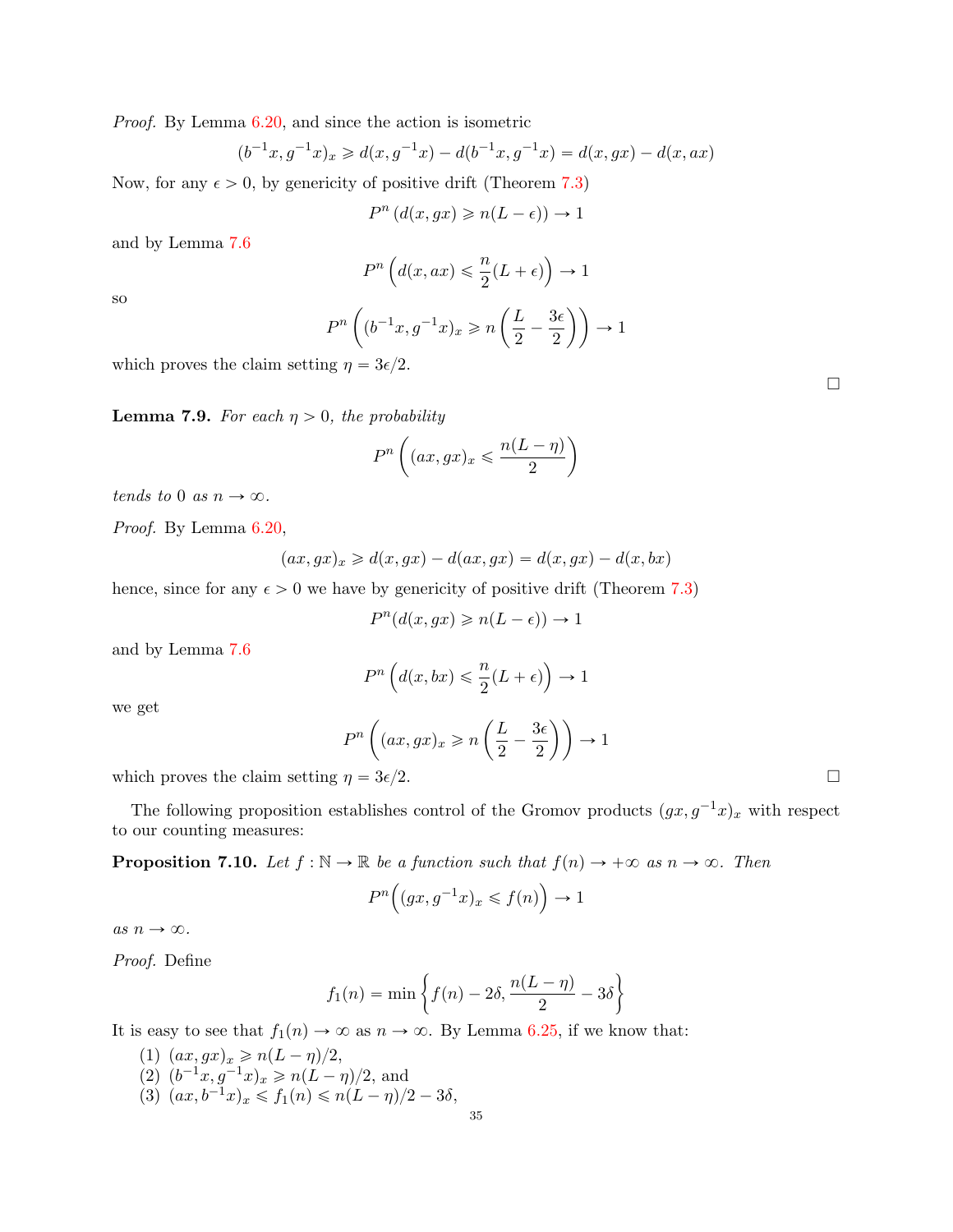*Proof.* By Lemma 6.20, and since the action is isometric

$$(b^{-1}x, g^{-1}x)_x \geqslant d(x, g^{-1}x) - d(b^{-1}x, g^{-1}x) = d(x, gx) - d(x, ax)$$

Now, for any $\epsilon > 0$, by genericity of positive drift (Theorem 7.3)

$$P^n\left(d(x, gx) \geqslant n(L - \epsilon)\right) \to 1$$

and by Lemma 7.6

$$P^n\left(d(x, ax) \leqslant \frac{n}{2}(L + \epsilon)\right) \to 1$$

so

$$P^n\left((b^{-1}x, g^{-1}x)_x \geqslant n\left(\frac{L}{2} - \frac{3\epsilon}{2}\right)\right) \to 1$$

which proves the claim setting $\eta = 3\epsilon/2$. ∎

**Lemma 7.9.** *For each $\eta > 0$, the probability*

$$P^n\left((ax, gx)_x \leqslant \frac{n(L - \eta)}{2}\right)$$

*tends to $0$ as $n \to \infty$.*

*Proof.* By Lemma 6.20,

$$(ax, gx)_x \geqslant d(x, gx) - d(ax, gx) = d(x, gx) - d(x, bx)$$

hence, since for any $\epsilon > 0$ we have by genericity of positive drift (Theorem 7.3)

$$P^n(d(x, gx) \geqslant n(L - \epsilon)) \to 1$$

and by Lemma 7.6

$$P^n\left(d(x, bx) \leqslant \frac{n}{2}(L + \epsilon)\right) \to 1$$

we get

$$P^n\left((ax, gx)_x \geqslant n\left(\frac{L}{2} - \frac{3\epsilon}{2}\right)\right) \to 1$$

which proves the claim setting $\eta = 3\epsilon/2$. ∎

The following proposition establishes control of the Gromov products $(gx, g^{-1}x)_x$ with respect to our counting measures:

**Proposition 7.10.** *Let $f : \mathbb{N} \to \mathbb{R}$ be a function such that $f(n) \to +\infty$ as $n \to \infty$. Then*

$$P^n\Big((gx, g^{-1}x)_x \leqslant f(n)\Big) \to 1$$

*as $n \to \infty$.*

*Proof.* Define

$$f_1(n) = \min\left\{f(n) - 2\delta, \frac{n(L - \eta)}{2} - 3\delta\right\}$$

It is easy to see that $f_1(n) \to \infty$ as $n \to \infty$. By Lemma 6.25, if we know that:

1. $(ax, gx)_x \geqslant n(L - \eta)/2$,
2. $(b^{-1}x, g^{-1}x)_x \geqslant n(L - \eta)/2$, and
3. $(ax, b^{-1}x)_x \leqslant f_1(n) \leqslant n(L - \eta)/2 - 3\delta$,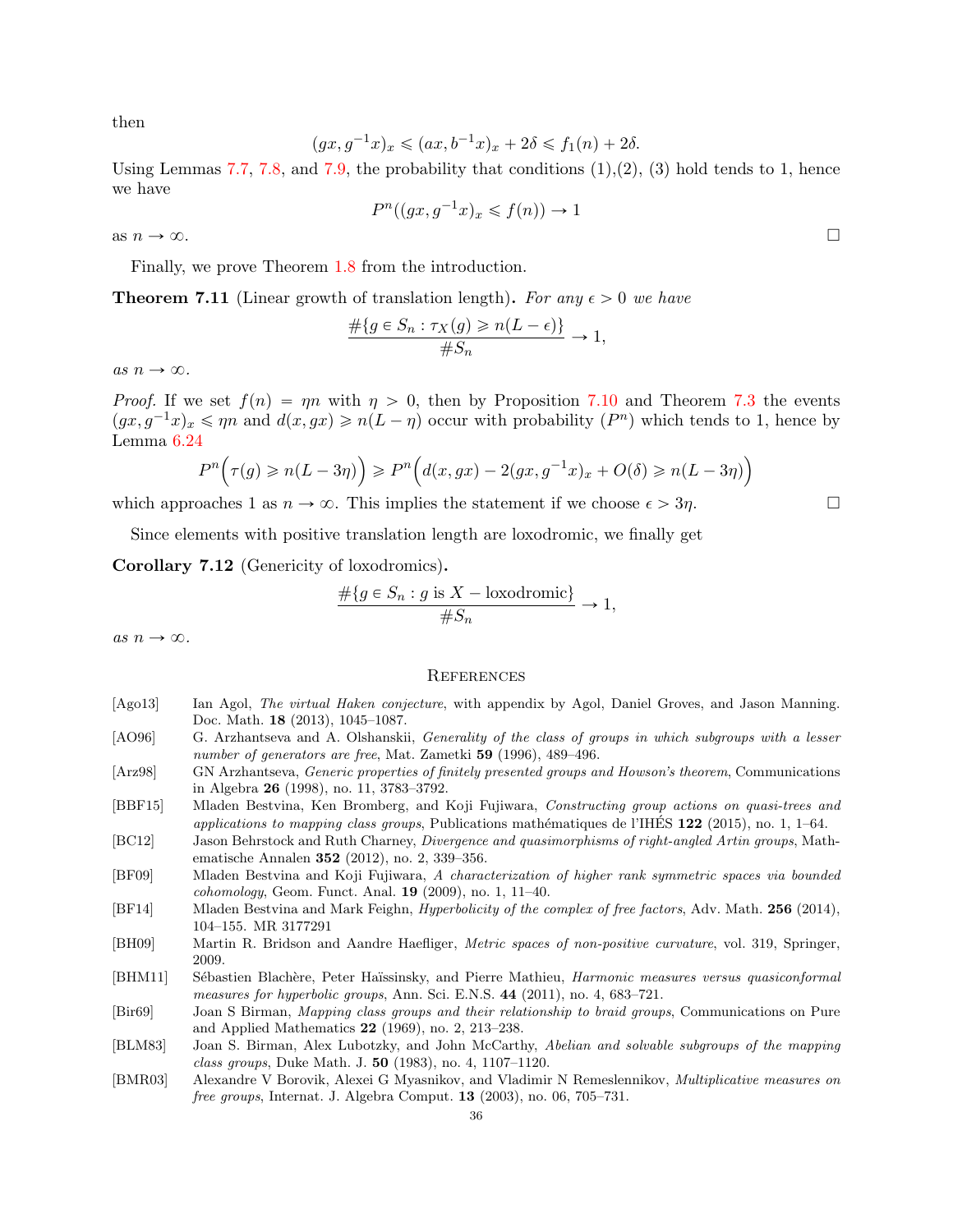then

$$(gx, g^{-1}x)_x \leqslant (ax, b^{-1}x)_x + 2\delta \leqslant f_1(n) + 2\delta.$$

Using Lemmas 7.7, 7.8, and 7.9, the probability that conditions (1),(2), (3) hold tends to 1, hence we have

$$P^n((gx, g^{-1}x)_x \leqslant f(n)) \to 1$$

as $n \to \infty$. □

Finally, we prove Theorem 1.8 from the introduction.

**Theorem 7.11** (Linear growth of translation length)**.** *For any $\epsilon > 0$ we have*

$$\frac{\#\{g \in S_n : \tau_X(g) \geqslant n(L - \epsilon)\}}{\# S_n} \to 1,$$

*as $n \to \infty$.*

*Proof.* If we set $f(n) = \eta n$ with $\eta > 0$, then by Proposition 7.10 and Theorem 7.3 the events $(gx, g^{-1}x)_x \leqslant \eta n$ and $d(x, gx) \geqslant n(L - \eta)$ occur with probability $(P^n)$ which tends to 1, hence by Lemma 6.24

$$P^n\Big(\tau(g) \geqslant n(L - 3\eta)\Big) \geqslant P^n\Big(d(x, gx) - 2(gx, g^{-1}x)_x + O(\delta) \geqslant n(L - 3\eta)\Big)$$

which approaches 1 as $n \to \infty$. This implies the statement if we choose $\epsilon > 3\eta$. □

Since elements with positive translation length are loxodromic, we finally get

**Corollary 7.12** (Genericity of loxodromics)**.**

$$\frac{\#\{g \in S_n : g \text{ is } X - \text{loxodromic}\}}{\# S_n} \to 1,$$

*as $n \to \infty$.*

## References

[Ago13] Ian Agol, *The virtual Haken conjecture*, with appendix by Agol, Daniel Groves, and Jason Manning. Doc. Math. **18** (2013), 1045–1087.

[AO96] G. Arzhantseva and A. Olshanskii, *Generality of the class of groups in which subgroups with a lesser number of generators are free*, Mat. Zametki **59** (1996), 489–496.

[Arz98] GN Arzhantseva, *Generic properties of finitely presented groups and Howson's theorem*, Communications in Algebra **26** (1998), no. 11, 3783–3792.

[BBF15] Mladen Bestvina, Ken Bromberg, and Koji Fujiwara, *Constructing group actions on quasi-trees and applications to mapping class groups*, Publications mathématiques de l'IHÉS **122** (2015), no. 1, 1–64.

[BC12] Jason Behrstock and Ruth Charney, *Divergence and quasimorphisms of right-angled Artin groups*, Mathematische Annalen **352** (2012), no. 2, 339–356.

[BF09] Mladen Bestvina and Koji Fujiwara, *A characterization of higher rank symmetric spaces via bounded cohomology*, Geom. Funct. Anal. **19** (2009), no. 1, 11–40.

[BF14] Mladen Bestvina and Mark Feighn, *Hyperbolicity of the complex of free factors*, Adv. Math. **256** (2014), 104–155. MR 3177291

[BH09] Martin R. Bridson and Aandre Haefliger, *Metric spaces of non-positive curvature*, vol. 319, Springer, 2009.

[BHM11] Sébastien Blachère, Peter Haïssinsky, and Pierre Mathieu, *Harmonic measures versus quasiconformal measures for hyperbolic groups*, Ann. Sci. E.N.S. **44** (2011), no. 4, 683–721.

[Bir69] Joan S Birman, *Mapping class groups and their relationship to braid groups*, Communications on Pure and Applied Mathematics **22** (1969), no. 2, 213–238.

[BLM83] Joan S. Birman, Alex Lubotzky, and John McCarthy, *Abelian and solvable subgroups of the mapping class groups*, Duke Math. J. **50** (1983), no. 4, 1107–1120.

[BMR03] Alexandre V Borovik, Alexei G Myasnikov, and Vladimir N Remeslennikov, *Multiplicative measures on free groups*, Internat. J. Algebra Comput. **13** (2003), no. 06, 705–731.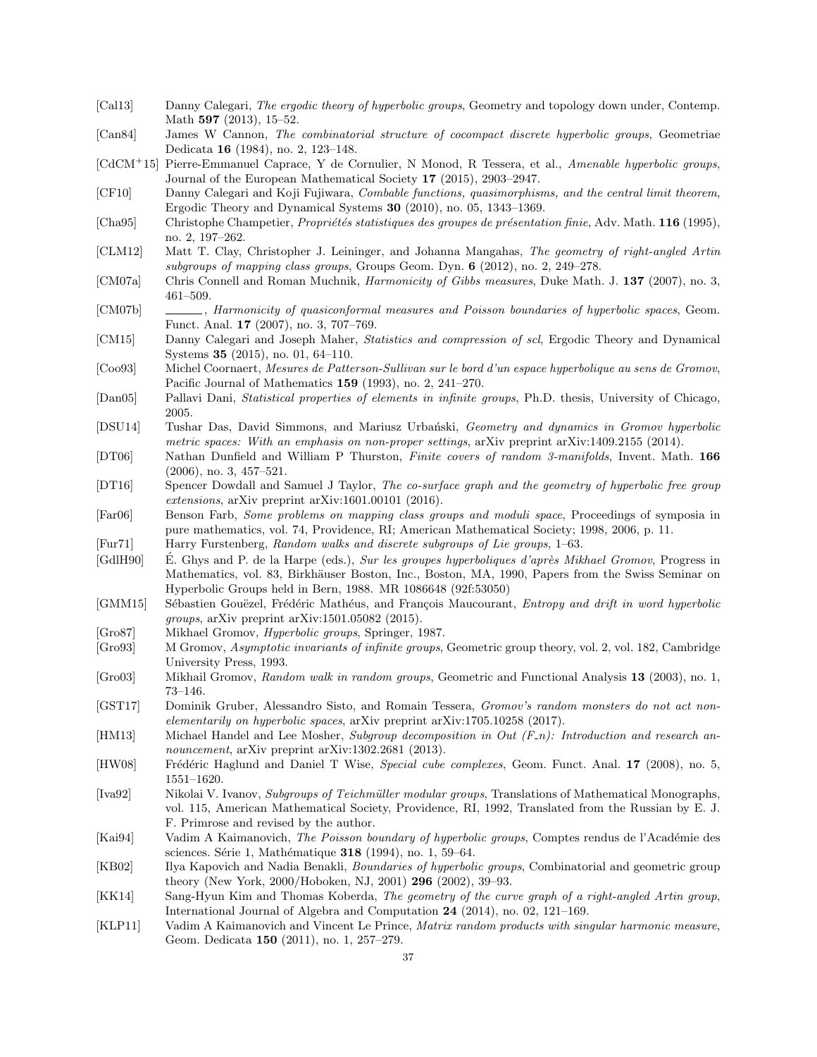[Cal13] Danny Calegari, *The ergodic theory of hyperbolic groups*, Geometry and topology down under, Contemp. Math **597** (2013), 15–52.

[Can84] James W Cannon, *The combinatorial structure of cocompact discrete hyperbolic groups*, Geometriae Dedicata **16** (1984), no. 2, 123–148.

[CdCM+15] Pierre-Emmanuel Caprace, Y de Cornulier, N Monod, R Tessera, et al., *Amenable hyperbolic groups*, Journal of the European Mathematical Society **17** (2015), 2903–2947.

[CF10] Danny Calegari and Koji Fujiwara, *Combable functions, quasimorphisms, and the central limit theorem*, Ergodic Theory and Dynamical Systems **30** (2010), no. 05, 1343–1369.

[Cha95] Christophe Champetier, *Propriétés statistiques des groupes de présentation finie*, Adv. Math. **116** (1995), no. 2, 197–262.

[CLM12] Matt T. Clay, Christopher J. Leininger, and Johanna Mangahas, *The geometry of right-angled Artin subgroups of mapping class groups*, Groups Geom. Dyn. **6** (2012), no. 2, 249–278.

[CM07a] Chris Connell and Roman Muchnik, *Harmonicity of Gibbs measures*, Duke Math. J. **137** (2007), no. 3, 461–509.

[CM07b] ______, *Harmonicity of quasiconformal measures and Poisson boundaries of hyperbolic spaces*, Geom. Funct. Anal. **17** (2007), no. 3, 707–769.

[CM15] Danny Calegari and Joseph Maher, *Statistics and compression of scl*, Ergodic Theory and Dynamical Systems **35** (2015), no. 01, 64–110.

[Coo93] Michel Coornaert, *Mesures de Patterson-Sullivan sur le bord d'un espace hyperbolique au sens de Gromov*, Pacific Journal of Mathematics **159** (1993), no. 2, 241–270.

[Dan05] Pallavi Dani, *Statistical properties of elements in infinite groups*, Ph.D. thesis, University of Chicago, 2005.

[DSU14] Tushar Das, David Simmons, and Mariusz Urbański, *Geometry and dynamics in Gromov hyperbolic metric spaces: With an emphasis on non-proper settings*, arXiv preprint arXiv:1409.2155 (2014).

[DT06] Nathan Dunfield and William P Thurston, *Finite covers of random 3-manifolds*, Invent. Math. **166** (2006), no. 3, 457–521.

[DT16] Spencer Dowdall and Samuel J Taylor, *The co-surface graph and the geometry of hyperbolic free group extensions*, arXiv preprint arXiv:1601.00101 (2016).

[Far06] Benson Farb, *Some problems on mapping class groups and moduli space*, Proceedings of symposia in pure mathematics, vol. 74, Providence, RI; American Mathematical Society; 1998, 2006, p. 11.

[Fur71] Harry Furstenberg, *Random walks and discrete subgroups of Lie groups*, 1–63.

[GdlH90] É. Ghys and P. de la Harpe (eds.), *Sur les groupes hyperboliques d'après Mikhael Gromov*, Progress in Mathematics, vol. 83, Birkhäuser Boston, Inc., Boston, MA, 1990, Papers from the Swiss Seminar on Hyperbolic Groups held in Bern, 1988. MR 1086648 (92f:53050)

[GMM15] Sébastien Gouëzel, Frédéric Mathéus, and François Maucourant, *Entropy and drift in word hyperbolic groups*, arXiv preprint arXiv:1501.05082 (2015).

[Gro87] Mikhael Gromov, *Hyperbolic groups*, Springer, 1987.

[Gro93] M Gromov, *Asymptotic invariants of infinite groups*, Geometric group theory, vol. 2, vol. 182, Cambridge University Press, 1993.

[Gro03] Mikhail Gromov, *Random walk in random groups*, Geometric and Functional Analysis **13** (2003), no. 1, 73–146.

[GST17] Dominik Gruber, Alessandro Sisto, and Romain Tessera, *Gromov's random monsters do not act non-elementarily on hyperbolic spaces*, arXiv preprint arXiv:1705.10258 (2017).

[HM13] Michael Handel and Lee Mosher, *Subgroup decomposition in Out ($F_n$): Introduction and research announcement*, arXiv preprint arXiv:1302.2681 (2013).

[HW08] Frédéric Haglund and Daniel T Wise, *Special cube complexes*, Geom. Funct. Anal. **17** (2008), no. 5, 1551–1620.

[Iva92] Nikolai V. Ivanov, *Subgroups of Teichmüller modular groups*, Translations of Mathematical Monographs, vol. 115, American Mathematical Society, Providence, RI, 1992, Translated from the Russian by E. J. F. Primrose and revised by the author.

[Kai94] Vadim A Kaimanovich, *The Poisson boundary of hyperbolic groups*, Comptes rendus de l'Académie des sciences. Série 1, Mathématique **318** (1994), no. 1, 59–64.

[KB02] Ilya Kapovich and Nadia Benakli, *Boundaries of hyperbolic groups*, Combinatorial and geometric group theory (New York, 2000/Hoboken, NJ, 2001) **296** (2002), 39–93.

[KK14] Sang-Hyun Kim and Thomas Koberda, *The geometry of the curve graph of a right-angled Artin group*, International Journal of Algebra and Computation **24** (2014), no. 02, 121–169.

[KLP11] Vadim A Kaimanovich and Vincent Le Prince, *Matrix random products with singular harmonic measure*, Geom. Dedicata **150** (2011), no. 1, 257–279.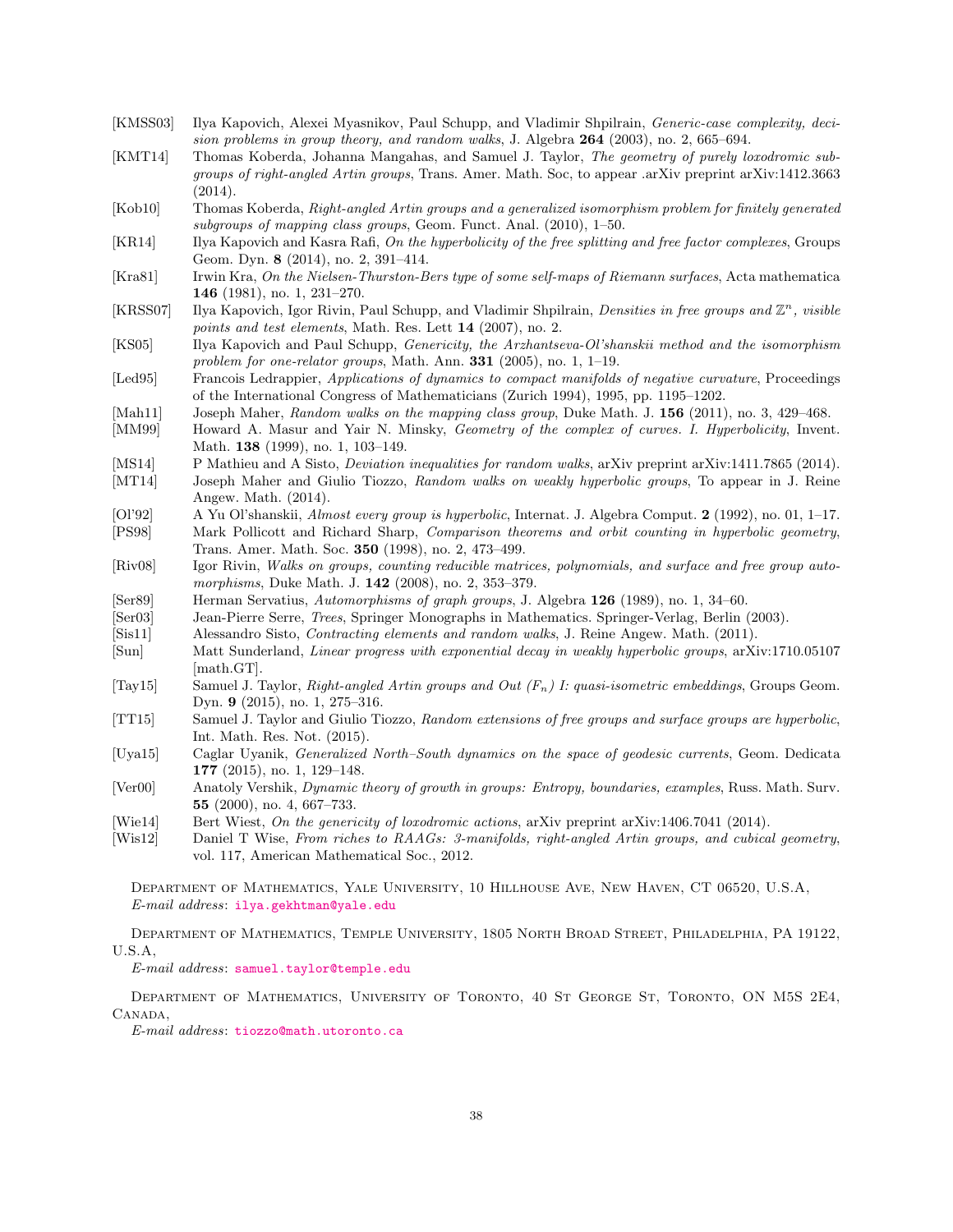[KMSS03] Ilya Kapovich, Alexei Myasnikov, Paul Schupp, and Vladimir Shpilrain, *Generic-case complexity, decision problems in group theory, and random walks*, J. Algebra **264** (2003), no. 2, 665–694.

[KMT14] Thomas Koberda, Johanna Mangahas, and Samuel J. Taylor, *The geometry of purely loxodromic subgroups of right-angled Artin groups*, Trans. Amer. Math. Soc, to appear .arXiv preprint arXiv:1412.3663 (2014).

[Kob10] Thomas Koberda, *Right-angled Artin groups and a generalized isomorphism problem for finitely generated subgroups of mapping class groups*, Geom. Funct. Anal. (2010), 1–50.

[KR14] Ilya Kapovich and Kasra Rafi, *On the hyperbolicity of the free splitting and free factor complexes*, Groups Geom. Dyn. **8** (2014), no. 2, 391–414.

[Kra81] Irwin Kra, *On the Nielsen-Thurston-Bers type of some self-maps of Riemann surfaces*, Acta mathematica **146** (1981), no. 1, 231–270.

[KRSS07] Ilya Kapovich, Igor Rivin, Paul Schupp, and Vladimir Shpilrain, *Densities in free groups and $\mathbb{Z}^n$, visible points and test elements*, Math. Res. Lett **14** (2007), no. 2.

[KS05] Ilya Kapovich and Paul Schupp, *Genericity, the Arzhantseva-Ol'shanskii method and the isomorphism problem for one-relator groups*, Math. Ann. **331** (2005), no. 1, 1–19.

[Led95] Francois Ledrappier, *Applications of dynamics to compact manifolds of negative curvature*, Proceedings of the International Congress of Mathematicians (Zurich 1994), 1995, pp. 1195–1202.

[Mah11] Joseph Maher, *Random walks on the mapping class group*, Duke Math. J. **156** (2011), no. 3, 429–468.

[MM99] Howard A. Masur and Yair N. Minsky, *Geometry of the complex of curves. I. Hyperbolicity*, Invent. Math. **138** (1999), no. 1, 103–149.

[MS14] P Mathieu and A Sisto, *Deviation inequalities for random walks*, arXiv preprint arXiv:1411.7865 (2014).

[MT14] Joseph Maher and Giulio Tiozzo, *Random walks on weakly hyperbolic groups*, To appear in J. Reine Angew. Math. (2014).

[Ol'92] A Yu Ol'shanskii, *Almost every group is hyperbolic*, Internat. J. Algebra Comput. **2** (1992), no. 01, 1–17.

[PS98] Mark Pollicott and Richard Sharp, *Comparison theorems and orbit counting in hyperbolic geometry*, Trans. Amer. Math. Soc. **350** (1998), no. 2, 473–499.

[Riv08] Igor Rivin, *Walks on groups, counting reducible matrices, polynomials, and surface and free group automorphisms*, Duke Math. J. **142** (2008), no. 2, 353–379.

[Ser89] Herman Servatius, *Automorphisms of graph groups*, J. Algebra **126** (1989), no. 1, 34–60.

[Ser03] Jean-Pierre Serre, *Trees*, Springer Monographs in Mathematics. Springer-Verlag, Berlin (2003).

[Sis11] Alessandro Sisto, *Contracting elements and random walks*, J. Reine Angew. Math. (2011).

[Sun] Matt Sunderland, *Linear progress with exponential decay in weakly hyperbolic groups*, arXiv:1710.05107 [math.GT].

[Tay15] Samuel J. Taylor, *Right-angled Artin groups and Out ($F_n$) I: quasi-isometric embeddings*, Groups Geom. Dyn. **9** (2015), no. 1, 275–316.

[TT15] Samuel J. Taylor and Giulio Tiozzo, *Random extensions of free groups and surface groups are hyperbolic*, Int. Math. Res. Not. (2015).

[Uya15] Caglar Uyanik, *Generalized North–South dynamics on the space of geodesic currents*, Geom. Dedicata **177** (2015), no. 1, 129–148.

[Ver00] Anatoly Vershik, *Dynamic theory of growth in groups: Entropy, boundaries, examples*, Russ. Math. Surv. **55** (2000), no. 4, 667–733.

[Wie14] Bert Wiest, *On the genericity of loxodromic actions*, arXiv preprint arXiv:1406.7041 (2014).

[Wis12] Daniel T Wise, *From riches to RAAGs: 3-manifolds, right-angled Artin groups, and cubical geometry*, vol. 117, American Mathematical Soc., 2012.

Department of Mathematics, Yale University, 10 Hillhouse Ave, New Haven, CT 06520, U.S.A,
*E-mail address*: ilya.gekhtman@yale.edu

Department of Mathematics, Temple University, 1805 North Broad Street, Philadelphia, PA 19122, U.S.A,
*E-mail address*: samuel.taylor@temple.edu

Department of Mathematics, University of Toronto, 40 St George St, Toronto, ON M5S 2E4, Canada,
*E-mail address*: tiozzo@math.utoronto.ca